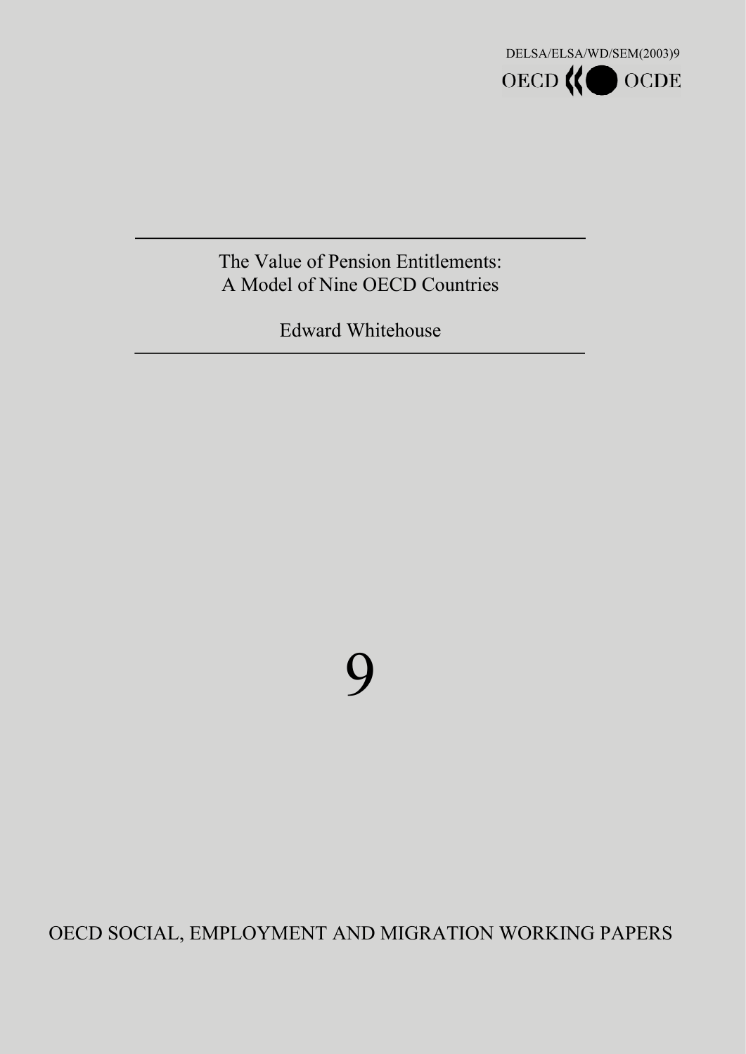DELSA/ELSA/WD/SEM(2003)9

OECD OCDE

# The Value of Pension Entitlements: A Model of Nine OECD Countries

Edward Whitehouse

9

OECD SOCIAL, EMPLOYMENT AND MIGRATION WORKING PAPERS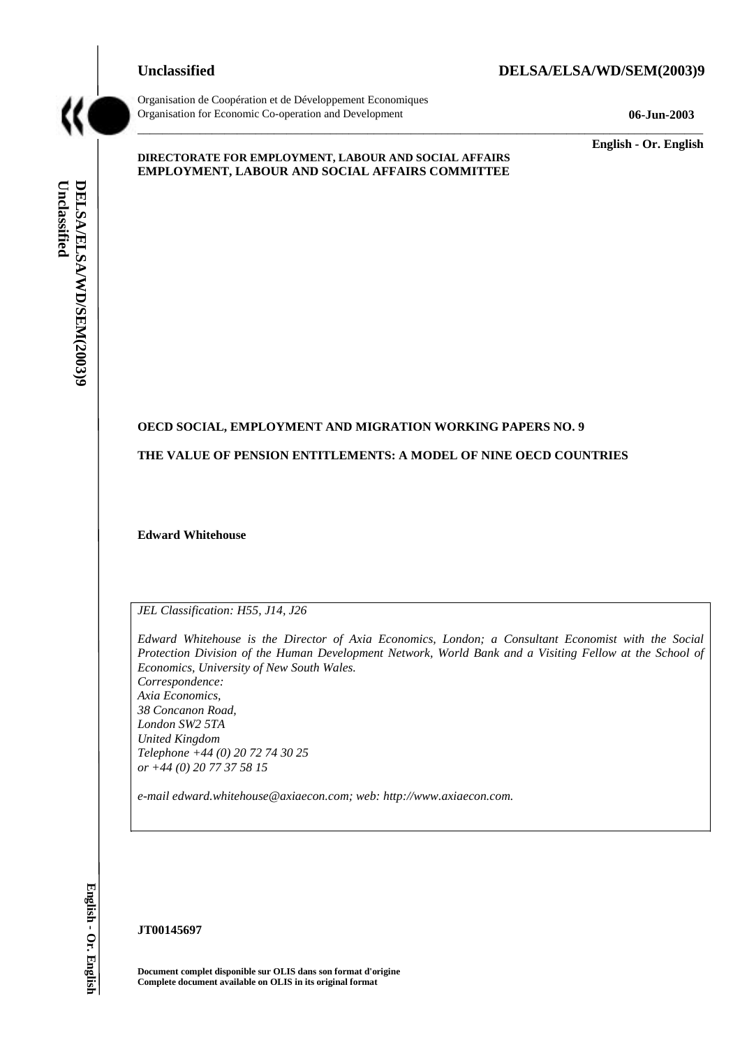Unclassified DELSA/ELSA/WD/SEM(2003)9

Organisation de Coopération et de Développement Economiques
Organisation for Economic Co-operation and Development

06-Jun-2003

English - Or. English

**DIRECTORATE FOR EMPLOYMENT, LABOUR AND SOCIAL AFFAIRS**
**EMPLOYMENT, LABOUR AND SOCIAL AFFAIRS COMMITTEE**

**OECD SOCIAL, EMPLOYMENT AND MIGRATION WORKING PAPERS NO. 9**

**THE VALUE OF PENSION ENTITLEMENTS: A MODEL OF NINE OECD COUNTRIES**

**Edward Whitehouse**

*JEL Classification: H55, J14, J26*

*Edward Whitehouse is the Director of Axia Economics, London; a Consultant Economist with the Social Protection Division of the Human Development Network, World Bank and a Visiting Fellow at the School of Economics, University of New South Wales.*
*Correspondence:*
*Axia Economics,*
*38 Concanon Road,*
*London SW2 5TA*
*United Kingdom*
*Telephone +44 (0) 20 72 74 30 25*
*or +44 (0) 20 77 37 58 15*

*e-mail edward.whitehouse@axiaecon.com; web: http://www.axiaecon.com.*

**JT00145697**

**Document complet disponible sur OLIS dans son format d'origine**
**Complete document available on OLIS in its original format**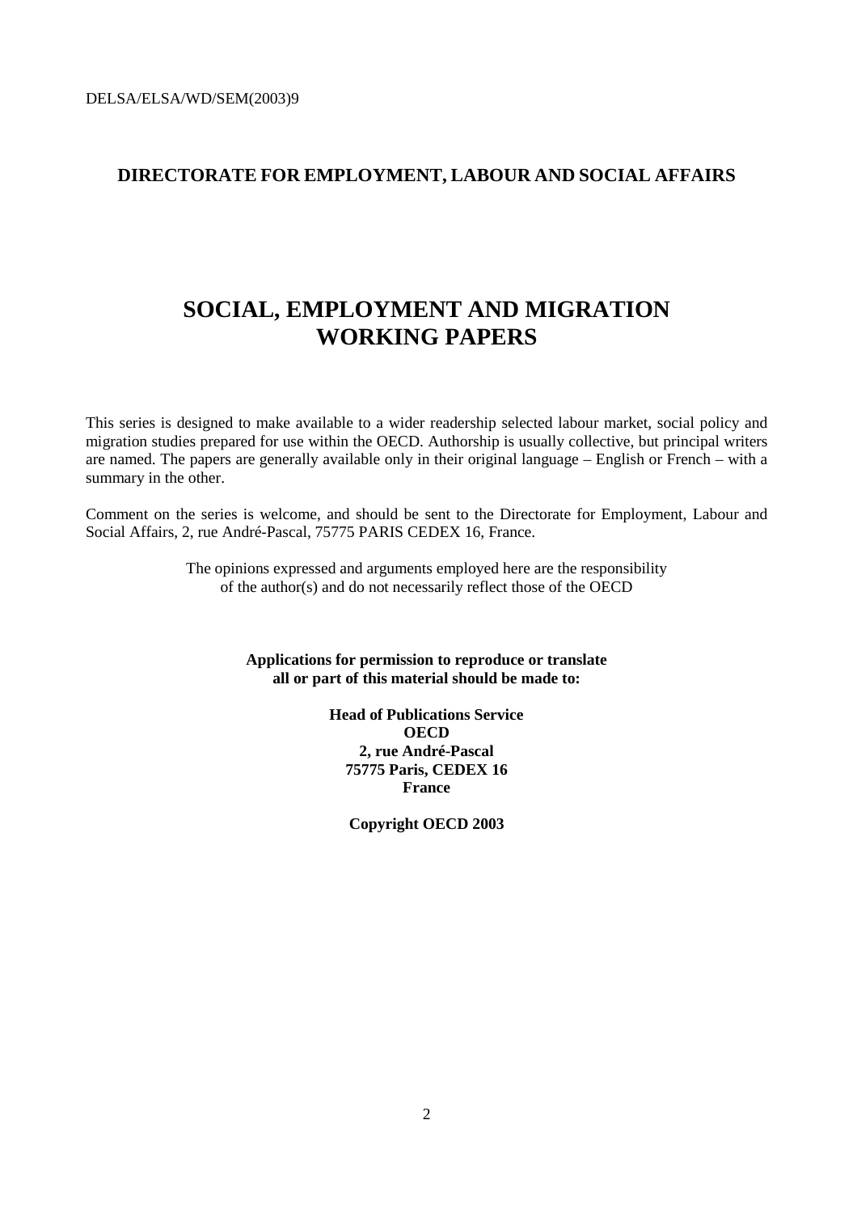DELSA/ELSA/WD/SEM(2003)9

**DIRECTORATE FOR EMPLOYMENT, LABOUR AND SOCIAL AFFAIRS**

# SOCIAL, EMPLOYMENT AND MIGRATION WORKING PAPERS

This series is designed to make available to a wider readership selected labour market, social policy and migration studies prepared for use within the OECD. Authorship is usually collective, but principal writers are named. The papers are generally available only in their original language – English or French – with a summary in the other.

Comment on the series is welcome, and should be sent to the Directorate for Employment, Labour and Social Affairs, 2, rue André-Pascal, 75775 PARIS CEDEX 16, France.

The opinions expressed and arguments employed here are the responsibility of the author(s) and do not necessarily reflect those of the OECD

**Applications for permission to reproduce or translate all or part of this material should be made to:**

**Head of Publications Service**
**OECD**
**2, rue André-Pascal**
**75775 Paris, CEDEX 16**
**France**

**Copyright OECD 2003**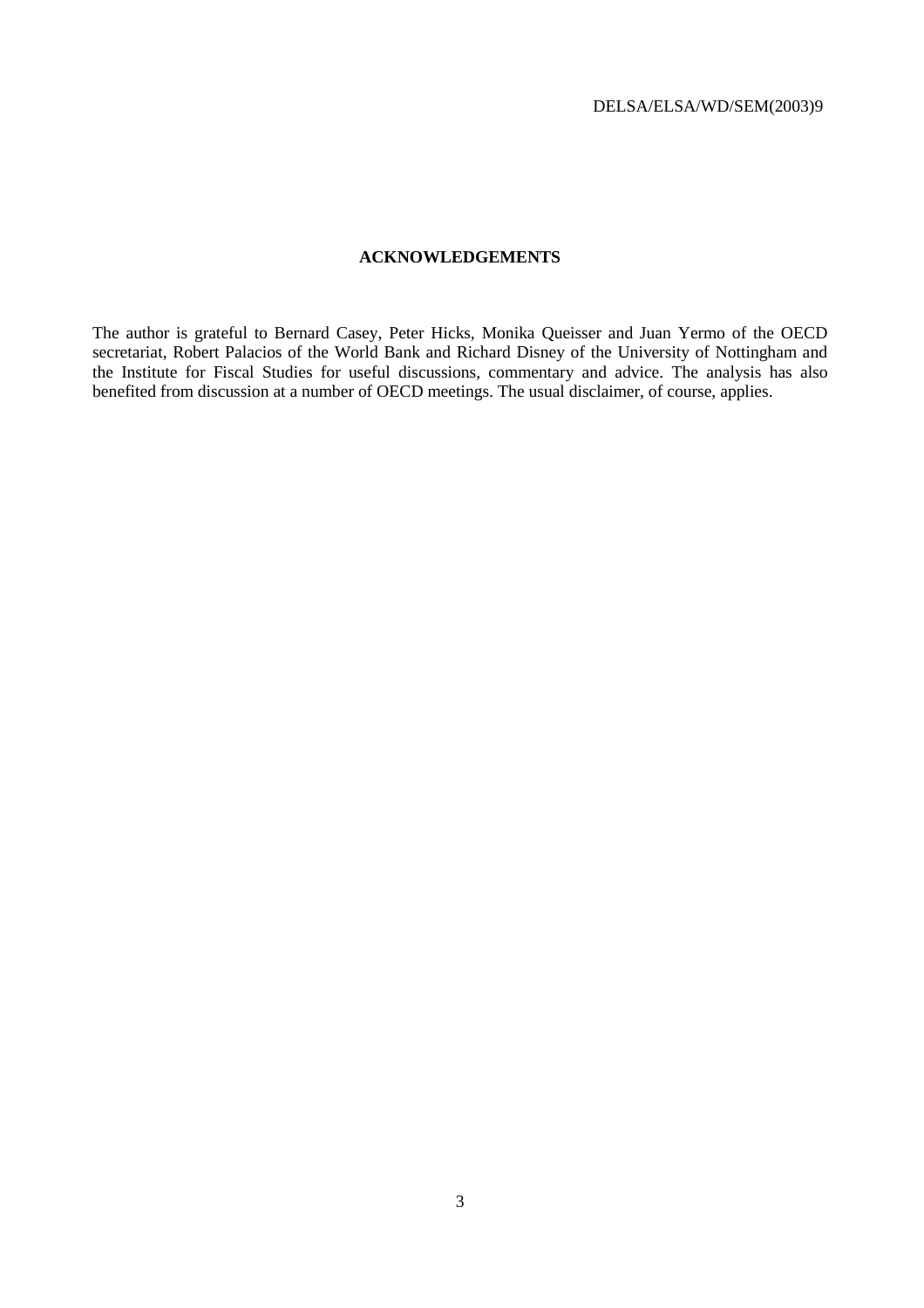## ACKNOWLEDGEMENTS

The author is grateful to Bernard Casey, Peter Hicks, Monika Queisser and Juan Yermo of the OECD secretariat, Robert Palacios of the World Bank and Richard Disney of the University of Nottingham and the Institute for Fiscal Studies for useful discussions, commentary and advice. The analysis has also benefited from discussion at a number of OECD meetings. The usual disclaimer, of course, applies.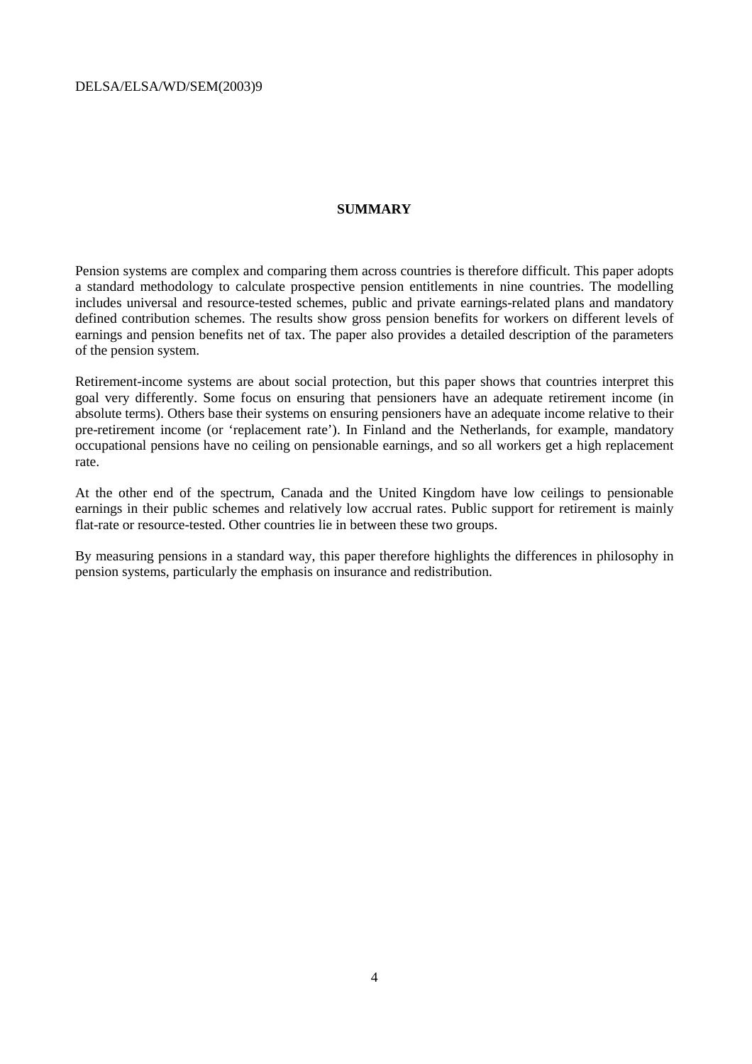## SUMMARY

Pension systems are complex and comparing them across countries is therefore difficult. This paper adopts a standard methodology to calculate prospective pension entitlements in nine countries. The modelling includes universal and resource-tested schemes, public and private earnings-related plans and mandatory defined contribution schemes. The results show gross pension benefits for workers on different levels of earnings and pension benefits net of tax. The paper also provides a detailed description of the parameters of the pension system.

Retirement-income systems are about social protection, but this paper shows that countries interpret this goal very differently. Some focus on ensuring that pensioners have an adequate retirement income (in absolute terms). Others base their systems on ensuring pensioners have an adequate income relative to their pre-retirement income (or 'replacement rate'). In Finland and the Netherlands, for example, mandatory occupational pensions have no ceiling on pensionable earnings, and so all workers get a high replacement rate.

At the other end of the spectrum, Canada and the United Kingdom have low ceilings to pensionable earnings in their public schemes and relatively low accrual rates. Public support for retirement is mainly flat-rate or resource-tested. Other countries lie in between these two groups.

By measuring pensions in a standard way, this paper therefore highlights the differences in philosophy in pension systems, particularly the emphasis on insurance and redistribution.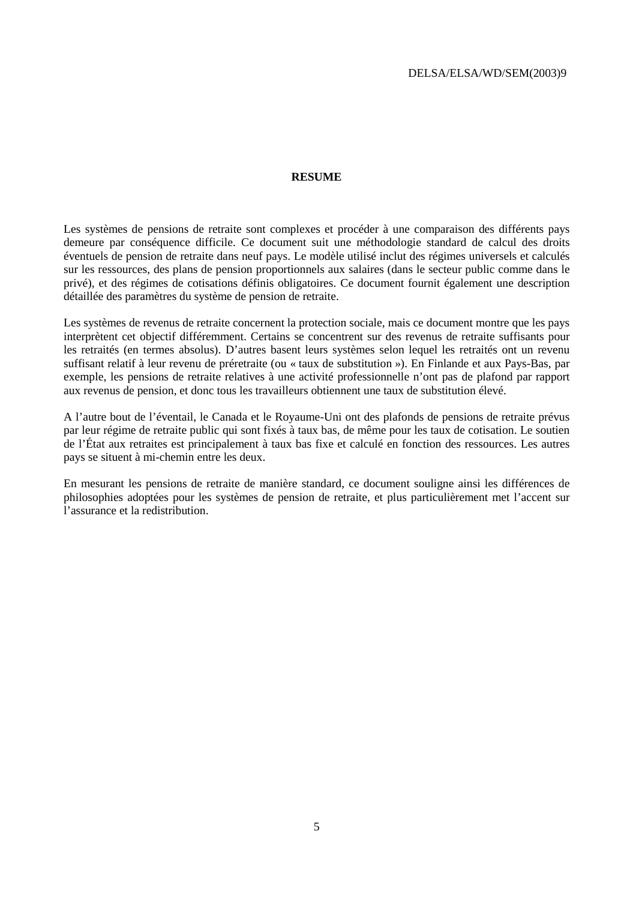## RESUME

Les systèmes de pensions de retraite sont complexes et procéder à une comparaison des différents pays demeure par conséquence difficile. Ce document suit une méthodologie standard de calcul des droits éventuels de pension de retraite dans neuf pays. Le modèle utilisé inclut des régimes universels et calculés sur les ressources, des plans de pension proportionnels aux salaires (dans le secteur public comme dans le privé), et des régimes de cotisations définis obligatoires. Ce document fournit également une description détaillée des paramètres du système de pension de retraite.

Les systèmes de revenus de retraite concernent la protection sociale, mais ce document montre que les pays interprètent cet objectif différemment. Certains se concentrent sur des revenus de retraite suffisants pour les retraités (en termes absolus). D'autres basent leurs systèmes selon lequel les retraités ont un revenu suffisant relatif à leur revenu de préretraite (ou « taux de substitution »). En Finlande et aux Pays-Bas, par exemple, les pensions de retraite relatives à une activité professionnelle n'ont pas de plafond par rapport aux revenus de pension, et donc tous les travailleurs obtiennent une taux de substitution élevé.

A l'autre bout de l'éventail, le Canada et le Royaume-Uni ont des plafonds de pensions de retraite prévus par leur régime de retraite public qui sont fixés à taux bas, de même pour les taux de cotisation. Le soutien de l'État aux retraites est principalement à taux bas fixe et calculé en fonction des ressources. Les autres pays se situent à mi-chemin entre les deux.

En mesurant les pensions de retraite de manière standard, ce document souligne ainsi les différences de philosophies adoptées pour les systèmes de pension de retraite, et plus particulièrement met l'accent sur l'assurance et la redistribution.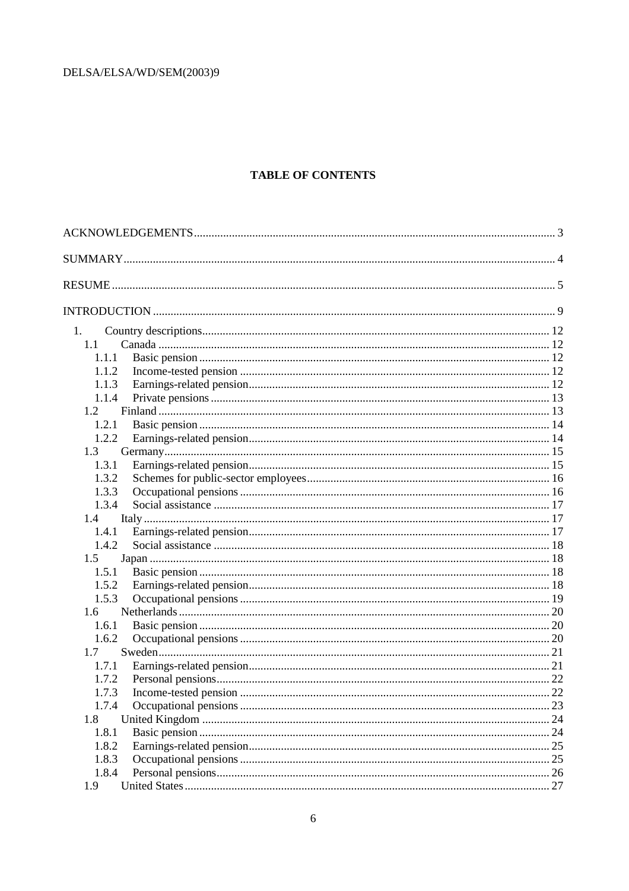## TABLE OF CONTENTS

ACKNOWLEDGEMENTS ..... 3

SUMMARY ..... 4

RESUME ..... 5

INTRODUCTION ..... 9

- 1. Country descriptions ..... 12
  - 1.1 Canada ..... 12
    - 1.1.1 Basic pension ..... 12
    - 1.1.2 Income-tested pension ..... 12
    - 1.1.3 Earnings-related pension ..... 12
    - 1.1.4 Private pensions ..... 13
  - 1.2 Finland ..... 13
    - 1.2.1 Basic pension ..... 14
    - 1.2.2 Earnings-related pension ..... 14
  - 1.3 Germany ..... 15
    - 1.3.1 Earnings-related pension ..... 15
    - 1.3.2 Schemes for public-sector employees ..... 16
    - 1.3.3 Occupational pensions ..... 16
    - 1.3.4 Social assistance ..... 17
  - 1.4 Italy ..... 17
    - 1.4.1 Earnings-related pension ..... 17
    - 1.4.2 Social assistance ..... 18
  - 1.5 Japan ..... 18
    - 1.5.1 Basic pension ..... 18
    - 1.5.2 Earnings-related pension ..... 18
    - 1.5.3 Occupational pensions ..... 19
  - 1.6 Netherlands ..... 20
    - 1.6.1 Basic pension ..... 20
    - 1.6.2 Occupational pensions ..... 20
  - 1.7 Sweden ..... 21
    - 1.7.1 Earnings-related pension ..... 21
    - 1.7.2 Personal pensions ..... 22
    - 1.7.3 Income-tested pension ..... 22
    - 1.7.4 Occupational pensions ..... 23
  - 1.8 United Kingdom ..... 24
    - 1.8.1 Basic pension ..... 24
    - 1.8.2 Earnings-related pension ..... 25
    - 1.8.3 Occupational pensions ..... 25
    - 1.8.4 Personal pensions ..... 26
  - 1.9 United States ..... 27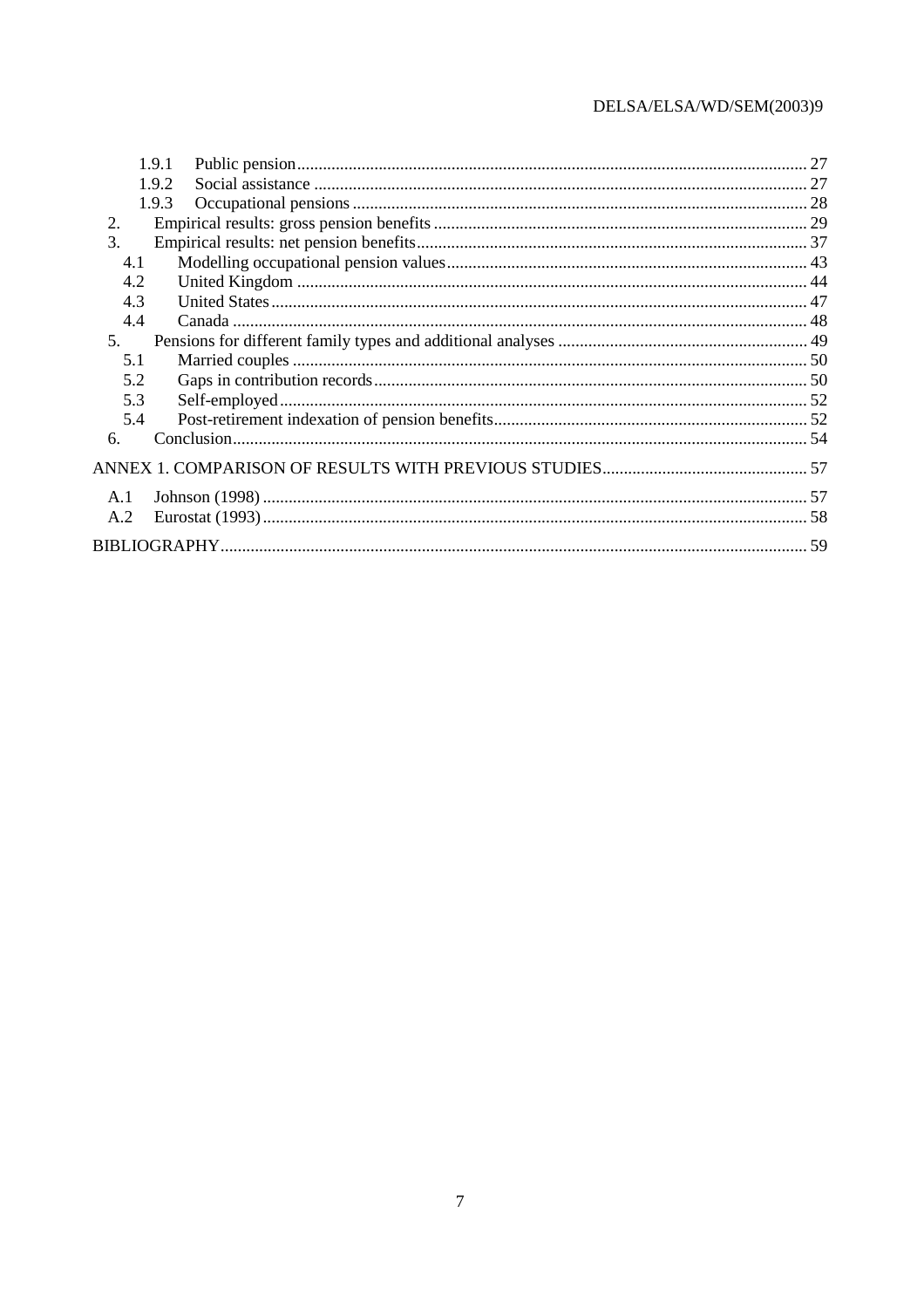1.9.1 Public pension ..................................................... 27
1.9.2 Social assistance ..................................................... 27
1.9.3 Occupational pensions ..................................................... 28
2. Empirical results: gross pension benefits ..................................................... 29
3. Empirical results: net pension benefits ..................................................... 37
4.1 Modelling occupational pension values ..................................................... 43
4.2 United Kingdom ..................................................... 44
4.3 United States ..................................................... 47
4.4 Canada ..................................................... 48
5. Pensions for different family types and additional analyses ..................................................... 49
5.1 Married couples ..................................................... 50
5.2 Gaps in contribution records ..................................................... 50
5.3 Self-employed ..................................................... 52
5.4 Post-retirement indexation of pension benefits ..................................................... 52
6. Conclusion ..................................................... 54

ANNEX 1. COMPARISON OF RESULTS WITH PREVIOUS STUDIES ..................................................... 57

A.1 Johnson (1998) ..................................................... 57
A.2 Eurostat (1993) ..................................................... 58

BIBLIOGRAPHY ..................................................... 59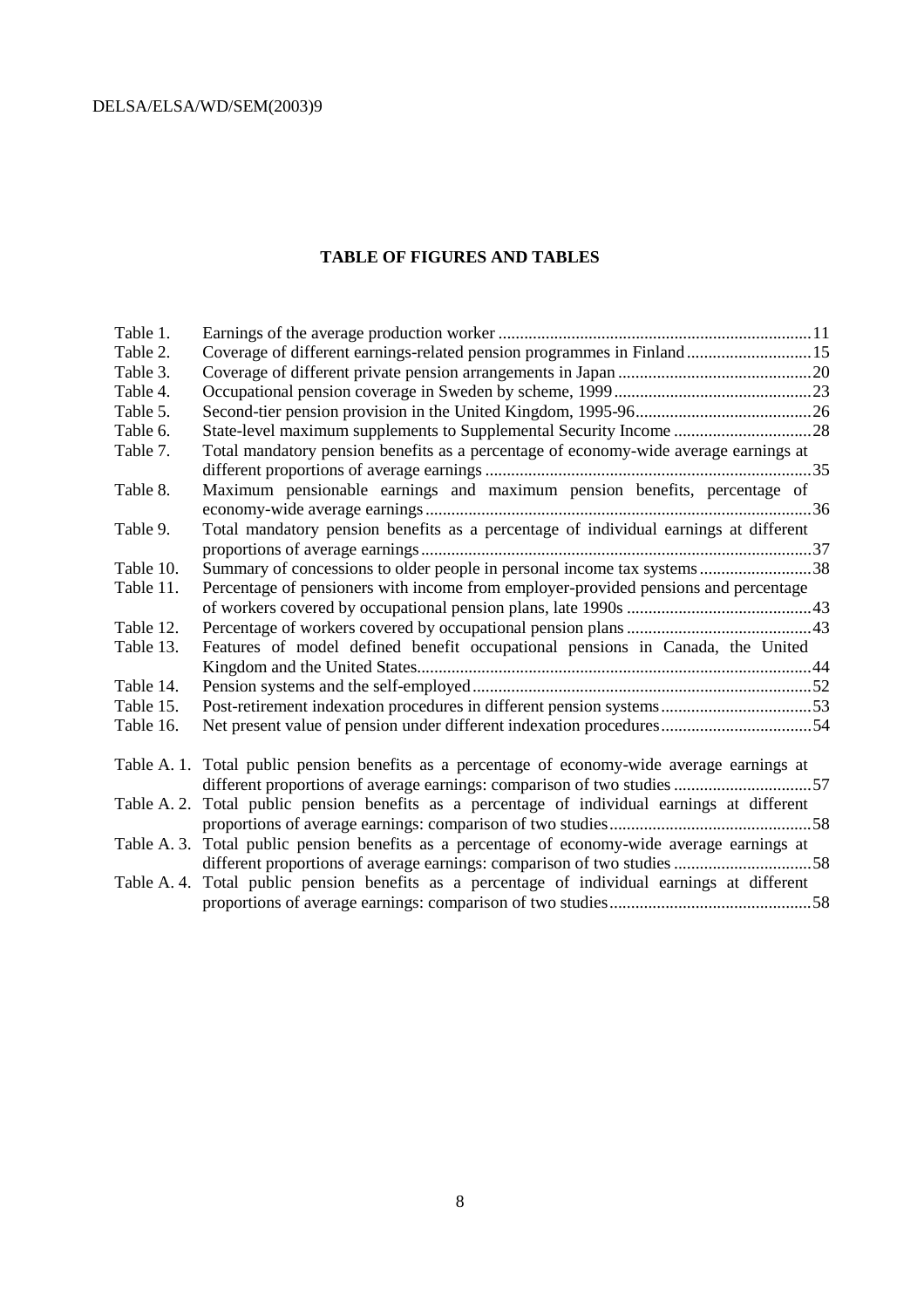## TABLE OF FIGURES AND TABLES

| | | |
|---|---|---|
| Table 1. | Earnings of the average production worker | 11 |
| Table 2. | Coverage of different earnings-related pension programmes in Finland | 15 |
| Table 3. | Coverage of different private pension arrangements in Japan | 20 |
| Table 4. | Occupational pension coverage in Sweden by scheme, 1999 | 23 |
| Table 5. | Second-tier pension provision in the United Kingdom, 1995-96 | 26 |
| Table 6. | State-level maximum supplements to Supplemental Security Income | 28 |
| Table 7. | Total mandatory pension benefits as a percentage of economy-wide average earnings at different proportions of average earnings | 35 |
| Table 8. | Maximum pensionable earnings and maximum pension benefits, percentage of economy-wide average earnings | 36 |
| Table 9. | Total mandatory pension benefits as a percentage of individual earnings at different proportions of average earnings | 37 |
| Table 10. | Summary of concessions to older people in personal income tax systems | 38 |
| Table 11. | Percentage of pensioners with income from employer-provided pensions and percentage of workers covered by occupational pension plans, late 1990s | 43 |
| Table 12. | Percentage of workers covered by occupational pension plans | 43 |
| Table 13. | Features of model defined benefit occupational pensions in Canada, the United Kingdom and the United States | 44 |
| Table 14. | Pension systems and the self-employed | 52 |
| Table 15. | Post-retirement indexation procedures in different pension systems | 53 |
| Table 16. | Net present value of pension under different indexation procedures | 54 |
| Table A. 1. | Total public pension benefits as a percentage of economy-wide average earnings at different proportions of average earnings: comparison of two studies | 57 |
| Table A. 2. | Total public pension benefits as a percentage of individual earnings at different proportions of average earnings: comparison of two studies | 58 |
| Table A. 3. | Total public pension benefits as a percentage of economy-wide average earnings at different proportions of average earnings: comparison of two studies | 58 |
| Table A. 4. | Total public pension benefits as a percentage of individual earnings at different proportions of average earnings: comparison of two studies | 58 |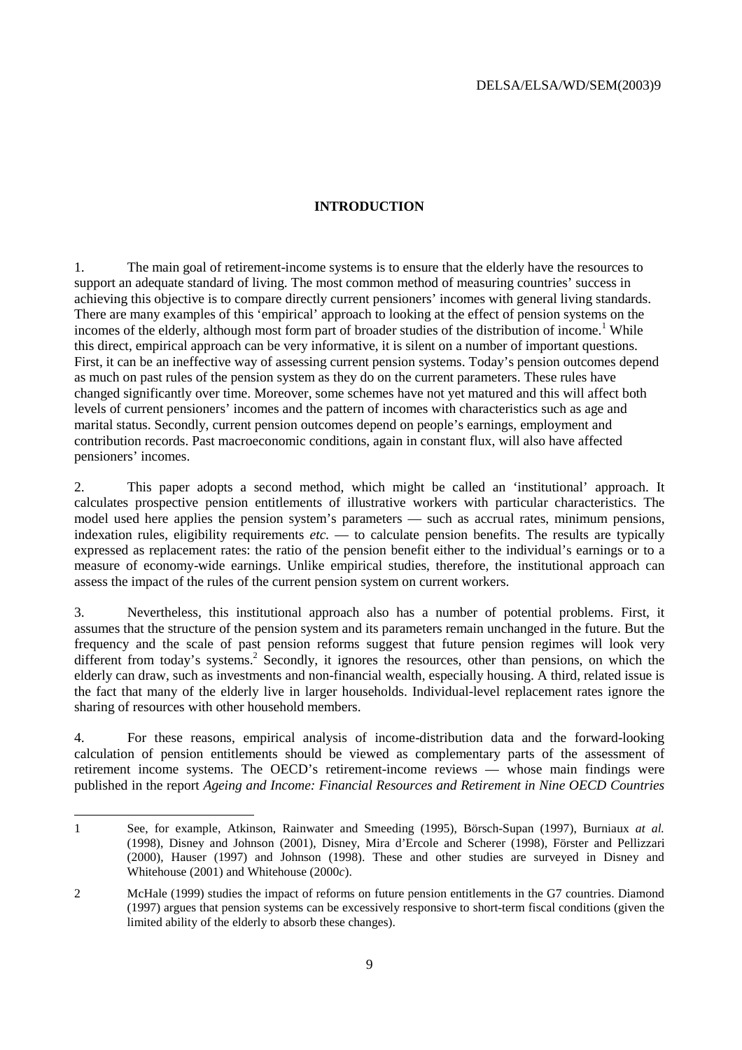# INTRODUCTION

1. The main goal of retirement-income systems is to ensure that the elderly have the resources to support an adequate standard of living. The most common method of measuring countries' success in achieving this objective is to compare directly current pensioners' incomes with general living standards. There are many examples of this 'empirical' approach to looking at the effect of pension systems on the incomes of the elderly, although most form part of broader studies of the distribution of income.[1] While this direct, empirical approach can be very informative, it is silent on a number of important questions. First, it can be an ineffective way of assessing current pension systems. Today's pension outcomes depend as much on past rules of the pension system as they do on the current parameters. These rules have changed significantly over time. Moreover, some schemes have not yet matured and this will affect both levels of current pensioners' incomes and the pattern of incomes with characteristics such as age and marital status. Secondly, current pension outcomes depend on people's earnings, employment and contribution records. Past macroeconomic conditions, again in constant flux, will also have affected pensioners' incomes.

2. This paper adopts a second method, which might be called an 'institutional' approach. It calculates prospective pension entitlements of illustrative workers with particular characteristics. The model used here applies the pension system's parameters — such as accrual rates, minimum pensions, indexation rules, eligibility requirements *etc.* — to calculate pension benefits. The results are typically expressed as replacement rates: the ratio of the pension benefit either to the individual's earnings or to a measure of economy-wide earnings. Unlike empirical studies, therefore, the institutional approach can assess the impact of the rules of the current pension system on current workers.

3. Nevertheless, this institutional approach also has a number of potential problems. First, it assumes that the structure of the pension system and its parameters remain unchanged in the future. But the frequency and the scale of past pension reforms suggest that future pension regimes will look very different from today's systems.[2] Secondly, it ignores the resources, other than pensions, on which the elderly can draw, such as investments and non-financial wealth, especially housing. A third, related issue is the fact that many of the elderly live in larger households. Individual-level replacement rates ignore the sharing of resources with other household members.

4. For these reasons, empirical analysis of income-distribution data and the forward-looking calculation of pension entitlements should be viewed as complementary parts of the assessment of retirement income systems. The OECD's retirement-income reviews — whose main findings were published in the report *Ageing and Income: Financial Resources and Retirement in Nine OECD Countries*

---

1 See, for example, Atkinson, Rainwater and Smeeding (1995), Börsch-Supan (1997), Burniaux *at al.* (1998), Disney and Johnson (2001), Disney, Mira d'Ercole and Scherer (1998), Förster and Pellizzari (2000), Hauser (1997) and Johnson (1998). These and other studies are surveyed in Disney and Whitehouse (2001) and Whitehouse (2000*c*).

2 McHale (1999) studies the impact of reforms on future pension entitlements in the G7 countries. Diamond (1997) argues that pension systems can be excessively responsive to short-term fiscal conditions (given the limited ability of the elderly to absorb these changes).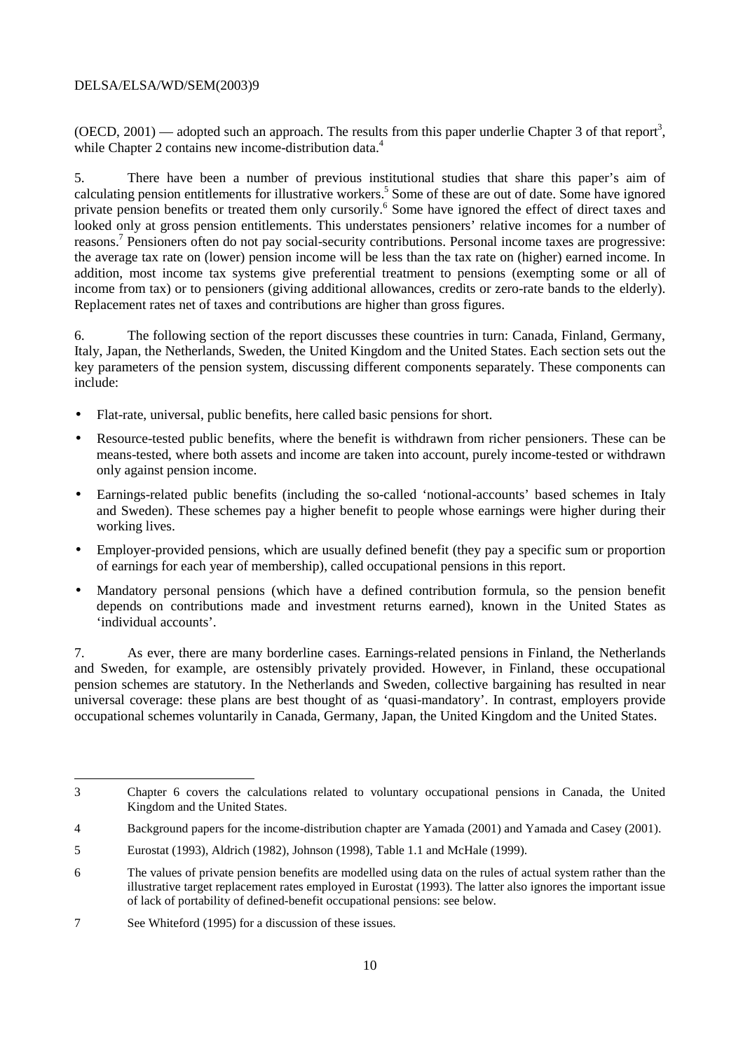(OECD, 2001) — adopted such an approach. The results from this paper underlie Chapter 3 of that report[3], while Chapter 2 contains new income-distribution data.[4]

5. There have been a number of previous institutional studies that share this paper's aim of calculating pension entitlements for illustrative workers.[5] Some of these are out of date. Some have ignored private pension benefits or treated them only cursorily.[6] Some have ignored the effect of direct taxes and looked only at gross pension entitlements. This understates pensioners' relative incomes for a number of reasons.[7] Pensioners often do not pay social-security contributions. Personal income taxes are progressive: the average tax rate on (lower) pension income will be less than the tax rate on (higher) earned income. In addition, most income tax systems give preferential treatment to pensions (exempting some or all of income from tax) or to pensioners (giving additional allowances, credits or zero-rate bands to the elderly). Replacement rates net of taxes and contributions are higher than gross figures.

6. The following section of the report discusses these countries in turn: Canada, Finland, Germany, Italy, Japan, the Netherlands, Sweden, the United Kingdom and the United States. Each section sets out the key parameters of the pension system, discussing different components separately. These components can include:

- Flat-rate, universal, public benefits, here called basic pensions for short.
- Resource-tested public benefits, where the benefit is withdrawn from richer pensioners. These can be means-tested, where both assets and income are taken into account, purely income-tested or withdrawn only against pension income.
- Earnings-related public benefits (including the so-called 'notional-accounts' based schemes in Italy and Sweden). These schemes pay a higher benefit to people whose earnings were higher during their working lives.
- Employer-provided pensions, which are usually defined benefit (they pay a specific sum or proportion of earnings for each year of membership), called occupational pensions in this report.
- Mandatory personal pensions (which have a defined contribution formula, so the pension benefit depends on contributions made and investment returns earned), known in the United States as 'individual accounts'.

7. As ever, there are many borderline cases. Earnings-related pensions in Finland, the Netherlands and Sweden, for example, are ostensibly privately provided. However, in Finland, these occupational pension schemes are statutory. In the Netherlands and Sweden, collective bargaining has resulted in near universal coverage: these plans are best thought of as 'quasi-mandatory'. In contrast, employers provide occupational schemes voluntarily in Canada, Germany, Japan, the United Kingdom and the United States.

---

3 Chapter 6 covers the calculations related to voluntary occupational pensions in Canada, the United Kingdom and the United States.

4 Background papers for the income-distribution chapter are Yamada (2001) and Yamada and Casey (2001).

5 Eurostat (1993), Aldrich (1982), Johnson (1998), Table 1.1 and McHale (1999).

6 The values of private pension benefits are modelled using data on the rules of actual system rather than the illustrative target replacement rates employed in Eurostat (1993). The latter also ignores the important issue of lack of portability of defined-benefit occupational pensions: see below.

7 See Whiteford (1995) for a discussion of these issues.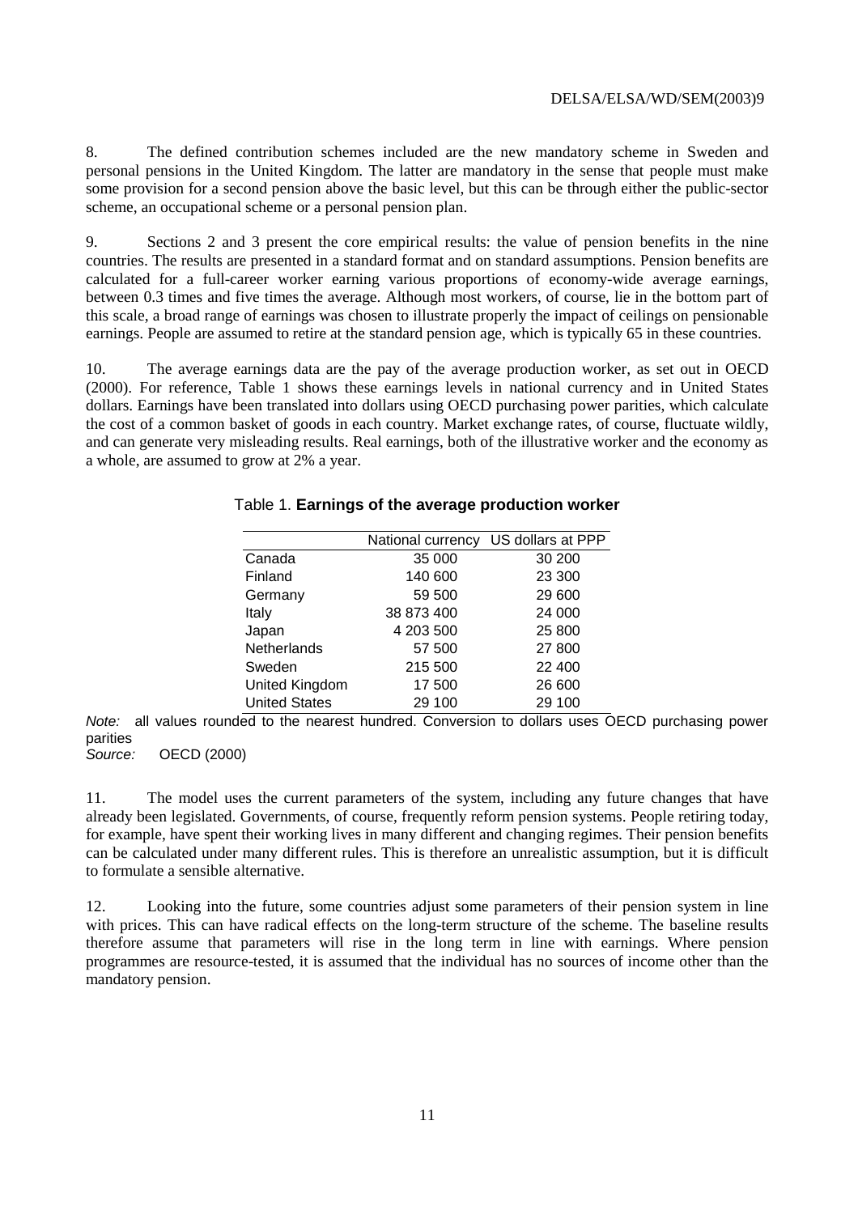8. The defined contribution schemes included are the new mandatory scheme in Sweden and personal pensions in the United Kingdom. The latter are mandatory in the sense that people must make some provision for a second pension above the basic level, but this can be through either the public-sector scheme, an occupational scheme or a personal pension plan.

9. Sections 2 and 3 present the core empirical results: the value of pension benefits in the nine countries. The results are presented in a standard format and on standard assumptions. Pension benefits are calculated for a full-career worker earning various proportions of economy-wide average earnings, between 0.3 times and five times the average. Although most workers, of course, lie in the bottom part of this scale, a broad range of earnings was chosen to illustrate properly the impact of ceilings on pensionable earnings. People are assumed to retire at the standard pension age, which is typically 65 in these countries.

10. The average earnings data are the pay of the average production worker, as set out in OECD (2000). For reference, Table 1 shows these earnings levels in national currency and in United States dollars. Earnings have been translated into dollars using OECD purchasing power parities, which calculate the cost of a common basket of goods in each country. Market exchange rates, of course, fluctuate wildly, and can generate very misleading results. Real earnings, both of the illustrative worker and the economy as a whole, are assumed to grow at 2% a year.

Table 1. **Earnings of the average production worker**

| | National currency | US dollars at PPP |
|---|---|---|
| Canada | 35 000 | 30 200 |
| Finland | 140 600 | 23 300 |
| Germany | 59 500 | 29 600 |
| Italy | 38 873 400 | 24 000 |
| Japan | 4 203 500 | 25 800 |
| Netherlands | 57 500 | 27 800 |
| Sweden | 215 500 | 22 400 |
| United Kingdom | 17 500 | 26 600 |
| United States | 29 100 | 29 100 |

*Note:* all values rounded to the nearest hundred. Conversion to dollars uses OECD purchasing power parities

*Source:* OECD (2000)

11. The model uses the current parameters of the system, including any future changes that have already been legislated. Governments, of course, frequently reform pension systems. People retiring today, for example, have spent their working lives in many different and changing regimes. Their pension benefits can be calculated under many different rules. This is therefore an unrealistic assumption, but it is difficult to formulate a sensible alternative.

12. Looking into the future, some countries adjust some parameters of their pension system in line with prices. This can have radical effects on the long-term structure of the scheme. The baseline results therefore assume that parameters will rise in the long term in line with earnings. Where pension programmes are resource-tested, it is assumed that the individual has no sources of income other than the mandatory pension.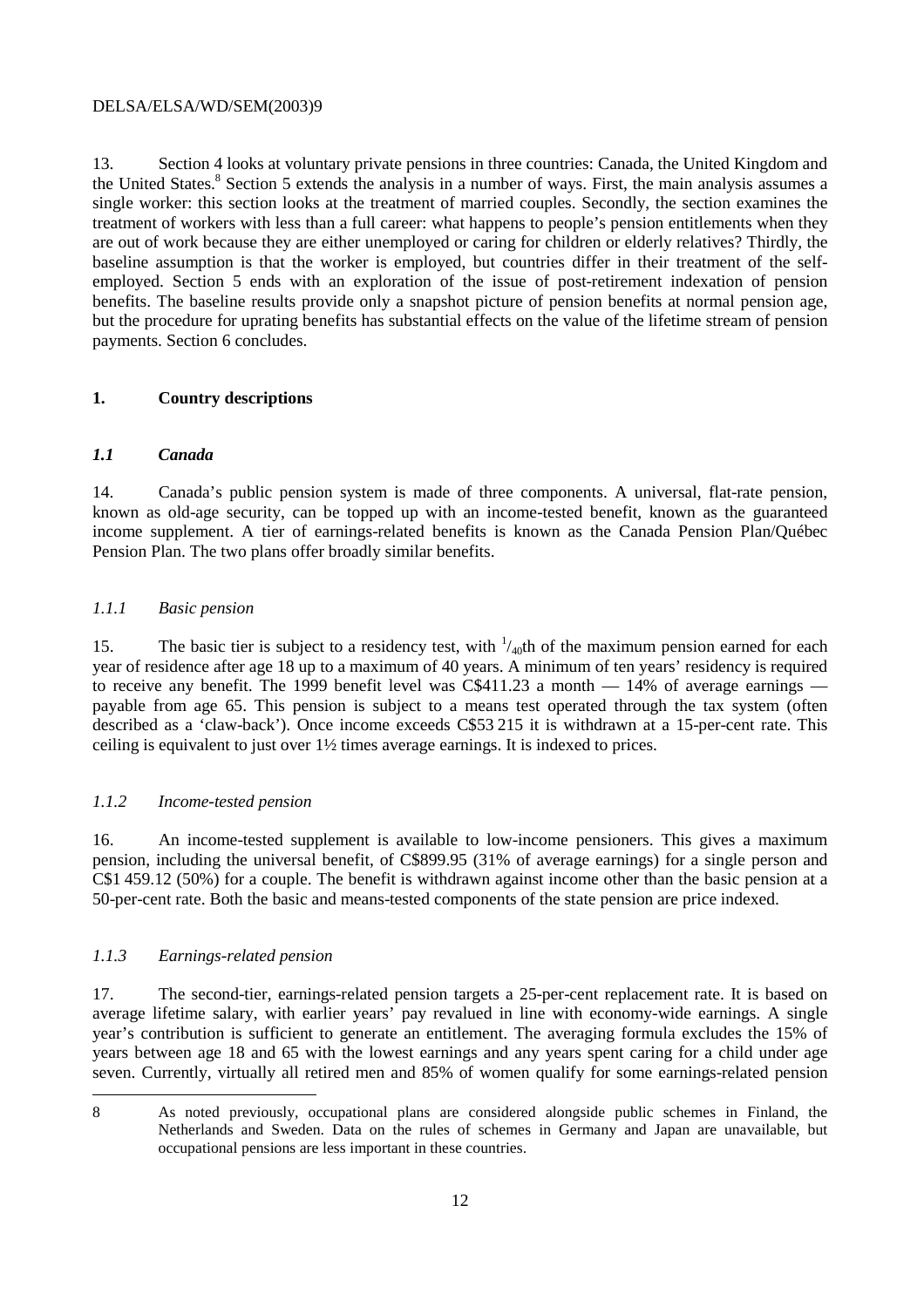13. Section 4 looks at voluntary private pensions in three countries: Canada, the United Kingdom and the United States.[8] Section 5 extends the analysis in a number of ways. First, the main analysis assumes a single worker: this section looks at the treatment of married couples. Secondly, the section examines the treatment of workers with less than a full career: what happens to people's pension entitlements when they are out of work because they are either unemployed or caring for children or elderly relatives? Thirdly, the baseline assumption is that the worker is employed, but countries differ in their treatment of the self-employed. Section 5 ends with an exploration of the issue of post-retirement indexation of pension benefits. The baseline results provide only a snapshot picture of pension benefits at normal pension age, but the procedure for uprating benefits has substantial effects on the value of the lifetime stream of pension payments. Section 6 concludes.

## 1. Country descriptions

### *1.1 Canada*

14. Canada's public pension system is made of three components. A universal, flat-rate pension, known as old-age security, can be topped up with an income-tested benefit, known as the guaranteed income supplement. A tier of earnings-related benefits is known as the Canada Pension Plan/Québec Pension Plan. The two plans offer broadly similar benefits.

#### *1.1.1 Basic pension*

15. The basic tier is subject to a residency test, with $^{1}/_{40}$th of the maximum pension earned for each year of residence after age 18 up to a maximum of 40 years. A minimum of ten years' residency is required to receive any benefit. The 1999 benefit level was C$411.23 a month — 14% of average earnings — payable from age 65. This pension is subject to a means test operated through the tax system (often described as a 'claw-back'). Once income exceeds C$53 215 it is withdrawn at a 15-per-cent rate. This ceiling is equivalent to just over 1½ times average earnings. It is indexed to prices.

#### *1.1.2 Income-tested pension*

16. An income-tested supplement is available to low-income pensioners. This gives a maximum pension, including the universal benefit, of C$899.95 (31% of average earnings) for a single person and C$1 459.12 (50%) for a couple. The benefit is withdrawn against income other than the basic pension at a 50-per-cent rate. Both the basic and means-tested components of the state pension are price indexed.

#### *1.1.3 Earnings-related pension*

17. The second-tier, earnings-related pension targets a 25-per-cent replacement rate. It is based on average lifetime salary, with earlier years' pay revalued in line with economy-wide earnings. A single year's contribution is sufficient to generate an entitlement. The averaging formula excludes the 15% of years between age 18 and 65 with the lowest earnings and any years spent caring for a child under age seven. Currently, virtually all retired men and 85% of women qualify for some earnings-related pension

8 As noted previously, occupational plans are considered alongside public schemes in Finland, the Netherlands and Sweden. Data on the rules of schemes in Germany and Japan are unavailable, but occupational pensions are less important in these countries.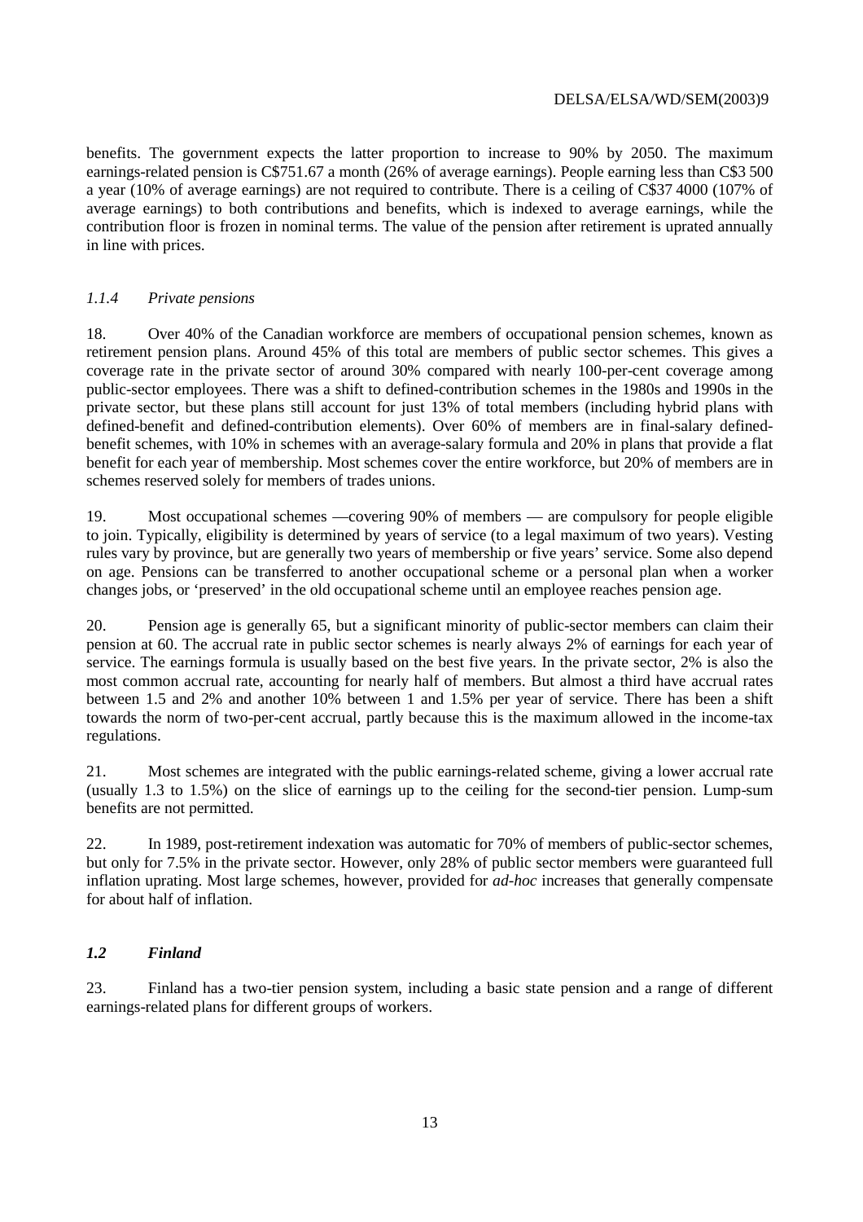benefits. The government expects the latter proportion to increase to 90% by 2050. The maximum earnings-related pension is C$751.67 a month (26% of average earnings). People earning less than C$3 500 a year (10% of average earnings) are not required to contribute. There is a ceiling of C$37 4000 (107% of average earnings) to both contributions and benefits, which is indexed to average earnings, while the contribution floor is frozen in nominal terms. The value of the pension after retirement is uprated annually in line with prices.

### *1.1.4 Private pensions*

18. Over 40% of the Canadian workforce are members of occupational pension schemes, known as retirement pension plans. Around 45% of this total are members of public sector schemes. This gives a coverage rate in the private sector of around 30% compared with nearly 100-per-cent coverage among public-sector employees. There was a shift to defined-contribution schemes in the 1980s and 1990s in the private sector, but these plans still account for just 13% of total members (including hybrid plans with defined-benefit and defined-contribution elements). Over 60% of members are in final-salary defined-benefit schemes, with 10% in schemes with an average-salary formula and 20% in plans that provide a flat benefit for each year of membership. Most schemes cover the entire workforce, but 20% of members are in schemes reserved solely for members of trades unions.

19. Most occupational schemes —covering 90% of members — are compulsory for people eligible to join. Typically, eligibility is determined by years of service (to a legal maximum of two years). Vesting rules vary by province, but are generally two years of membership or five years' service. Some also depend on age. Pensions can be transferred to another occupational scheme or a personal plan when a worker changes jobs, or 'preserved' in the old occupational scheme until an employee reaches pension age.

20. Pension age is generally 65, but a significant minority of public-sector members can claim their pension at 60. The accrual rate in public sector schemes is nearly always 2% of earnings for each year of service. The earnings formula is usually based on the best five years. In the private sector, 2% is also the most common accrual rate, accounting for nearly half of members. But almost a third have accrual rates between 1.5 and 2% and another 10% between 1 and 1.5% per year of service. There has been a shift towards the norm of two-per-cent accrual, partly because this is the maximum allowed in the income-tax regulations.

21. Most schemes are integrated with the public earnings-related scheme, giving a lower accrual rate (usually 1.3 to 1.5%) on the slice of earnings up to the ceiling for the second-tier pension. Lump-sum benefits are not permitted.

22. In 1989, post-retirement indexation was automatic for 70% of members of public-sector schemes, but only for 7.5% in the private sector. However, only 28% of public sector members were guaranteed full inflation uprating. Most large schemes, however, provided for *ad-hoc* increases that generally compensate for about half of inflation.

## ***1.2 Finland***

23. Finland has a two-tier pension system, including a basic state pension and a range of different earnings-related plans for different groups of workers.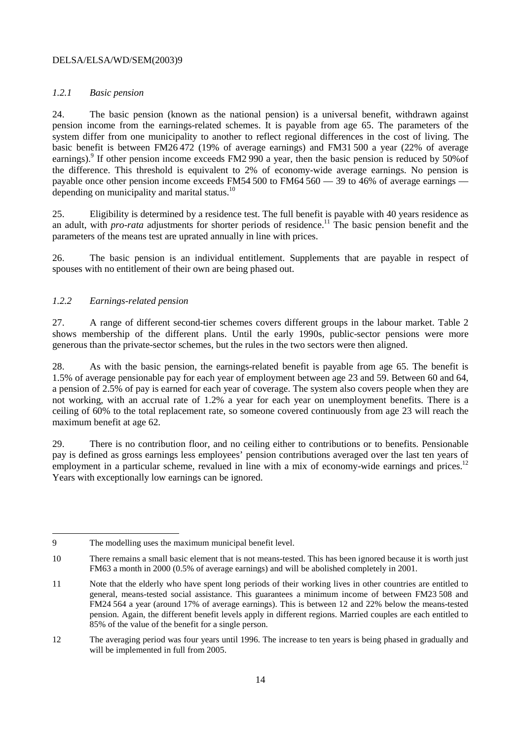### *1.2.1 Basic pension*

24. The basic pension (known as the national pension) is a universal benefit, withdrawn against pension income from the earnings-related schemes. It is payable from age 65. The parameters of the system differ from one municipality to another to reflect regional differences in the cost of living. The basic benefit is between FM26 472 (19% of average earnings) and FM31 500 a year (22% of average earnings).[9] If other pension income exceeds FM2 990 a year, then the basic pension is reduced by 50%of the difference. This threshold is equivalent to 2% of economy-wide average earnings. No pension is payable once other pension income exceeds FM54 500 to FM64 560 — 39 to 46% of average earnings — depending on municipality and marital status.[10]

25. Eligibility is determined by a residence test. The full benefit is payable with 40 years residence as an adult, with *pro-rata* adjustments for shorter periods of residence.[11] The basic pension benefit and the parameters of the means test are uprated annually in line with prices.

26. The basic pension is an individual entitlement. Supplements that are payable in respect of spouses with no entitlement of their own are being phased out.

### *1.2.2 Earnings-related pension*

27. A range of different second-tier schemes covers different groups in the labour market. Table 2 shows membership of the different plans. Until the early 1990s, public-sector pensions were more generous than the private-sector schemes, but the rules in the two sectors were then aligned.

28. As with the basic pension, the earnings-related benefit is payable from age 65. The benefit is 1.5% of average pensionable pay for each year of employment between age 23 and 59. Between 60 and 64, a pension of 2.5% of pay is earned for each year of coverage. The system also covers people when they are not working, with an accrual rate of 1.2% a year for each year on unemployment benefits. There is a ceiling of 60% to the total replacement rate, so someone covered continuously from age 23 will reach the maximum benefit at age 62.

29. There is no contribution floor, and no ceiling either to contributions or to benefits. Pensionable pay is defined as gross earnings less employees' pension contributions averaged over the last ten years of employment in a particular scheme, revalued in line with a mix of economy-wide earnings and prices.[12] Years with exceptionally low earnings can be ignored.

---

9 The modelling uses the maximum municipal benefit level.

10 There remains a small basic element that is not means-tested. This has been ignored because it is worth just FM63 a month in 2000 (0.5% of average earnings) and will be abolished completely in 2001.

11 Note that the elderly who have spent long periods of their working lives in other countries are entitled to general, means-tested social assistance. This guarantees a minimum income of between FM23 508 and FM24 564 a year (around 17% of average earnings). This is between 12 and 22% below the means-tested pension. Again, the different benefit levels apply in different regions. Married couples are each entitled to 85% of the value of the benefit for a single person.

12 The averaging period was four years until 1996. The increase to ten years is being phased in gradually and will be implemented in full from 2005.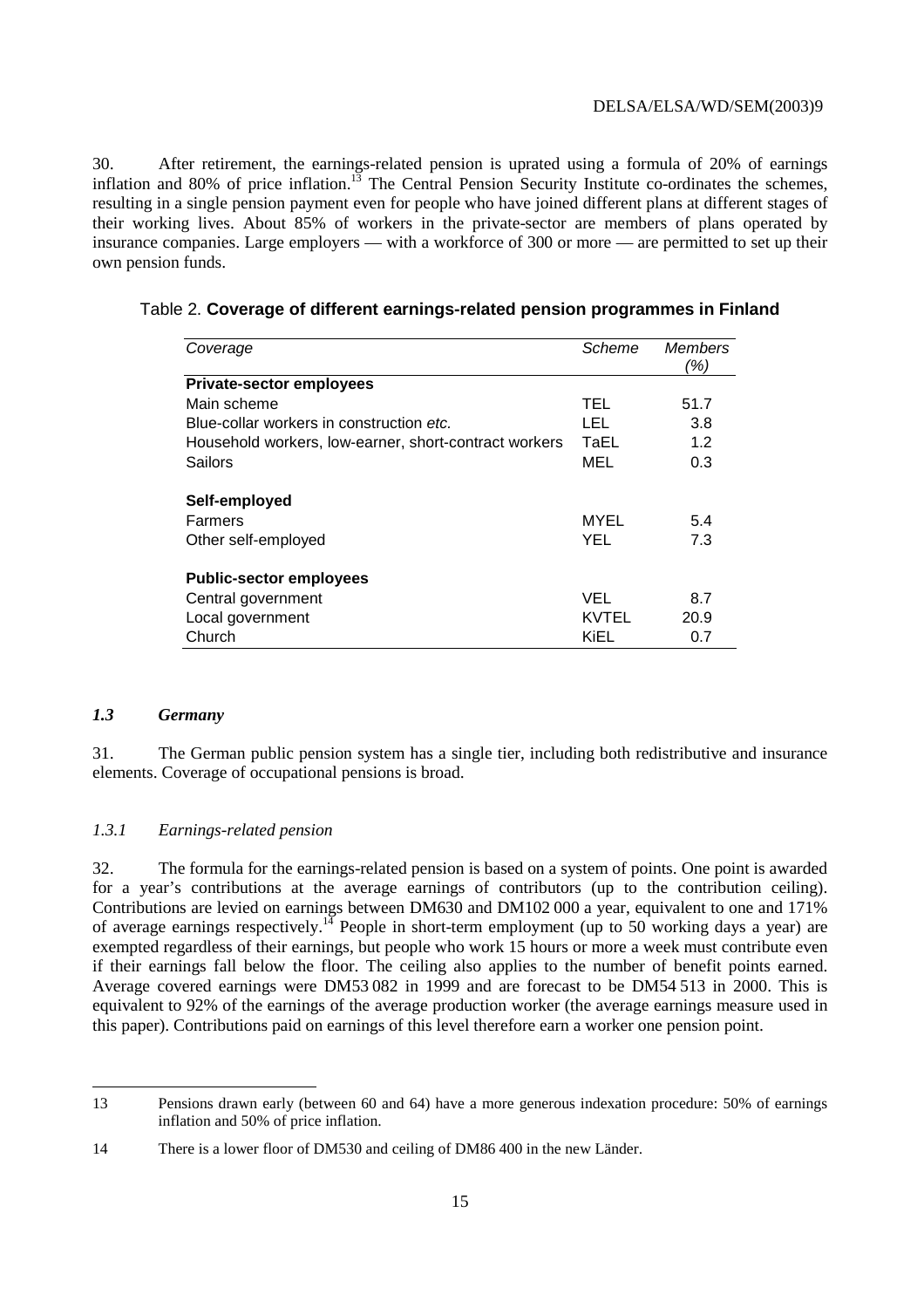30. After retirement, the earnings-related pension is uprated using a formula of 20% of earnings inflation and 80% of price inflation.[13] The Central Pension Security Institute co-ordinates the schemes, resulting in a single pension payment even for people who have joined different plans at different stages of their working lives. About 85% of workers in the private-sector are members of plans operated by insurance companies. Large employers — with a workforce of 300 or more — are permitted to set up their own pension funds.

Table 2. **Coverage of different earnings-related pension programmes in Finland**

| *Coverage* | *Scheme* | *Members (%)* |
|---|---|---|
| **Private-sector employees** | | |
| Main scheme | TEL | 51.7 |
| Blue-collar workers in construction *etc.* | LEL | 3.8 |
| Household workers, low-earner, short-contract workers | TaEL | 1.2 |
| Sailors | MEL | 0.3 |
| **Self-employed** | | |
| Farmers | MYEL | 5.4 |
| Other self-employed | YEL | 7.3 |
| **Public-sector employees** | | |
| Central government | VEL | 8.7 |
| Local government | KVTEL | 20.9 |
| Church | KiEL | 0.7 |

### *1.3 Germany*

31. The German public pension system has a single tier, including both redistributive and insurance elements. Coverage of occupational pensions is broad.

#### *1.3.1 Earnings-related pension*

32. The formula for the earnings-related pension is based on a system of points. One point is awarded for a year's contributions at the average earnings of contributors (up to the contribution ceiling). Contributions are levied on earnings between DM630 and DM102 000 a year, equivalent to one and 171% of average earnings respectively.[14] People in short-term employment (up to 50 working days a year) are exempted regardless of their earnings, but people who work 15 hours or more a week must contribute even if their earnings fall below the floor. The ceiling also applies to the number of benefit points earned. Average covered earnings were DM53 082 in 1999 and are forecast to be DM54 513 in 2000. This is equivalent to 92% of the earnings of the average production worker (the average earnings measure used in this paper). Contributions paid on earnings of this level therefore earn a worker one pension point.

---

13 Pensions drawn early (between 60 and 64) have a more generous indexation procedure: 50% of earnings inflation and 50% of price inflation.

14 There is a lower floor of DM530 and ceiling of DM86 400 in the new Länder.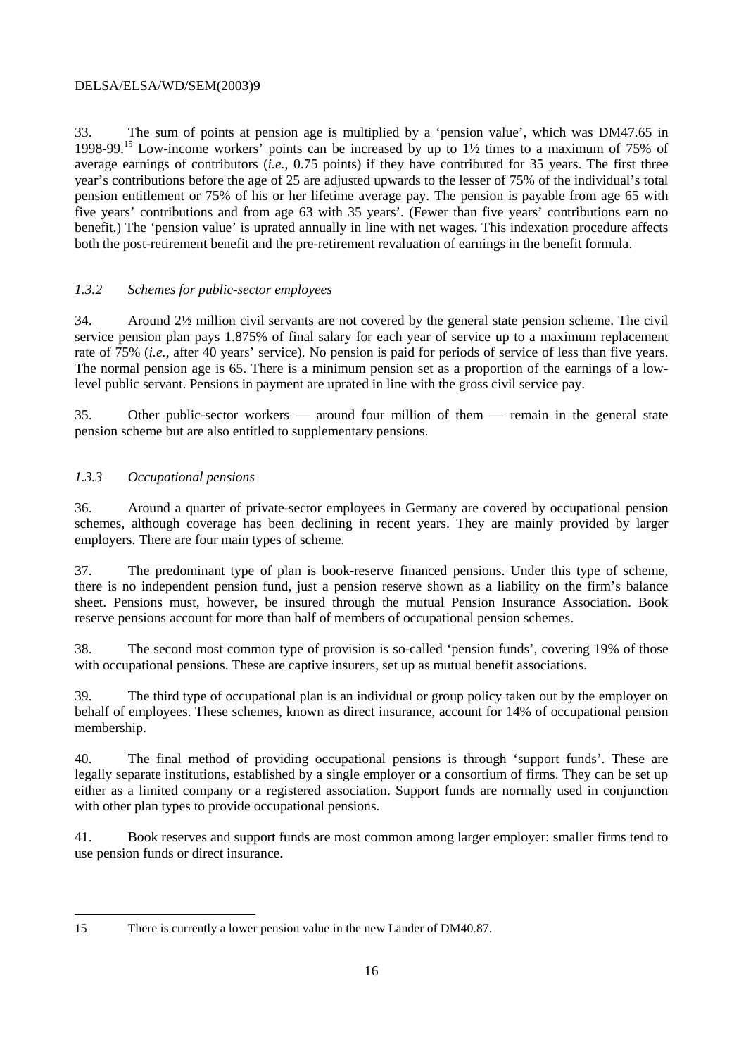33. The sum of points at pension age is multiplied by a 'pension value', which was DM47.65 in 1998-99.[15] Low-income workers' points can be increased by up to 1½ times to a maximum of 75% of average earnings of contributors (*i.e.*, 0.75 points) if they have contributed for 35 years. The first three year's contributions before the age of 25 are adjusted upwards to the lesser of 75% of the individual's total pension entitlement or 75% of his or her lifetime average pay. The pension is payable from age 65 with five years' contributions and from age 63 with 35 years'. (Fewer than five years' contributions earn no benefit.) The 'pension value' is uprated annually in line with net wages. This indexation procedure affects both the post-retirement benefit and the pre-retirement revaluation of earnings in the benefit formula.

### *1.3.2 Schemes for public-sector employees*

34. Around 2½ million civil servants are not covered by the general state pension scheme. The civil service pension plan pays 1.875% of final salary for each year of service up to a maximum replacement rate of 75% (*i.e.*, after 40 years' service). No pension is paid for periods of service of less than five years. The normal pension age is 65. There is a minimum pension set as a proportion of the earnings of a low-level public servant. Pensions in payment are uprated in line with the gross civil service pay.

35. Other public-sector workers — around four million of them — remain in the general state pension scheme but are also entitled to supplementary pensions.

### *1.3.3 Occupational pensions*

36. Around a quarter of private-sector employees in Germany are covered by occupational pension schemes, although coverage has been declining in recent years. They are mainly provided by larger employers. There are four main types of scheme.

37. The predominant type of plan is book-reserve financed pensions. Under this type of scheme, there is no independent pension fund, just a pension reserve shown as a liability on the firm's balance sheet. Pensions must, however, be insured through the mutual Pension Insurance Association. Book reserve pensions account for more than half of members of occupational pension schemes.

38. The second most common type of provision is so-called 'pension funds', covering 19% of those with occupational pensions. These are captive insurers, set up as mutual benefit associations.

39. The third type of occupational plan is an individual or group policy taken out by the employer on behalf of employees. These schemes, known as direct insurance, account for 14% of occupational pension membership.

40. The final method of providing occupational pensions is through 'support funds'. These are legally separate institutions, established by a single employer or a consortium of firms. They can be set up either as a limited company or a registered association. Support funds are normally used in conjunction with other plan types to provide occupational pensions.

41. Book reserves and support funds are most common among larger employer: smaller firms tend to use pension funds or direct insurance.

---

15 There is currently a lower pension value in the new Länder of DM40.87.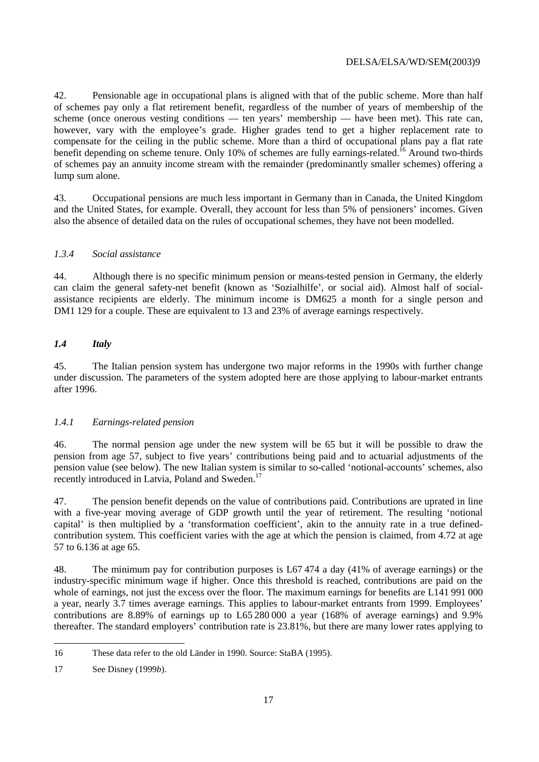42. Pensionable age in occupational plans is aligned with that of the public scheme. More than half of schemes pay only a flat retirement benefit, regardless of the number of years of membership of the scheme (once onerous vesting conditions — ten years' membership — have been met). This rate can, however, vary with the employee's grade. Higher grades tend to get a higher replacement rate to compensate for the ceiling in the public scheme. More than a third of occupational plans pay a flat rate benefit depending on scheme tenure. Only 10% of schemes are fully earnings-related.[16] Around two-thirds of schemes pay an annuity income stream with the remainder (predominantly smaller schemes) offering a lump sum alone.

43. Occupational pensions are much less important in Germany than in Canada, the United Kingdom and the United States, for example. Overall, they account for less than 5% of pensioners' incomes. Given also the absence of detailed data on the rules of occupational schemes, they have not been modelled.

#### *1.3.4 Social assistance*

44. Although there is no specific minimum pension or means-tested pension in Germany, the elderly can claim the general safety-net benefit (known as 'Sozialhilfe', or social aid). Almost half of social-assistance recipients are elderly. The minimum income is DM625 a month for a single person and DM1 129 for a couple. These are equivalent to 13 and 23% of average earnings respectively.

### *1.4 Italy*

45. The Italian pension system has undergone two major reforms in the 1990s with further change under discussion. The parameters of the system adopted here are those applying to labour-market entrants after 1996.

#### *1.4.1 Earnings-related pension*

46. The normal pension age under the new system will be 65 but it will be possible to draw the pension from age 57, subject to five years' contributions being paid and to actuarial adjustments of the pension value (see below). The new Italian system is similar to so-called 'notional-accounts' schemes, also recently introduced in Latvia, Poland and Sweden.[17]

47. The pension benefit depends on the value of contributions paid. Contributions are uprated in line with a five-year moving average of GDP growth until the year of retirement. The resulting 'notional capital' is then multiplied by a 'transformation coefficient', akin to the annuity rate in a true defined-contribution system. This coefficient varies with the age at which the pension is claimed, from 4.72 at age 57 to 6.136 at age 65.

48. The minimum pay for contribution purposes is L67 474 a day (41% of average earnings) or the industry-specific minimum wage if higher. Once this threshold is reached, contributions are paid on the whole of earnings, not just the excess over the floor. The maximum earnings for benefits are L141 991 000 a year, nearly 3.7 times average earnings. This applies to labour-market entrants from 1999. Employees' contributions are 8.89% of earnings up to L65 280 000 a year (168% of average earnings) and 9.9% thereafter. The standard employers' contribution rate is 23.81%, but there are many lower rates applying to

---

16 These data refer to the old Länder in 1990. Source: StaBA (1995).

17 See Disney (1999*b*).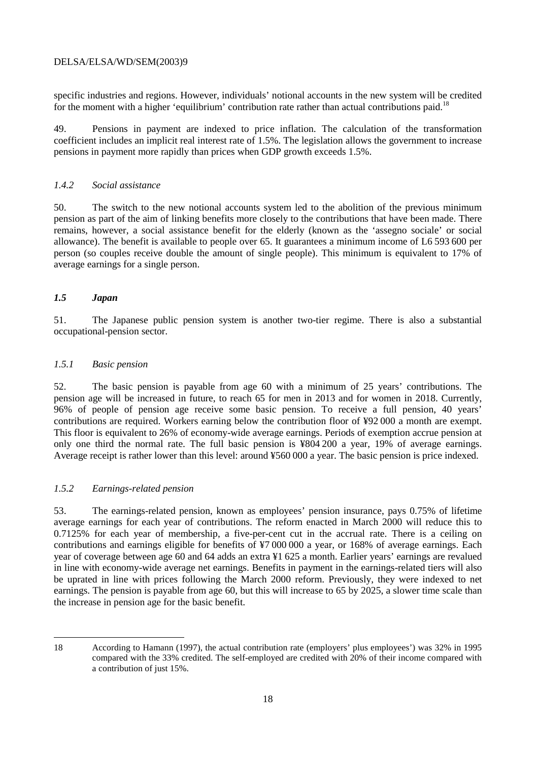specific industries and regions. However, individuals' notional accounts in the new system will be credited for the moment with a higher 'equilibrium' contribution rate rather than actual contributions paid.[18]

49. Pensions in payment are indexed to price inflation. The calculation of the transformation coefficient includes an implicit real interest rate of 1.5%. The legislation allows the government to increase pensions in payment more rapidly than prices when GDP growth exceeds 1.5%.

#### *1.4.2 Social assistance*

50. The switch to the new notional accounts system led to the abolition of the previous minimum pension as part of the aim of linking benefits more closely to the contributions that have been made. There remains, however, a social assistance benefit for the elderly (known as the 'assegno sociale' or social allowance). The benefit is available to people over 65. It guarantees a minimum income of L6 593 600 per person (so couples receive double the amount of single people). This minimum is equivalent to 17% of average earnings for a single person.

### *1.5 Japan*

51. The Japanese public pension system is another two-tier regime. There is also a substantial occupational-pension sector.

#### *1.5.1 Basic pension*

52. The basic pension is payable from age 60 with a minimum of 25 years' contributions. The pension age will be increased in future, to reach 65 for men in 2013 and for women in 2018. Currently, 96% of people of pension age receive some basic pension. To receive a full pension, 40 years' contributions are required. Workers earning below the contribution floor of ¥92 000 a month are exempt. This floor is equivalent to 26% of economy-wide average earnings. Periods of exemption accrue pension at only one third the normal rate. The full basic pension is ¥804 200 a year, 19% of average earnings. Average receipt is rather lower than this level: around ¥560 000 a year. The basic pension is price indexed.

#### *1.5.2 Earnings-related pension*

53. The earnings-related pension, known as employees' pension insurance, pays 0.75% of lifetime average earnings for each year of contributions. The reform enacted in March 2000 will reduce this to 0.7125% for each year of membership, a five-per-cent cut in the accrual rate. There is a ceiling on contributions and earnings eligible for benefits of ¥7 000 000 a year, or 168% of average earnings. Each year of coverage between age 60 and 64 adds an extra ¥1 625 a month. Earlier years' earnings are revalued in line with economy-wide average net earnings. Benefits in payment in the earnings-related tiers will also be uprated in line with prices following the March 2000 reform. Previously, they were indexed to net earnings. The pension is payable from age 60, but this will increase to 65 by 2025, a slower time scale than the increase in pension age for the basic benefit.

---

18 According to Hamann (1997), the actual contribution rate (employers' plus employees') was 32% in 1995 compared with the 33% credited. The self-employed are credited with 20% of their income compared with a contribution of just 15%.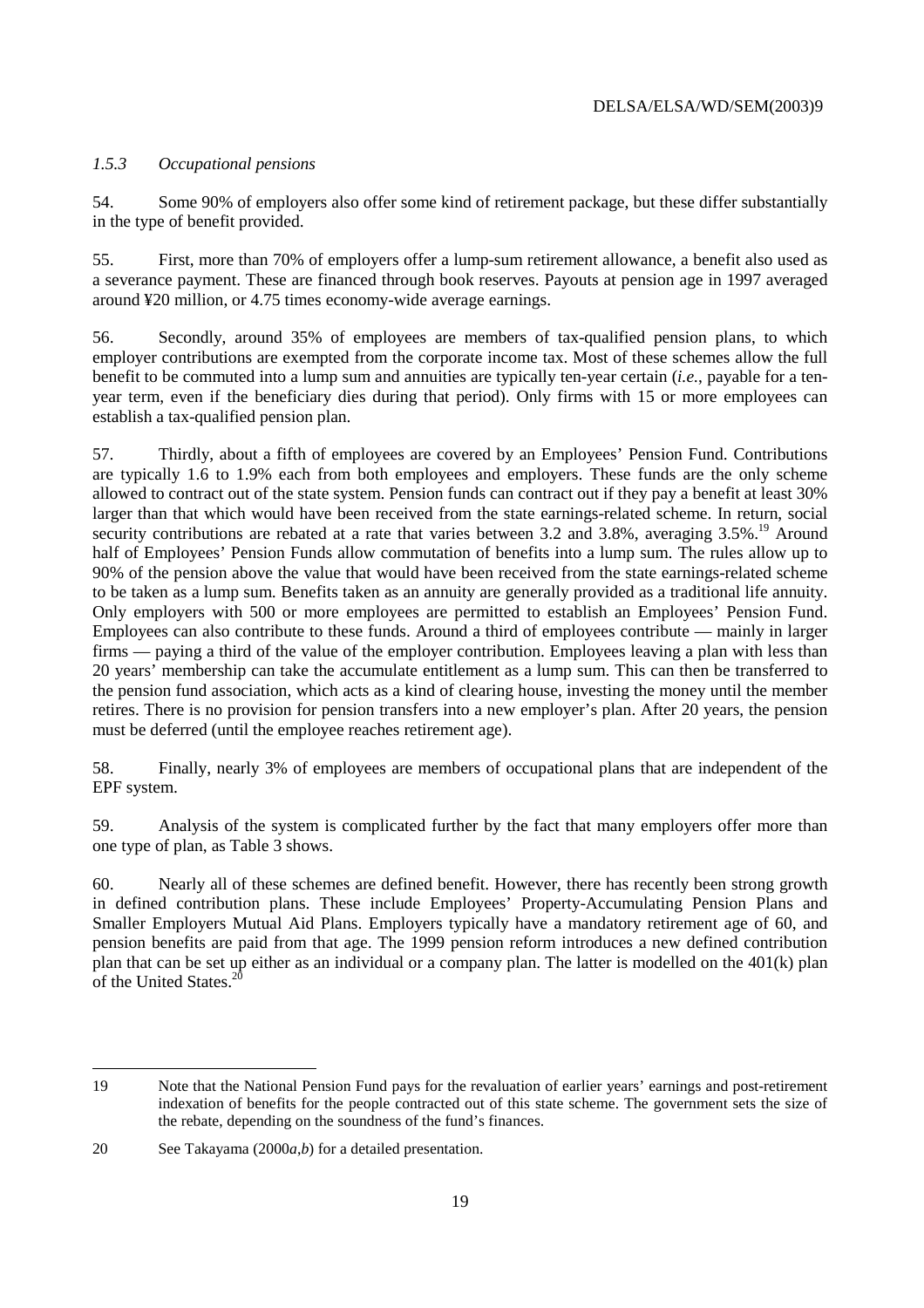### *1.5.3 Occupational pensions*

54. Some 90% of employers also offer some kind of retirement package, but these differ substantially in the type of benefit provided.

55. First, more than 70% of employers offer a lump-sum retirement allowance, a benefit also used as a severance payment. These are financed through book reserves. Payouts at pension age in 1997 averaged around ¥20 million, or 4.75 times economy-wide average earnings.

56. Secondly, around 35% of employees are members of tax-qualified pension plans, to which employer contributions are exempted from the corporate income tax. Most of these schemes allow the full benefit to be commuted into a lump sum and annuities are typically ten-year certain (*i.e.*, payable for a ten-year term, even if the beneficiary dies during that period). Only firms with 15 or more employees can establish a tax-qualified pension plan.

57. Thirdly, about a fifth of employees are covered by an Employees' Pension Fund. Contributions are typically 1.6 to 1.9% each from both employees and employers. These funds are the only scheme allowed to contract out of the state system. Pension funds can contract out if they pay a benefit at least 30% larger than that which would have been received from the state earnings-related scheme. In return, social security contributions are rebated at a rate that varies between 3.2 and 3.8%, averaging 3.5%.[19] Around half of Employees' Pension Funds allow commutation of benefits into a lump sum. The rules allow up to 90% of the pension above the value that would have been received from the state earnings-related scheme to be taken as a lump sum. Benefits taken as an annuity are generally provided as a traditional life annuity. Only employers with 500 or more employees are permitted to establish an Employees' Pension Fund. Employees can also contribute to these funds. Around a third of employees contribute — mainly in larger firms — paying a third of the value of the employer contribution. Employees leaving a plan with less than 20 years' membership can take the accumulate entitlement as a lump sum. This can then be transferred to the pension fund association, which acts as a kind of clearing house, investing the money until the member retires. There is no provision for pension transfers into a new employer's plan. After 20 years, the pension must be deferred (until the employee reaches retirement age).

58. Finally, nearly 3% of employees are members of occupational plans that are independent of the EPF system.

59. Analysis of the system is complicated further by the fact that many employers offer more than one type of plan, as Table 3 shows.

60. Nearly all of these schemes are defined benefit. However, there has recently been strong growth in defined contribution plans. These include Employees' Property-Accumulating Pension Plans and Smaller Employers Mutual Aid Plans. Employers typically have a mandatory retirement age of 60, and pension benefits are paid from that age. The 1999 pension reform introduces a new defined contribution plan that can be set up either as an individual or a company plan. The latter is modelled on the 401(k) plan of the United States.[20]

---

19 Note that the National Pension Fund pays for the revaluation of earlier years' earnings and post-retirement indexation of benefits for the people contracted out of this state scheme. The government sets the size of the rebate, depending on the soundness of the fund's finances.

20 See Takayama (2000*a*,*b*) for a detailed presentation.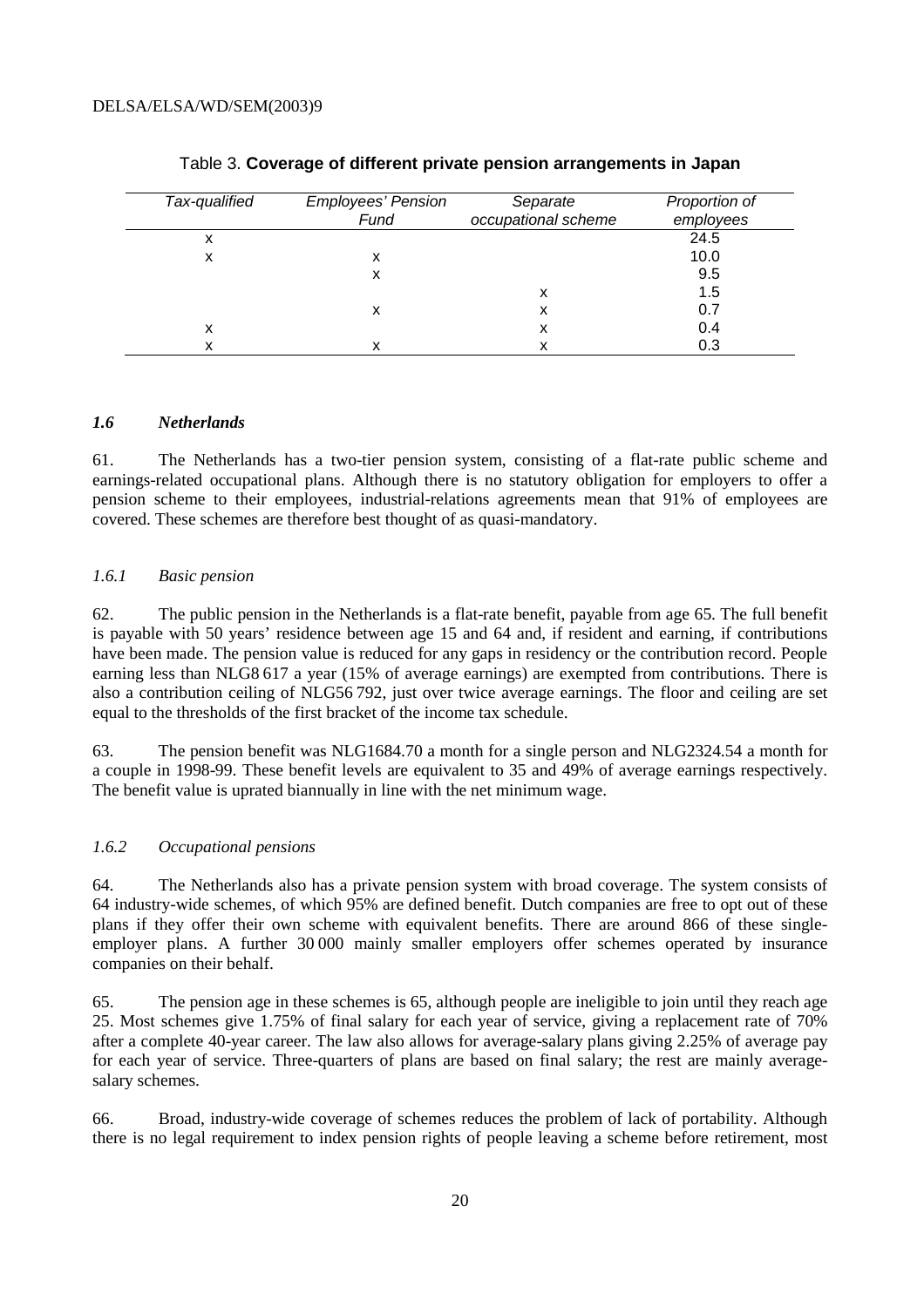Table 3. **Coverage of different private pension arrangements in Japan**

| *Tax-qualified* | *Employees' Pension Fund* | *Separate occupational scheme* | *Proportion of employees* |
|---|---|---|---|
| x | | | 24.5 |
| x | x | | 10.0 |
| | x | | 9.5 |
| | | x | 1.5 |
| | x | x | 0.7 |
| x | | x | 0.4 |
| x | x | x | 0.3 |

### *1.6 Netherlands*

61. The Netherlands has a two-tier pension system, consisting of a flat-rate public scheme and earnings-related occupational plans. Although there is no statutory obligation for employers to offer a pension scheme to their employees, industrial-relations agreements mean that 91% of employees are covered. These schemes are therefore best thought of as quasi-mandatory.

#### *1.6.1 Basic pension*

62. The public pension in the Netherlands is a flat-rate benefit, payable from age 65. The full benefit is payable with 50 years' residence between age 15 and 64 and, if resident and earning, if contributions have been made. The pension value is reduced for any gaps in residency or the contribution record. People earning less than NLG8 617 a year (15% of average earnings) are exempted from contributions. There is also a contribution ceiling of NLG56 792, just over twice average earnings. The floor and ceiling are set equal to the thresholds of the first bracket of the income tax schedule.

63. The pension benefit was NLG1684.70 a month for a single person and NLG2324.54 a month for a couple in 1998-99. These benefit levels are equivalent to 35 and 49% of average earnings respectively. The benefit value is uprated biannually in line with the net minimum wage.

#### *1.6.2 Occupational pensions*

64. The Netherlands also has a private pension system with broad coverage. The system consists of 64 industry-wide schemes, of which 95% are defined benefit. Dutch companies are free to opt out of these plans if they offer their own scheme with equivalent benefits. There are around 866 of these single-employer plans. A further 30 000 mainly smaller employers offer schemes operated by insurance companies on their behalf.

65. The pension age in these schemes is 65, although people are ineligible to join until they reach age 25. Most schemes give 1.75% of final salary for each year of service, giving a replacement rate of 70% after a complete 40-year career. The law also allows for average-salary plans giving 2.25% of average pay for each year of service. Three-quarters of plans are based on final salary; the rest are mainly average-salary schemes.

66. Broad, industry-wide coverage of schemes reduces the problem of lack of portability. Although there is no legal requirement to index pension rights of people leaving a scheme before retirement, most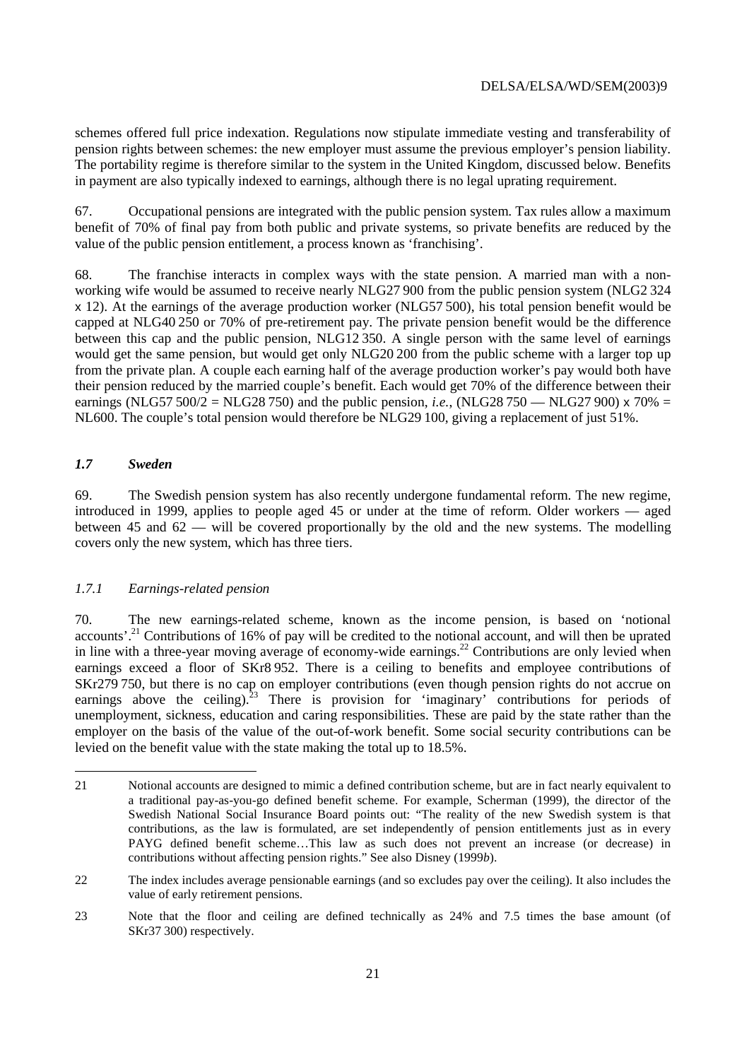schemes offered full price indexation. Regulations now stipulate immediate vesting and transferability of pension rights between schemes: the new employer must assume the previous employer's pension liability. The portability regime is therefore similar to the system in the United Kingdom, discussed below. Benefits in payment are also typically indexed to earnings, although there is no legal uprating requirement.

67. Occupational pensions are integrated with the public pension system. Tax rules allow a maximum benefit of 70% of final pay from both public and private systems, so private benefits are reduced by the value of the public pension entitlement, a process known as 'franchising'.

68. The franchise interacts in complex ways with the state pension. A married man with a non-working wife would be assumed to receive nearly NLG27 900 from the public pension system (NLG2 324 x 12). At the earnings of the average production worker (NLG57 500), his total pension benefit would be capped at NLG40 250 or 70% of pre-retirement pay. The private pension benefit would be the difference between this cap and the public pension, NLG12 350. A single person with the same level of earnings would get the same pension, but would get only NLG20 200 from the public scheme with a larger top up from the private plan. A couple each earning half of the average production worker's pay would both have their pension reduced by the married couple's benefit. Each would get 70% of the difference between their earnings (NLG57 500/2 = NLG28 750) and the public pension, *i.e.*, (NLG28 750 — NLG27 900) x 70% = NL600. The couple's total pension would therefore be NLG29 100, giving a replacement of just 51%.

### *1.7 Sweden*

69. The Swedish pension system has also recently undergone fundamental reform. The new regime, introduced in 1999, applies to people aged 45 or under at the time of reform. Older workers — aged between 45 and 62 — will be covered proportionally by the old and the new systems. The modelling covers only the new system, which has three tiers.

#### *1.7.1 Earnings-related pension*

70. The new earnings-related scheme, known as the income pension, is based on 'notional accounts'.[21] Contributions of 16% of pay will be credited to the notional account, and will then be uprated in line with a three-year moving average of economy-wide earnings.[22] Contributions are only levied when earnings exceed a floor of SKr8 952. There is a ceiling to benefits and employee contributions of SKr279 750, but there is no cap on employer contributions (even though pension rights do not accrue on earnings above the ceiling).[23] There is provision for 'imaginary' contributions for periods of unemployment, sickness, education and caring responsibilities. These are paid by the state rather than the employer on the basis of the value of the out-of-work benefit. Some social security contributions can be levied on the benefit value with the state making the total up to 18.5%.

---

21 Notional accounts are designed to mimic a defined contribution scheme, but are in fact nearly equivalent to a traditional pay-as-you-go defined benefit scheme. For example, Scherman (1999), the director of the Swedish National Social Insurance Board points out: "The reality of the new Swedish system is that contributions, as the law is formulated, are set independently of pension entitlements just as in every PAYG defined benefit scheme…This law as such does not prevent an increase (or decrease) in contributions without affecting pension rights." See also Disney (1999*b*).

22 The index includes average pensionable earnings (and so excludes pay over the ceiling). It also includes the value of early retirement pensions.

23 Note that the floor and ceiling are defined technically as 24% and 7.5 times the base amount (of SKr37 300) respectively.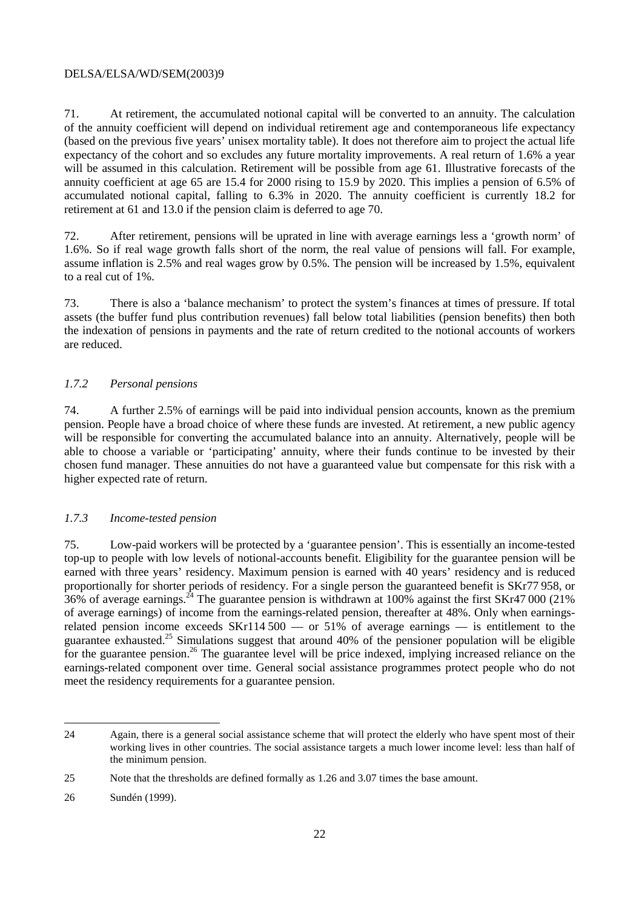71. At retirement, the accumulated notional capital will be converted to an annuity. The calculation of the annuity coefficient will depend on individual retirement age and contemporaneous life expectancy (based on the previous five years' unisex mortality table). It does not therefore aim to project the actual life expectancy of the cohort and so excludes any future mortality improvements. A real return of 1.6% a year will be assumed in this calculation. Retirement will be possible from age 61. Illustrative forecasts of the annuity coefficient at age 65 are 15.4 for 2000 rising to 15.9 by 2020. This implies a pension of 6.5% of accumulated notional capital, falling to 6.3% in 2020. The annuity coefficient is currently 18.2 for retirement at 61 and 13.0 if the pension claim is deferred to age 70.

72. After retirement, pensions will be uprated in line with average earnings less a 'growth norm' of 1.6%. So if real wage growth falls short of the norm, the real value of pensions will fall. For example, assume inflation is 2.5% and real wages grow by 0.5%. The pension will be increased by 1.5%, equivalent to a real cut of 1%.

73. There is also a 'balance mechanism' to protect the system's finances at times of pressure. If total assets (the buffer fund plus contribution revenues) fall below total liabilities (pension benefits) then both the indexation of pensions in payments and the rate of return credited to the notional accounts of workers are reduced.

### *1.7.2 Personal pensions*

74. A further 2.5% of earnings will be paid into individual pension accounts, known as the premium pension. People have a broad choice of where these funds are invested. At retirement, a new public agency will be responsible for converting the accumulated balance into an annuity. Alternatively, people will be able to choose a variable or 'participating' annuity, where their funds continue to be invested by their chosen fund manager. These annuities do not have a guaranteed value but compensate for this risk with a higher expected rate of return.

### *1.7.3 Income-tested pension*

75. Low-paid workers will be protected by a 'guarantee pension'. This is essentially an income-tested top-up to people with low levels of notional-accounts benefit. Eligibility for the guarantee pension will be earned with three years' residency. Maximum pension is earned with 40 years' residency and is reduced proportionally for shorter periods of residency. For a single person the guaranteed benefit is SKr77 958, or 36% of average earnings.[24] The guarantee pension is withdrawn at 100% against the first SKr47 000 (21% of average earnings) of income from the earnings-related pension, thereafter at 48%. Only when earnings-related pension income exceeds SKr114 500 — or 51% of average earnings — is entitlement to the guarantee exhausted.[25] Simulations suggest that around 40% of the pensioner population will be eligible for the guarantee pension.[26] The guarantee level will be price indexed, implying increased reliance on the earnings-related component over time. General social assistance programmes protect people who do not meet the residency requirements for a guarantee pension.

---

24 Again, there is a general social assistance scheme that will protect the elderly who have spent most of their working lives in other countries. The social assistance targets a much lower income level: less than half of the minimum pension.

25 Note that the thresholds are defined formally as 1.26 and 3.07 times the base amount.

26 Sundén (1999).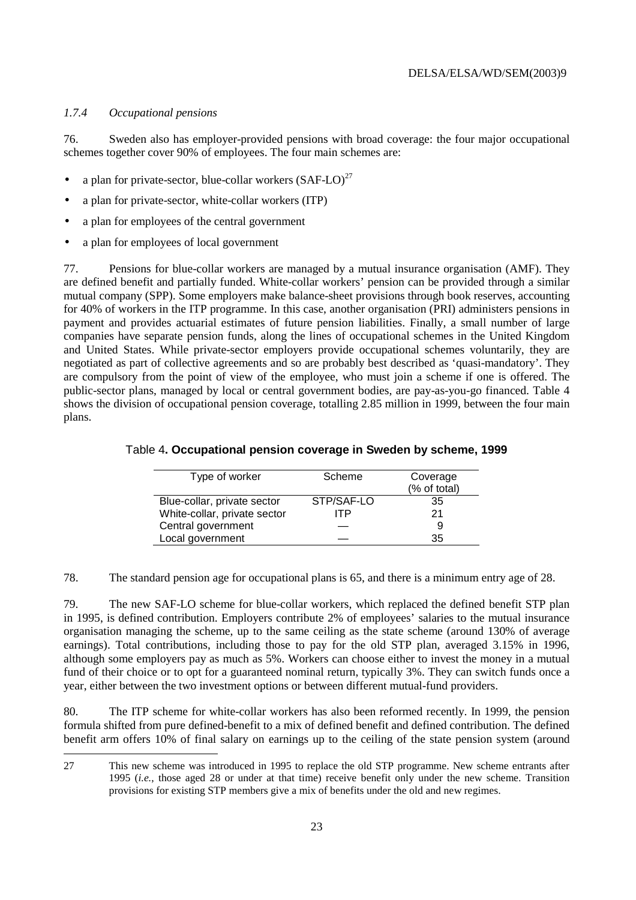#### *1.7.4 Occupational pensions*

76. Sweden also has employer-provided pensions with broad coverage: the four major occupational schemes together cover 90% of employees. The four main schemes are:

- a plan for private-sector, blue-collar workers (SAF-LO)[27]
- a plan for private-sector, white-collar workers (ITP)
- a plan for employees of the central government
- a plan for employees of local government

77. Pensions for blue-collar workers are managed by a mutual insurance organisation (AMF). They are defined benefit and partially funded. White-collar workers' pension can be provided through a similar mutual company (SPP). Some employers make balance-sheet provisions through book reserves, accounting for 40% of workers in the ITP programme. In this case, another organisation (PRI) administers pensions in payment and provides actuarial estimates of future pension liabilities. Finally, a small number of large companies have separate pension funds, along the lines of occupational schemes in the United Kingdom and United States. While private-sector employers provide occupational schemes voluntarily, they are negotiated as part of collective agreements and so are probably best described as 'quasi-mandatory'. They are compulsory from the point of view of the employee, who must join a scheme if one is offered. The public-sector plans, managed by local or central government bodies, are pay-as-you-go financed. Table 4 shows the division of occupational pension coverage, totalling 2.85 million in 1999, between the four main plans.

Table 4**. Occupational pension coverage in Sweden by scheme, 1999**

| Type of worker | Scheme | Coverage (% of total) |
|---|---|---|
| Blue-collar, private sector | STP/SAF-LO | 35 |
| White-collar, private sector | ITP | 21 |
| Central government | — | 9 |
| Local government | — | 35 |

78. The standard pension age for occupational plans is 65, and there is a minimum entry age of 28.

79. The new SAF-LO scheme for blue-collar workers, which replaced the defined benefit STP plan in 1995, is defined contribution. Employers contribute 2% of employees' salaries to the mutual insurance organisation managing the scheme, up to the same ceiling as the state scheme (around 130% of average earnings). Total contributions, including those to pay for the old STP plan, averaged 3.15% in 1996, although some employers pay as much as 5%. Workers can choose either to invest the money in a mutual fund of their choice or to opt for a guaranteed nominal return, typically 3%. They can switch funds once a year, either between the two investment options or between different mutual-fund providers.

80. The ITP scheme for white-collar workers has also been reformed recently. In 1999, the pension formula shifted from pure defined-benefit to a mix of defined benefit and defined contribution. The defined benefit arm offers 10% of final salary on earnings up to the ceiling of the state pension system (around

---

27 This new scheme was introduced in 1995 to replace the old STP programme. New scheme entrants after 1995 (*i.e.*, those aged 28 or under at that time) receive benefit only under the new scheme. Transition provisions for existing STP members give a mix of benefits under the old and new regimes.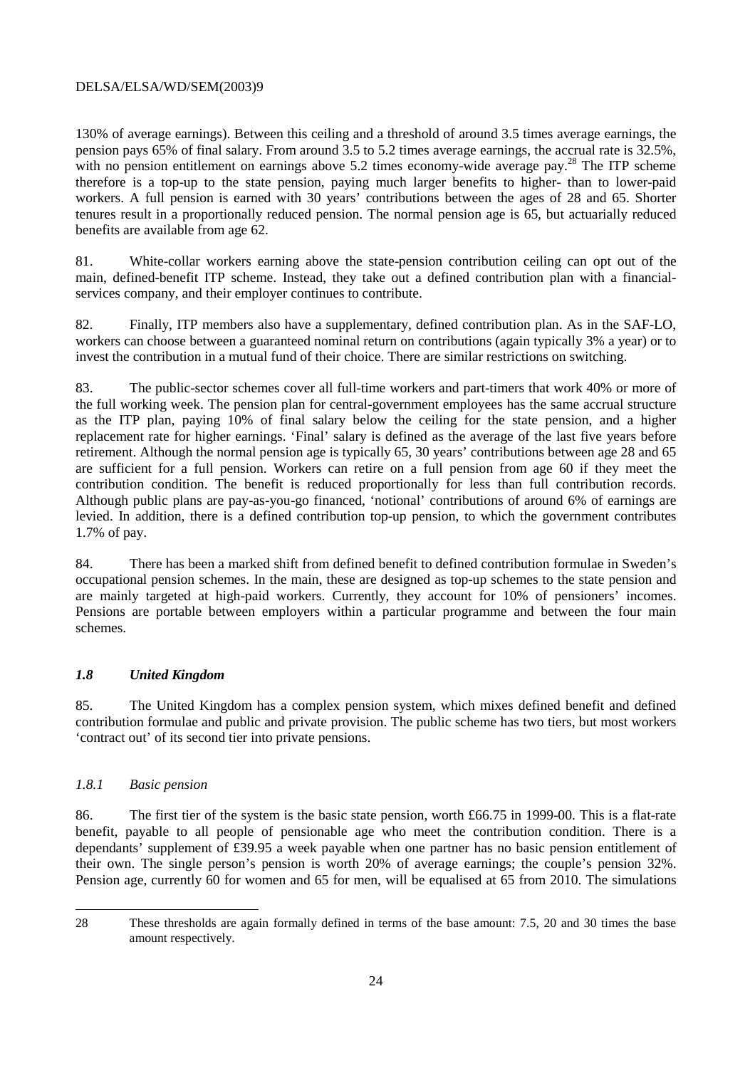130% of average earnings). Between this ceiling and a threshold of around 3.5 times average earnings, the pension pays 65% of final salary. From around 3.5 to 5.2 times average earnings, the accrual rate is 32.5%, with no pension entitlement on earnings above 5.2 times economy-wide average pay.[28] The ITP scheme therefore is a top-up to the state pension, paying much larger benefits to higher- than to lower-paid workers. A full pension is earned with 30 years' contributions between the ages of 28 and 65. Shorter tenures result in a proportionally reduced pension. The normal pension age is 65, but actuarially reduced benefits are available from age 62.

81. White-collar workers earning above the state-pension contribution ceiling can opt out of the main, defined-benefit ITP scheme. Instead, they take out a defined contribution plan with a financial-services company, and their employer continues to contribute.

82. Finally, ITP members also have a supplementary, defined contribution plan. As in the SAF-LO, workers can choose between a guaranteed nominal return on contributions (again typically 3% a year) or to invest the contribution in a mutual fund of their choice. There are similar restrictions on switching.

83. The public-sector schemes cover all full-time workers and part-timers that work 40% or more of the full working week. The pension plan for central-government employees has the same accrual structure as the ITP plan, paying 10% of final salary below the ceiling for the state pension, and a higher replacement rate for higher earnings. 'Final' salary is defined as the average of the last five years before retirement. Although the normal pension age is typically 65, 30 years' contributions between age 28 and 65 are sufficient for a full pension. Workers can retire on a full pension from age 60 if they meet the contribution condition. The benefit is reduced proportionally for less than full contribution records. Although public plans are pay-as-you-go financed, 'notional' contributions of around 6% of earnings are levied. In addition, there is a defined contribution top-up pension, to which the government contributes 1.7% of pay.

84. There has been a marked shift from defined benefit to defined contribution formulae in Sweden's occupational pension schemes. In the main, these are designed as top-up schemes to the state pension and are mainly targeted at high-paid workers. Currently, they account for 10% of pensioners' incomes. Pensions are portable between employers within a particular programme and between the four main schemes.

## *1.8 United Kingdom*

85. The United Kingdom has a complex pension system, which mixes defined benefit and defined contribution formulae and public and private provision. The public scheme has two tiers, but most workers 'contract out' of its second tier into private pensions.

### *1.8.1 Basic pension*

86. The first tier of the system is the basic state pension, worth £66.75 in 1999-00. This is a flat-rate benefit, payable to all people of pensionable age who meet the contribution condition. There is a dependants' supplement of £39.95 a week payable when one partner has no basic pension entitlement of their own. The single person's pension is worth 20% of average earnings; the couple's pension 32%. Pension age, currently 60 for women and 65 for men, will be equalised at 65 from 2010. The simulations

---

28 These thresholds are again formally defined in terms of the base amount: 7.5, 20 and 30 times the base amount respectively.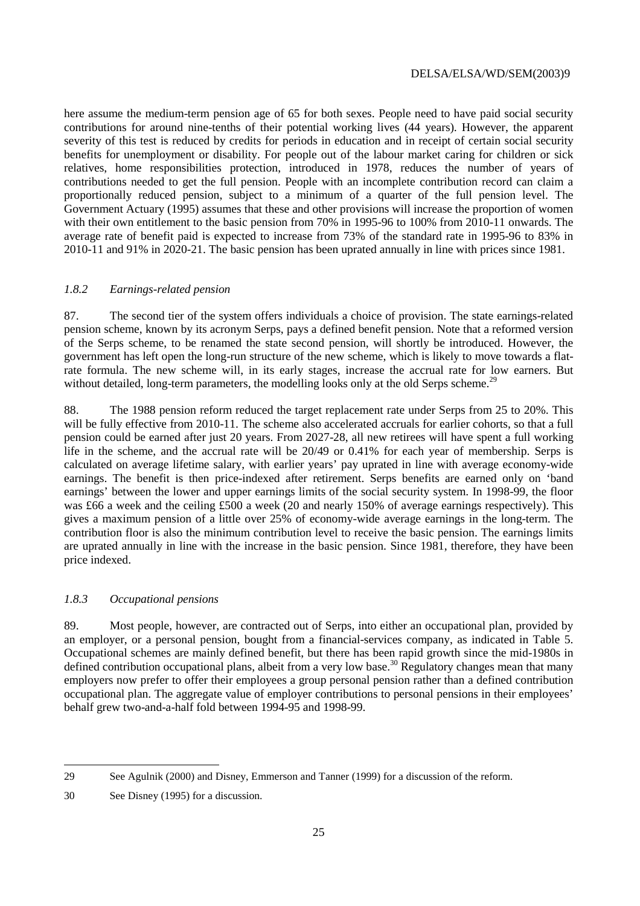here assume the medium-term pension age of 65 for both sexes. People need to have paid social security contributions for around nine-tenths of their potential working lives (44 years). However, the apparent severity of this test is reduced by credits for periods in education and in receipt of certain social security benefits for unemployment or disability. For people out of the labour market caring for children or sick relatives, home responsibilities protection, introduced in 1978, reduces the number of years of contributions needed to get the full pension. People with an incomplete contribution record can claim a proportionally reduced pension, subject to a minimum of a quarter of the full pension level. The Government Actuary (1995) assumes that these and other provisions will increase the proportion of women with their own entitlement to the basic pension from 70% in 1995-96 to 100% from 2010-11 onwards. The average rate of benefit paid is expected to increase from 73% of the standard rate in 1995-96 to 83% in 2010-11 and 91% in 2020-21. The basic pension has been uprated annually in line with prices since 1981.

### *1.8.2 Earnings-related pension*

87. The second tier of the system offers individuals a choice of provision. The state earnings-related pension scheme, known by its acronym Serps, pays a defined benefit pension. Note that a reformed version of the Serps scheme, to be renamed the state second pension, will shortly be introduced. However, the government has left open the long-run structure of the new scheme, which is likely to move towards a flat-rate formula. The new scheme will, in its early stages, increase the accrual rate for low earners. But without detailed, long-term parameters, the modelling looks only at the old Serps scheme.[29]

88. The 1988 pension reform reduced the target replacement rate under Serps from 25 to 20%. This will be fully effective from 2010-11. The scheme also accelerated accruals for earlier cohorts, so that a full pension could be earned after just 20 years. From 2027-28, all new retirees will have spent a full working life in the scheme, and the accrual rate will be 20/49 or 0.41% for each year of membership. Serps is calculated on average lifetime salary, with earlier years' pay uprated in line with average economy-wide earnings. The benefit is then price-indexed after retirement. Serps benefits are earned only on 'band earnings' between the lower and upper earnings limits of the social security system. In 1998-99, the floor was £66 a week and the ceiling £500 a week (20 and nearly 150% of average earnings respectively). This gives a maximum pension of a little over 25% of economy-wide average earnings in the long-term. The contribution floor is also the minimum contribution level to receive the basic pension. The earnings limits are uprated annually in line with the increase in the basic pension. Since 1981, therefore, they have been price indexed.

### *1.8.3 Occupational pensions*

89. Most people, however, are contracted out of Serps, into either an occupational plan, provided by an employer, or a personal pension, bought from a financial-services company, as indicated in Table 5. Occupational schemes are mainly defined benefit, but there has been rapid growth since the mid-1980s in defined contribution occupational plans, albeit from a very low base.[30] Regulatory changes mean that many employers now prefer to offer their employees a group personal pension rather than a defined contribution occupational plan. The aggregate value of employer contributions to personal pensions in their employees' behalf grew two-and-a-half fold between 1994-95 and 1998-99.

---

29 See Agulnik (2000) and Disney, Emmerson and Tanner (1999) for a discussion of the reform.

30 See Disney (1995) for a discussion.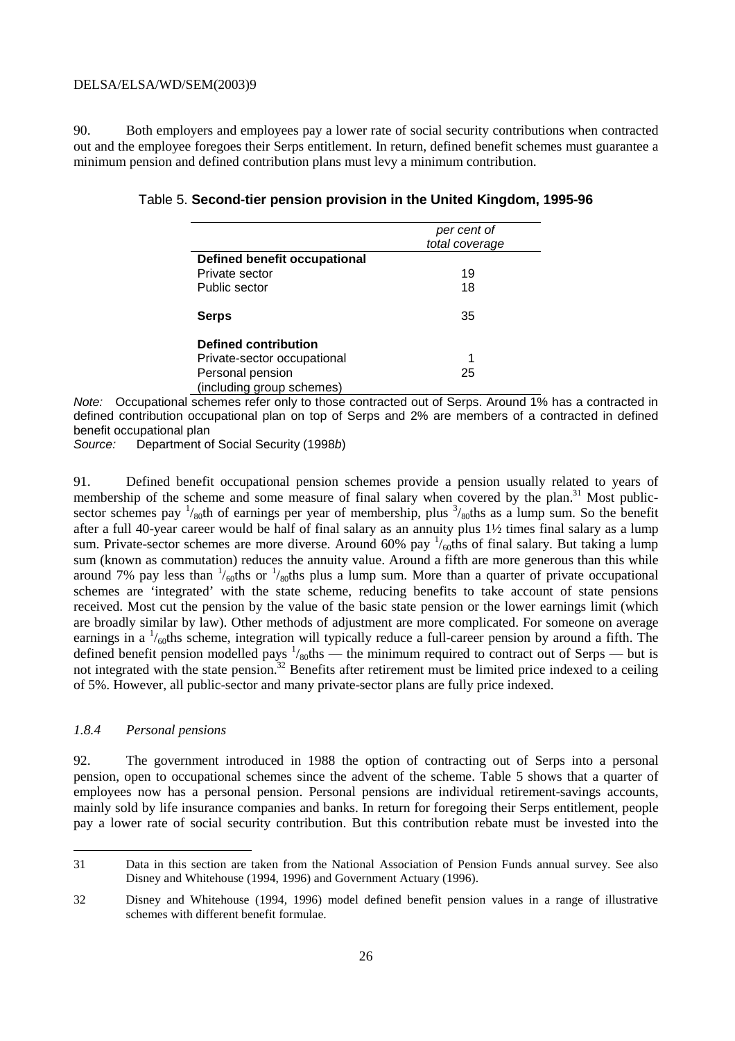90. Both employers and employees pay a lower rate of social security contributions when contracted out and the employee foregoes their Serps entitlement. In return, defined benefit schemes must guarantee a minimum pension and defined contribution plans must levy a minimum contribution.

Table 5. **Second-tier pension provision in the United Kingdom, 1995-96**

| | *per cent of total coverage* |
|---|---|
| **Defined benefit occupational** | |
| Private sector | 19 |
| Public sector | 18 |
| **Serps** | 35 |
| **Defined contribution** | |
| Private-sector occupational | 1 |
| Personal pension (including group schemes) | 25 |

*Note:* Occupational schemes refer only to those contracted out of Serps. Around 1% has a contracted in defined contribution occupational plan on top of Serps and 2% are members of a contracted in defined benefit occupational plan

*Source:* Department of Social Security (1998*b*)

91. Defined benefit occupational pension schemes provide a pension usually related to years of membership of the scheme and some measure of final salary when covered by the plan.[31] Most public-sector schemes pay $^1/_{80}$th of earnings per year of membership, plus $^3/_{80}$ths as a lump sum. So the benefit after a full 40-year career would be half of final salary as an annuity plus 1½ times final salary as a lump sum. Private-sector schemes are more diverse. Around 60% pay $^1/_{60}$ths of final salary. But taking a lump sum (known as commutation) reduces the annuity value. Around a fifth are more generous than this while around 7% pay less than $^1/_{60}$ths or $^1/_{80}$ths plus a lump sum. More than a quarter of private occupational schemes are 'integrated' with the state scheme, reducing benefits to take account of state pensions received. Most cut the pension by the value of the basic state pension or the lower earnings limit (which are broadly similar by law). Other methods of adjustment are more complicated. For someone on average earnings in a $^1/_{60}$ths scheme, integration will typically reduce a full-career pension by around a fifth. The defined benefit pension modelled pays $^1/_{80}$ths — the minimum required to contract out of Serps — but is not integrated with the state pension.[32] Benefits after retirement must be limited price indexed to a ceiling of 5%. However, all public-sector and many private-sector plans are fully price indexed.

### *1.8.4 Personal pensions*

92. The government introduced in 1988 the option of contracting out of Serps into a personal pension, open to occupational schemes since the advent of the scheme. Table 5 shows that a quarter of employees now has a personal pension. Personal pensions are individual retirement-savings accounts, mainly sold by life insurance companies and banks. In return for foregoing their Serps entitlement, people pay a lower rate of social security contribution. But this contribution rebate must be invested into the

---

31 Data in this section are taken from the National Association of Pension Funds annual survey. See also Disney and Whitehouse (1994, 1996) and Government Actuary (1996).

32 Disney and Whitehouse (1994, 1996) model defined benefit pension values in a range of illustrative schemes with different benefit formulae.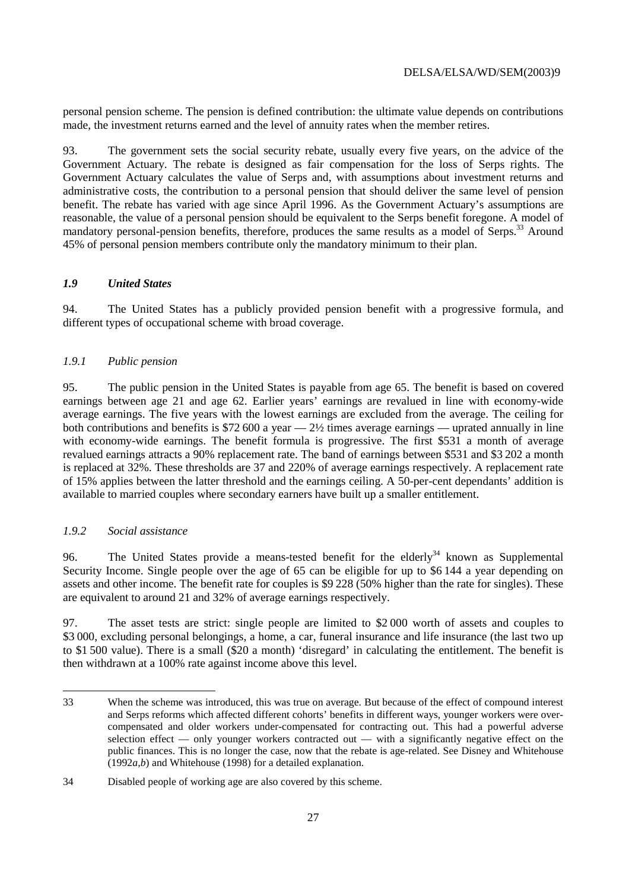personal pension scheme. The pension is defined contribution: the ultimate value depends on contributions made, the investment returns earned and the level of annuity rates when the member retires.

93. The government sets the social security rebate, usually every five years, on the advice of the Government Actuary. The rebate is designed as fair compensation for the loss of Serps rights. The Government Actuary calculates the value of Serps and, with assumptions about investment returns and administrative costs, the contribution to a personal pension that should deliver the same level of pension benefit. The rebate has varied with age since April 1996. As the Government Actuary's assumptions are reasonable, the value of a personal pension should be equivalent to the Serps benefit foregone. A model of mandatory personal-pension benefits, therefore, produces the same results as a model of Serps.[33] Around 45% of personal pension members contribute only the mandatory minimum to their plan.

### *1.9 United States*

94. The United States has a publicly provided pension benefit with a progressive formula, and different types of occupational scheme with broad coverage.

#### *1.9.1 Public pension*

95. The public pension in the United States is payable from age 65. The benefit is based on covered earnings between age 21 and age 62. Earlier years' earnings are revalued in line with economy-wide average earnings. The five years with the lowest earnings are excluded from the average. The ceiling for both contributions and benefits is \$72 600 a year — 2½ times average earnings — uprated annually in line with economy-wide earnings. The benefit formula is progressive. The first \$531 a month of average revalued earnings attracts a 90% replacement rate. The band of earnings between \$531 and \$3 202 a month is replaced at 32%. These thresholds are 37 and 220% of average earnings respectively. A replacement rate of 15% applies between the latter threshold and the earnings ceiling. A 50-per-cent dependants' addition is available to married couples where secondary earners have built up a smaller entitlement.

#### *1.9.2 Social assistance*

96. The United States provide a means-tested benefit for the elderly[34] known as Supplemental Security Income. Single people over the age of 65 can be eligible for up to \$6 144 a year depending on assets and other income. The benefit rate for couples is \$9 228 (50% higher than the rate for singles). These are equivalent to around 21 and 32% of average earnings respectively.

97. The asset tests are strict: single people are limited to \$2 000 worth of assets and couples to \$3 000, excluding personal belongings, a home, a car, funeral insurance and life insurance (the last two up to \$1 500 value). There is a small (\$20 a month) 'disregard' in calculating the entitlement. The benefit is then withdrawn at a 100% rate against income above this level.

---

33 When the scheme was introduced, this was true on average. But because of the effect of compound interest and Serps reforms which affected different cohorts' benefits in different ways, younger workers were over-compensated and older workers under-compensated for contracting out. This had a powerful adverse selection effect — only younger workers contracted out — with a significantly negative effect on the public finances. This is no longer the case, now that the rebate is age-related. See Disney and Whitehouse (1992*a*,*b*) and Whitehouse (1998) for a detailed explanation.

34 Disabled people of working age are also covered by this scheme.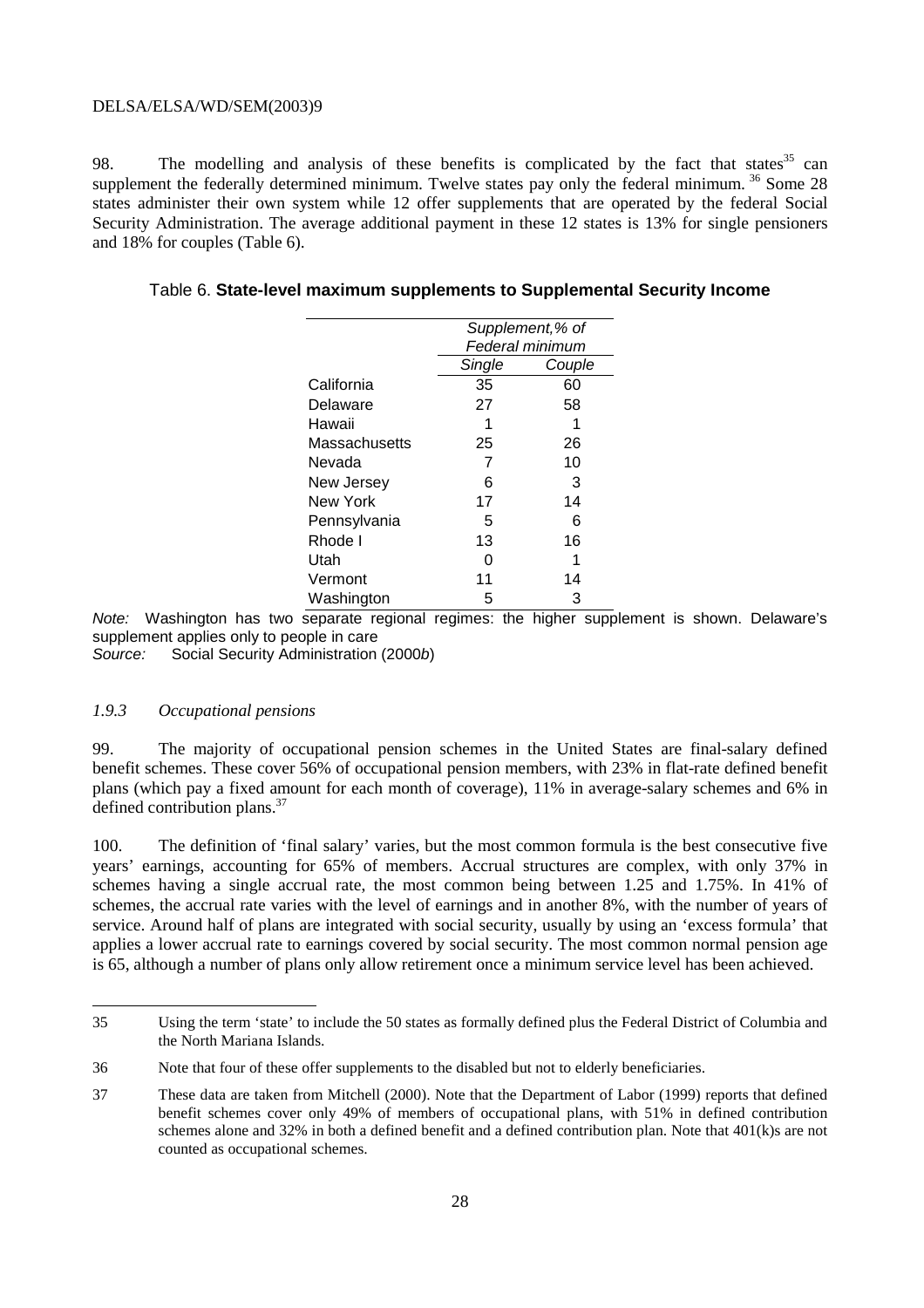98. The modelling and analysis of these benefits is complicated by the fact that states[35] can supplement the federally determined minimum. Twelve states pay only the federal minimum.[36] Some 28 states administer their own system while 12 offer supplements that are operated by the federal Social Security Administration. The average additional payment in these 12 states is 13% for single pensioners and 18% for couples (Table 6).

Table 6. **State-level maximum supplements to Supplemental Security Income**

| | *Supplement,% of Federal minimum* | |
|---|---|---|
| | *Single* | *Couple* |
| California | 35 | 60 |
| Delaware | 27 | 58 |
| Hawaii | 1 | 1 |
| Massachusetts | 25 | 26 |
| Nevada | 7 | 10 |
| New Jersey | 6 | 3 |
| New York | 17 | 14 |
| Pennsylvania | 5 | 6 |
| Rhode I | 13 | 16 |
| Utah | 0 | 1 |
| Vermont | 11 | 14 |
| Washington | 5 | 3 |

*Note:* Washington has two separate regional regimes: the higher supplement is shown. Delaware's supplement applies only to people in care
*Source:* Social Security Administration (2000*b*)

### *1.9.3 Occupational pensions*

99. The majority of occupational pension schemes in the United States are final-salary defined benefit schemes. These cover 56% of occupational pension members, with 23% in flat-rate defined benefit plans (which pay a fixed amount for each month of coverage), 11% in average-salary schemes and 6% in defined contribution plans.[37]

100. The definition of 'final salary' varies, but the most common formula is the best consecutive five years' earnings, accounting for 65% of members. Accrual structures are complex, with only 37% in schemes having a single accrual rate, the most common being between 1.25 and 1.75%. In 41% of schemes, the accrual rate varies with the level of earnings and in another 8%, with the number of years of service. Around half of plans are integrated with social security, usually by using an 'excess formula' that applies a lower accrual rate to earnings covered by social security. The most common normal pension age is 65, although a number of plans only allow retirement once a minimum service level has been achieved.

---

35 Using the term 'state' to include the 50 states as formally defined plus the Federal District of Columbia and the North Mariana Islands.

36 Note that four of these offer supplements to the disabled but not to elderly beneficiaries.

37 These data are taken from Mitchell (2000). Note that the Department of Labor (1999) reports that defined benefit schemes cover only 49% of members of occupational plans, with 51% in defined contribution schemes alone and 32% in both a defined benefit and a defined contribution plan. Note that 401(k)s are not counted as occupational schemes.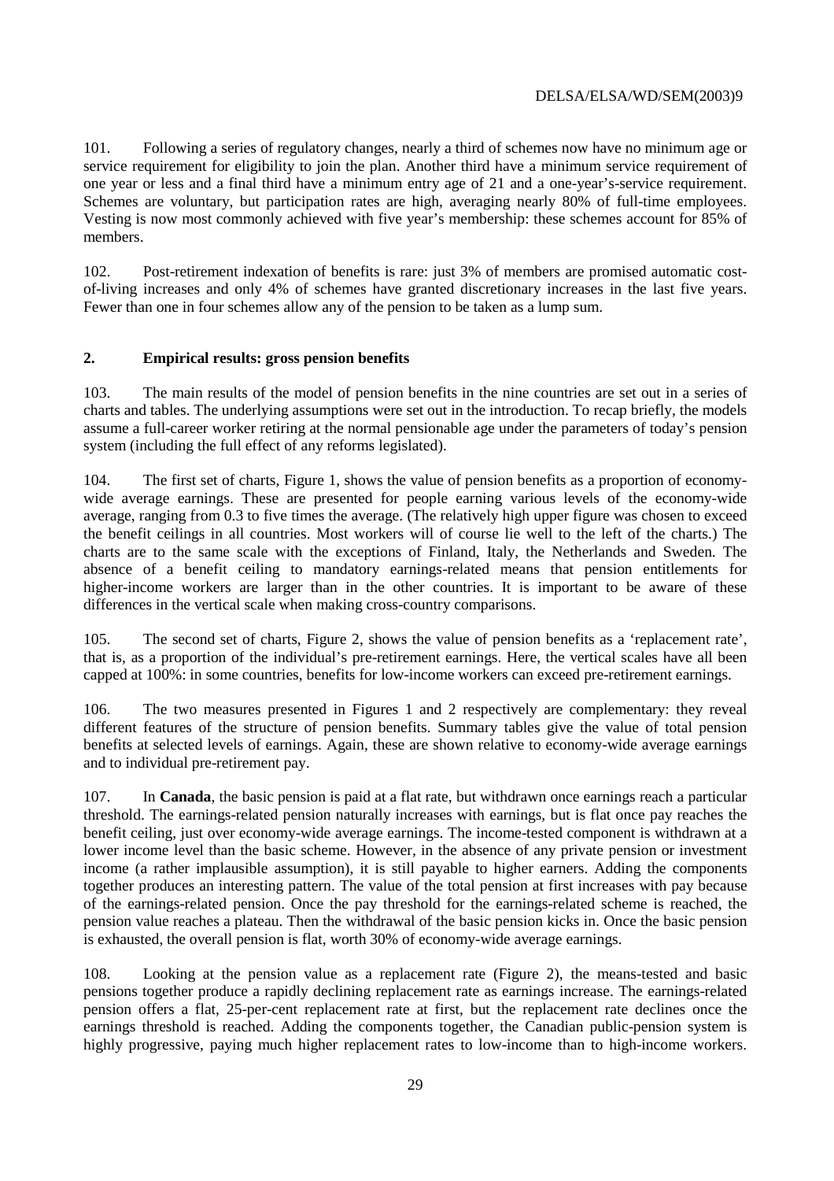101. Following a series of regulatory changes, nearly a third of schemes now have no minimum age or service requirement for eligibility to join the plan. Another third have a minimum service requirement of one year or less and a final third have a minimum entry age of 21 and a one-year's-service requirement. Schemes are voluntary, but participation rates are high, averaging nearly 80% of full-time employees. Vesting is now most commonly achieved with five year's membership: these schemes account for 85% of members.

102. Post-retirement indexation of benefits is rare: just 3% of members are promised automatic cost-of-living increases and only 4% of schemes have granted discretionary increases in the last five years. Fewer than one in four schemes allow any of the pension to be taken as a lump sum.

## 2. Empirical results: gross pension benefits

103. The main results of the model of pension benefits in the nine countries are set out in a series of charts and tables. The underlying assumptions were set out in the introduction. To recap briefly, the models assume a full-career worker retiring at the normal pensionable age under the parameters of today's pension system (including the full effect of any reforms legislated).

104. The first set of charts, Figure 1, shows the value of pension benefits as a proportion of economy-wide average earnings. These are presented for people earning various levels of the economy-wide average, ranging from 0.3 to five times the average. (The relatively high upper figure was chosen to exceed the benefit ceilings in all countries. Most workers will of course lie well to the left of the charts.) The charts are to the same scale with the exceptions of Finland, Italy, the Netherlands and Sweden. The absence of a benefit ceiling to mandatory earnings-related means that pension entitlements for higher-income workers are larger than in the other countries. It is important to be aware of these differences in the vertical scale when making cross-country comparisons.

105. The second set of charts, Figure 2, shows the value of pension benefits as a 'replacement rate', that is, as a proportion of the individual's pre-retirement earnings. Here, the vertical scales have all been capped at 100%: in some countries, benefits for low-income workers can exceed pre-retirement earnings.

106. The two measures presented in Figures 1 and 2 respectively are complementary: they reveal different features of the structure of pension benefits. Summary tables give the value of total pension benefits at selected levels of earnings. Again, these are shown relative to economy-wide average earnings and to individual pre-retirement pay.

107. In **Canada**, the basic pension is paid at a flat rate, but withdrawn once earnings reach a particular threshold. The earnings-related pension naturally increases with earnings, but is flat once pay reaches the benefit ceiling, just over economy-wide average earnings. The income-tested component is withdrawn at a lower income level than the basic scheme. However, in the absence of any private pension or investment income (a rather implausible assumption), it is still payable to higher earners. Adding the components together produces an interesting pattern. The value of the total pension at first increases with pay because of the earnings-related pension. Once the pay threshold for the earnings-related scheme is reached, the pension value reaches a plateau. Then the withdrawal of the basic pension kicks in. Once the basic pension is exhausted, the overall pension is flat, worth 30% of economy-wide average earnings.

108. Looking at the pension value as a replacement rate (Figure 2), the means-tested and basic pensions together produce a rapidly declining replacement rate as earnings increase. The earnings-related pension offers a flat, 25-per-cent replacement rate at first, but the replacement rate declines once the earnings threshold is reached. Adding the components together, the Canadian public-pension system is highly progressive, paying much higher replacement rates to low-income than to high-income workers.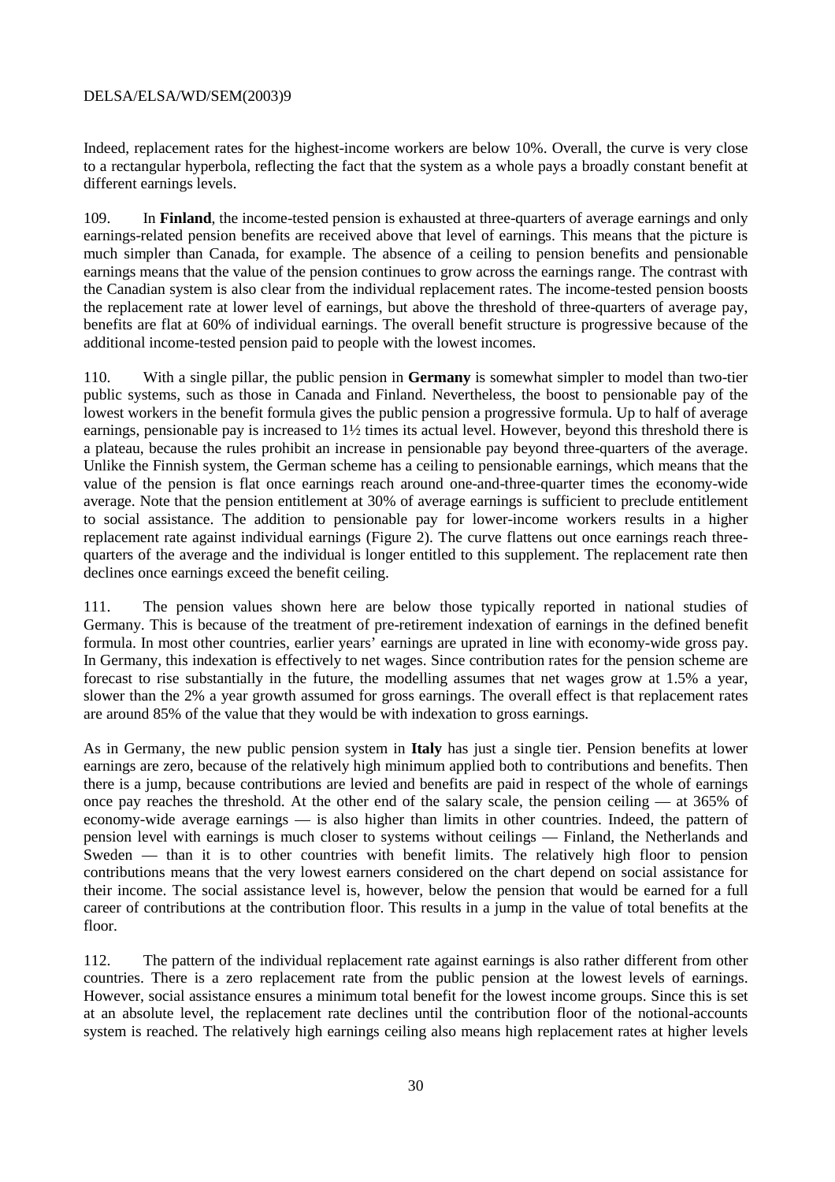Indeed, replacement rates for the highest-income workers are below 10%. Overall, the curve is very close to a rectangular hyperbola, reflecting the fact that the system as a whole pays a broadly constant benefit at different earnings levels.

109. In **Finland**, the income-tested pension is exhausted at three-quarters of average earnings and only earnings-related pension benefits are received above that level of earnings. This means that the picture is much simpler than Canada, for example. The absence of a ceiling to pension benefits and pensionable earnings means that the value of the pension continues to grow across the earnings range. The contrast with the Canadian system is also clear from the individual replacement rates. The income-tested pension boosts the replacement rate at lower level of earnings, but above the threshold of three-quarters of average pay, benefits are flat at 60% of individual earnings. The overall benefit structure is progressive because of the additional income-tested pension paid to people with the lowest incomes.

110. With a single pillar, the public pension in **Germany** is somewhat simpler to model than two-tier public systems, such as those in Canada and Finland. Nevertheless, the boost to pensionable pay of the lowest workers in the benefit formula gives the public pension a progressive formula. Up to half of average earnings, pensionable pay is increased to 1½ times its actual level. However, beyond this threshold there is a plateau, because the rules prohibit an increase in pensionable pay beyond three-quarters of the average. Unlike the Finnish system, the German scheme has a ceiling to pensionable earnings, which means that the value of the pension is flat once earnings reach around one-and-three-quarter times the economy-wide average. Note that the pension entitlement at 30% of average earnings is sufficient to preclude entitlement to social assistance. The addition to pensionable pay for lower-income workers results in a higher replacement rate against individual earnings (Figure 2). The curve flattens out once earnings reach three-quarters of the average and the individual is longer entitled to this supplement. The replacement rate then declines once earnings exceed the benefit ceiling.

111. The pension values shown here are below those typically reported in national studies of Germany. This is because of the treatment of pre-retirement indexation of earnings in the defined benefit formula. In most other countries, earlier years' earnings are uprated in line with economy-wide gross pay. In Germany, this indexation is effectively to net wages. Since contribution rates for the pension scheme are forecast to rise substantially in the future, the modelling assumes that net wages grow at 1.5% a year, slower than the 2% a year growth assumed for gross earnings. The overall effect is that replacement rates are around 85% of the value that they would be with indexation to gross earnings.

As in Germany, the new public pension system in **Italy** has just a single tier. Pension benefits at lower earnings are zero, because of the relatively high minimum applied both to contributions and benefits. Then there is a jump, because contributions are levied and benefits are paid in respect of the whole of earnings once pay reaches the threshold. At the other end of the salary scale, the pension ceiling — at 365% of economy-wide average earnings — is also higher than limits in other countries. Indeed, the pattern of pension level with earnings is much closer to systems without ceilings — Finland, the Netherlands and Sweden — than it is to other countries with benefit limits. The relatively high floor to pension contributions means that the very lowest earners considered on the chart depend on social assistance for their income. The social assistance level is, however, below the pension that would be earned for a full career of contributions at the contribution floor. This results in a jump in the value of total benefits at the floor.

112. The pattern of the individual replacement rate against earnings is also rather different from other countries. There is a zero replacement rate from the public pension at the lowest levels of earnings. However, social assistance ensures a minimum total benefit for the lowest income groups. Since this is set at an absolute level, the replacement rate declines until the contribution floor of the notional-accounts system is reached. The relatively high earnings ceiling also means high replacement rates at higher levels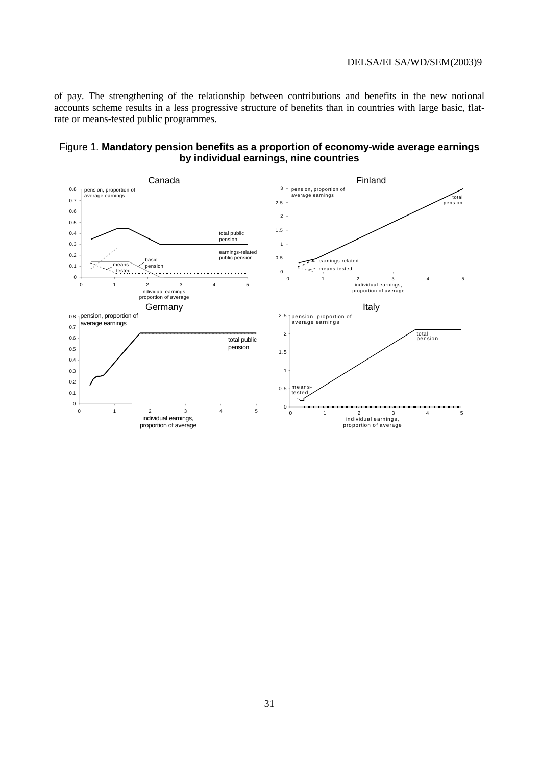of pay. The strengthening of the relationship between contributions and benefits in the new notional accounts scheme results in a less progressive structure of benefits than in countries with large basic, flat-rate or means-tested public programmes.

Figure 1. **Mandatory pension benefits as a proportion of economy-wide average earnings by individual earnings, nine countries**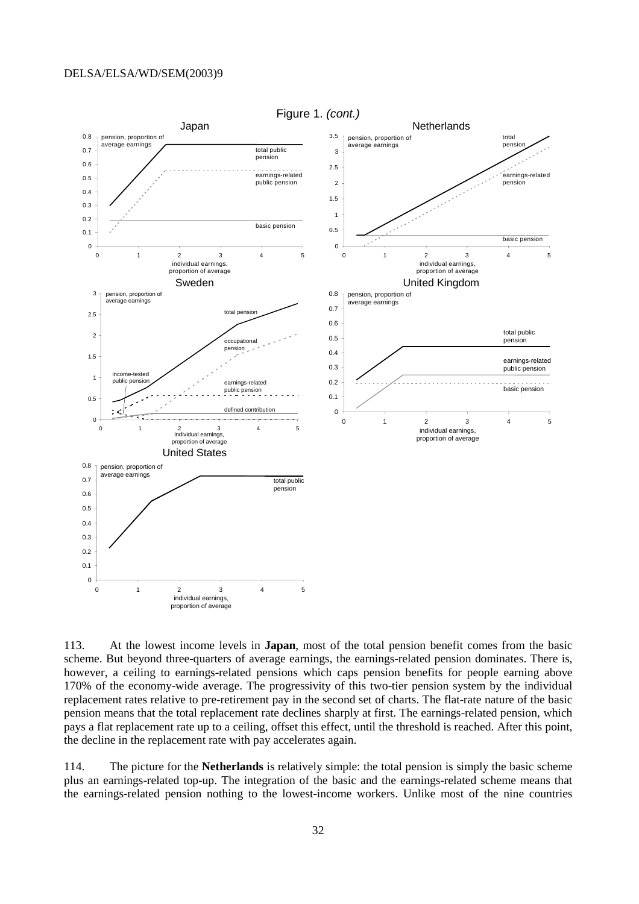Figure 1. *(cont.)*

113. At the lowest income levels in **Japan**, most of the total pension benefit comes from the basic scheme. But beyond three-quarters of average earnings, the earnings-related pension dominates. There is, however, a ceiling to earnings-related pensions which caps pension benefits for people earning above 170% of the economy-wide average. The progressivity of this two-tier pension system by the individual replacement rates relative to pre-retirement pay in the second set of charts. The flat-rate nature of the basic pension means that the total replacement rate declines sharply at first. The earnings-related pension, which pays a flat replacement rate up to a ceiling, offset this effect, until the threshold is reached. After this point, the decline in the replacement rate with pay accelerates again.

114. The picture for the **Netherlands** is relatively simple: the total pension is simply the basic scheme plus an earnings-related top-up. The integration of the basic and the earnings-related scheme means that the earnings-related pension nothing to the lowest-income workers. Unlike most of the nine countries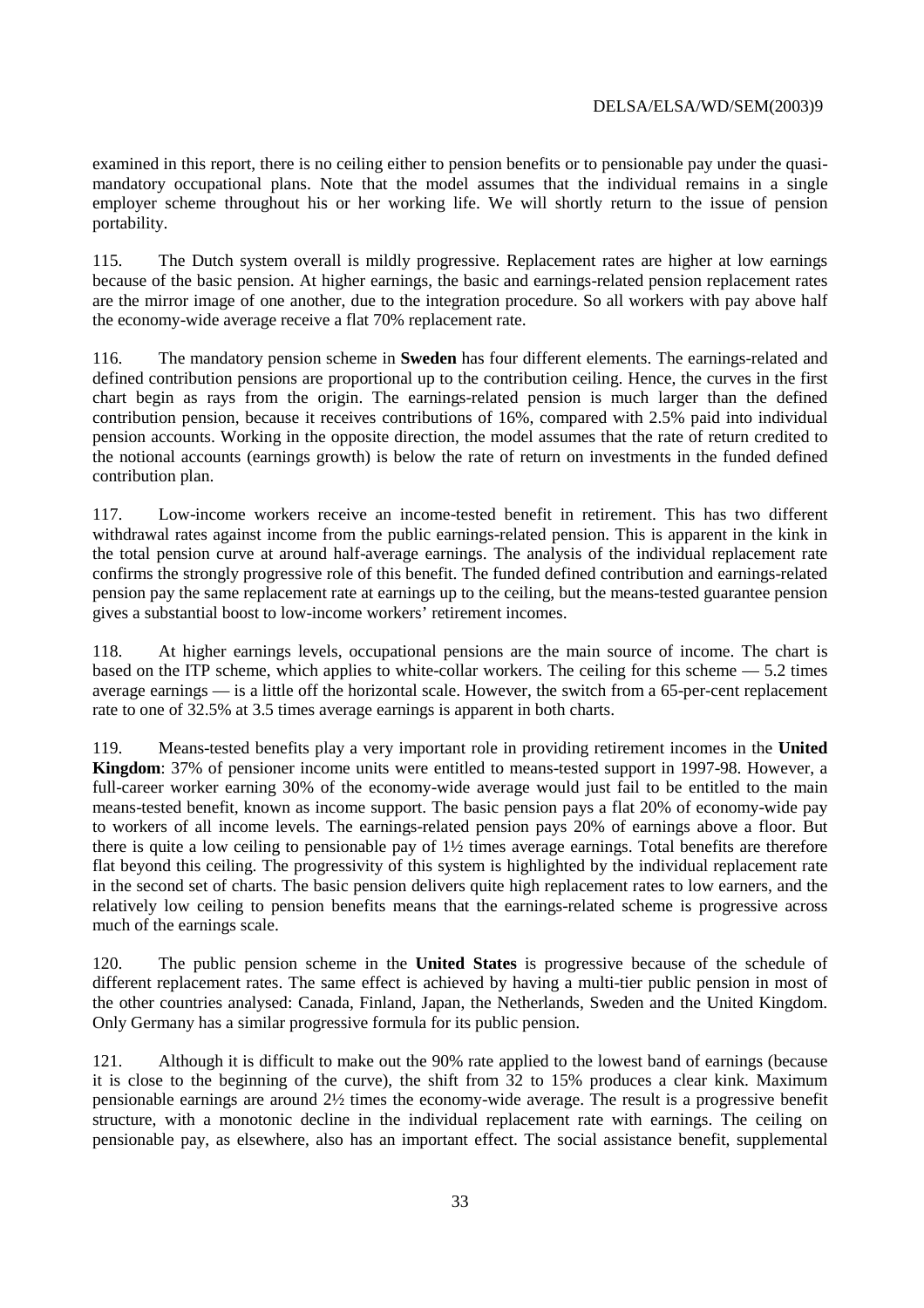examined in this report, there is no ceiling either to pension benefits or to pensionable pay under the quasi-mandatory occupational plans. Note that the model assumes that the individual remains in a single employer scheme throughout his or her working life. We will shortly return to the issue of pension portability.

115. The Dutch system overall is mildly progressive. Replacement rates are higher at low earnings because of the basic pension. At higher earnings, the basic and earnings-related pension replacement rates are the mirror image of one another, due to the integration procedure. So all workers with pay above half the economy-wide average receive a flat 70% replacement rate.

116. The mandatory pension scheme in **Sweden** has four different elements. The earnings-related and defined contribution pensions are proportional up to the contribution ceiling. Hence, the curves in the first chart begin as rays from the origin. The earnings-related pension is much larger than the defined contribution pension, because it receives contributions of 16%, compared with 2.5% paid into individual pension accounts. Working in the opposite direction, the model assumes that the rate of return credited to the notional accounts (earnings growth) is below the rate of return on investments in the funded defined contribution plan.

117. Low-income workers receive an income-tested benefit in retirement. This has two different withdrawal rates against income from the public earnings-related pension. This is apparent in the kink in the total pension curve at around half-average earnings. The analysis of the individual replacement rate confirms the strongly progressive role of this benefit. The funded defined contribution and earnings-related pension pay the same replacement rate at earnings up to the ceiling, but the means-tested guarantee pension gives a substantial boost to low-income workers' retirement incomes.

118. At higher earnings levels, occupational pensions are the main source of income. The chart is based on the ITP scheme, which applies to white-collar workers. The ceiling for this scheme — 5.2 times average earnings — is a little off the horizontal scale. However, the switch from a 65-per-cent replacement rate to one of 32.5% at 3.5 times average earnings is apparent in both charts.

119. Means-tested benefits play a very important role in providing retirement incomes in the **United Kingdom**: 37% of pensioner income units were entitled to means-tested support in 1997-98. However, a full-career worker earning 30% of the economy-wide average would just fail to be entitled to the main means-tested benefit, known as income support. The basic pension pays a flat 20% of economy-wide pay to workers of all income levels. The earnings-related pension pays 20% of earnings above a floor. But there is quite a low ceiling to pensionable pay of 1½ times average earnings. Total benefits are therefore flat beyond this ceiling. The progressivity of this system is highlighted by the individual replacement rate in the second set of charts. The basic pension delivers quite high replacement rates to low earners, and the relatively low ceiling to pension benefits means that the earnings-related scheme is progressive across much of the earnings scale.

120. The public pension scheme in the **United States** is progressive because of the schedule of different replacement rates. The same effect is achieved by having a multi-tier public pension in most of the other countries analysed: Canada, Finland, Japan, the Netherlands, Sweden and the United Kingdom. Only Germany has a similar progressive formula for its public pension.

121. Although it is difficult to make out the 90% rate applied to the lowest band of earnings (because it is close to the beginning of the curve), the shift from 32 to 15% produces a clear kink. Maximum pensionable earnings are around 2½ times the economy-wide average. The result is a progressive benefit structure, with a monotonic decline in the individual replacement rate with earnings. The ceiling on pensionable pay, as elsewhere, also has an important effect. The social assistance benefit, supplemental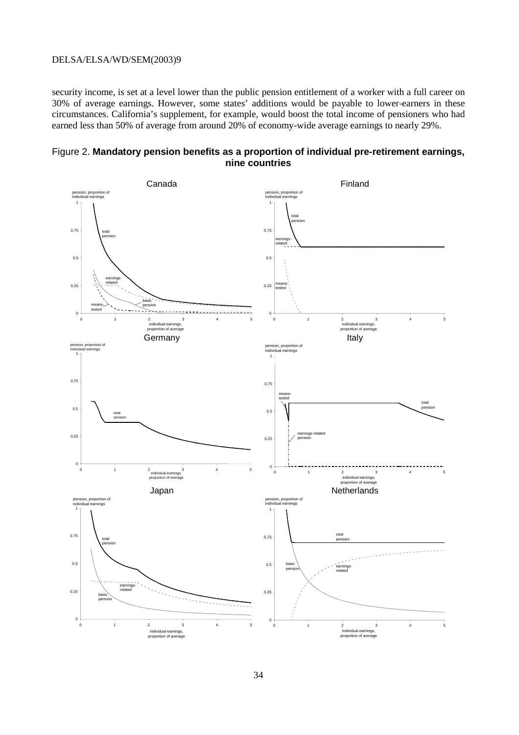security income, is set at a level lower than the public pension entitlement of a worker with a full career on 30% of average earnings. However, some states' additions would be payable to lower-earners in these circumstances. California's supplement, for example, would boost the total income of pensioners who had earned less than 50% of average from around 20% of economy-wide average earnings to nearly 29%.

Figure 2. **Mandatory pension benefits as a proportion of individual pre-retirement earnings, nine countries**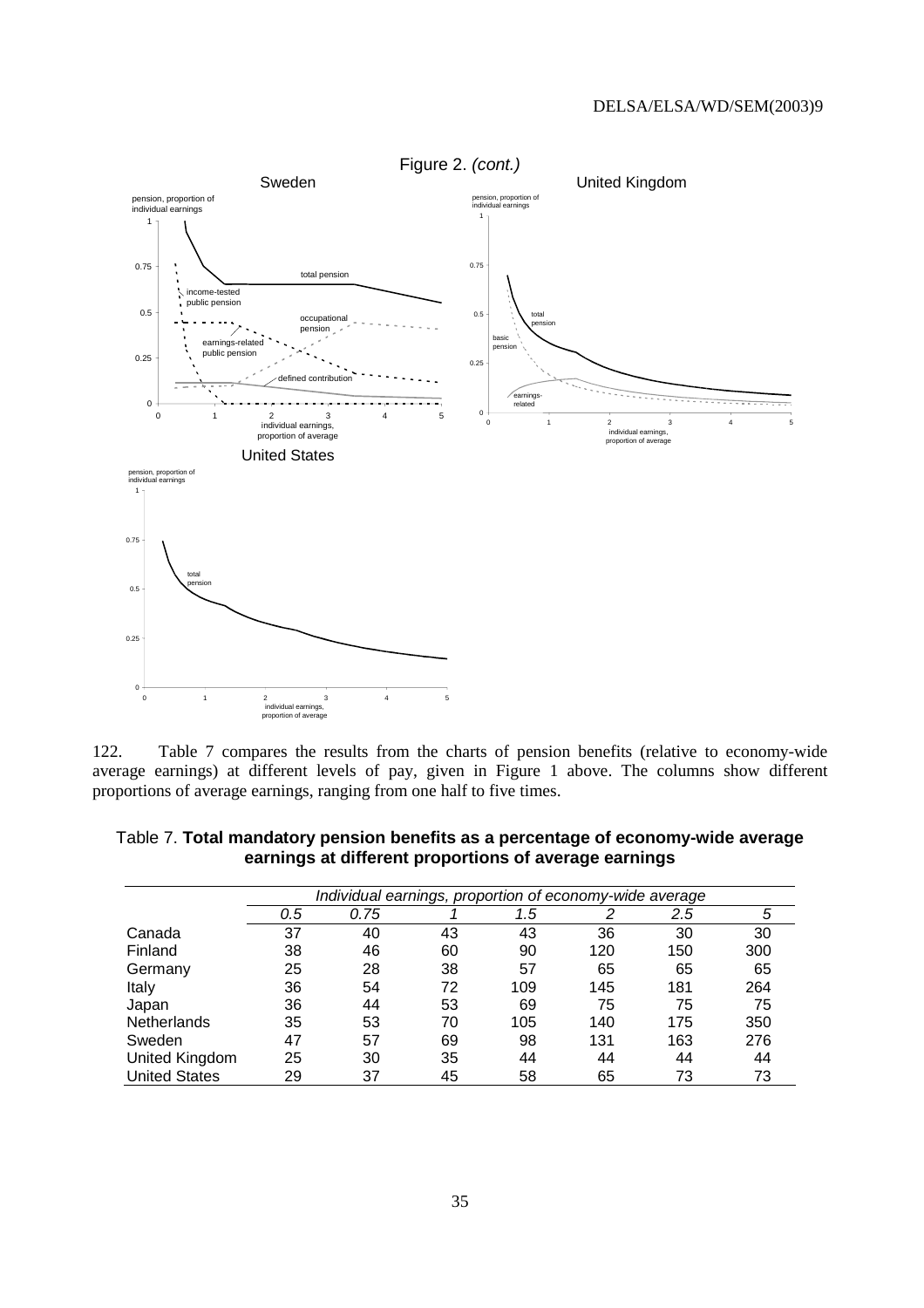Figure 2. *(cont.)*

122. Table 7 compares the results from the charts of pension benefits (relative to economy-wide average earnings) at different levels of pay, given in Figure 1 above. The columns show different proportions of average earnings, ranging from one half to five times.

Table 7. **Total mandatory pension benefits as a percentage of economy-wide average earnings at different proportions of average earnings**

| | *Individual earnings, proportion of economy-wide average* | | | | | | |
|---|---|---|---|---|---|---|---|
| | *0.5* | *0.75* | *1* | *1.5* | *2* | *2.5* | *5* |
| Canada | 37 | 40 | 43 | 43 | 36 | 30 | 30 |
| Finland | 38 | 46 | 60 | 90 | 120 | 150 | 300 |
| Germany | 25 | 28 | 38 | 57 | 65 | 65 | 65 |
| Italy | 36 | 54 | 72 | 109 | 145 | 181 | 264 |
| Japan | 36 | 44 | 53 | 69 | 75 | 75 | 75 |
| Netherlands | 35 | 53 | 70 | 105 | 140 | 175 | 350 |
| Sweden | 47 | 57 | 69 | 98 | 131 | 163 | 276 |
| United Kingdom | 25 | 30 | 35 | 44 | 44 | 44 | 44 |
| United States | 29 | 37 | 45 | 58 | 65 | 73 | 73 |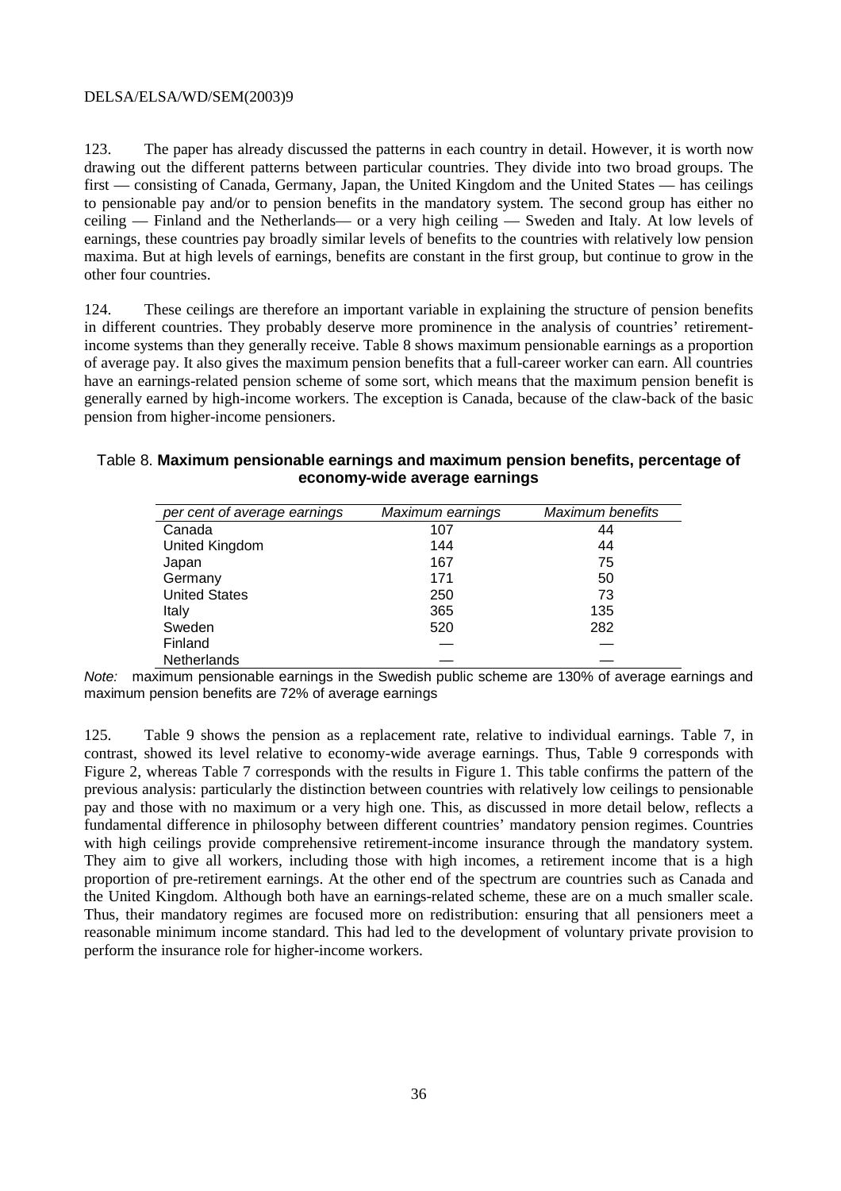123. The paper has already discussed the patterns in each country in detail. However, it is worth now drawing out the different patterns between particular countries. They divide into two broad groups. The first — consisting of Canada, Germany, Japan, the United Kingdom and the United States — has ceilings to pensionable pay and/or to pension benefits in the mandatory system. The second group has either no ceiling — Finland and the Netherlands— or a very high ceiling — Sweden and Italy. At low levels of earnings, these countries pay broadly similar levels of benefits to the countries with relatively low pension maxima. But at high levels of earnings, benefits are constant in the first group, but continue to grow in the other four countries.

124. These ceilings are therefore an important variable in explaining the structure of pension benefits in different countries. They probably deserve more prominence in the analysis of countries' retirement-income systems than they generally receive. Table 8 shows maximum pensionable earnings as a proportion of average pay. It also gives the maximum pension benefits that a full-career worker can earn. All countries have an earnings-related pension scheme of some sort, which means that the maximum pension benefit is generally earned by high-income workers. The exception is Canada, because of the claw-back of the basic pension from higher-income pensioners.

Table 8. **Maximum pensionable earnings and maximum pension benefits, percentage of economy-wide average earnings**

| *per cent of average earnings* | *Maximum earnings* | *Maximum benefits* |
|---|---|---|
| Canada | 107 | 44 |
| United Kingdom | 144 | 44 |
| Japan | 167 | 75 |
| Germany | 171 | 50 |
| United States | 250 | 73 |
| Italy | 365 | 135 |
| Sweden | 520 | 282 |
| Finland | — | — |
| Netherlands | — | — |

*Note:* maximum pensionable earnings in the Swedish public scheme are 130% of average earnings and maximum pension benefits are 72% of average earnings

125. Table 9 shows the pension as a replacement rate, relative to individual earnings. Table 7, in contrast, showed its level relative to economy-wide average earnings. Thus, Table 9 corresponds with Figure 2, whereas Table 7 corresponds with the results in Figure 1. This table confirms the pattern of the previous analysis: particularly the distinction between countries with relatively low ceilings to pensionable pay and those with no maximum or a very high one. This, as discussed in more detail below, reflects a fundamental difference in philosophy between different countries' mandatory pension regimes. Countries with high ceilings provide comprehensive retirement-income insurance through the mandatory system. They aim to give all workers, including those with high incomes, a retirement income that is a high proportion of pre-retirement earnings. At the other end of the spectrum are countries such as Canada and the United Kingdom. Although both have an earnings-related scheme, these are on a much smaller scale. Thus, their mandatory regimes are focused more on redistribution: ensuring that all pensioners meet a reasonable minimum income standard. This had led to the development of voluntary private provision to perform the insurance role for higher-income workers.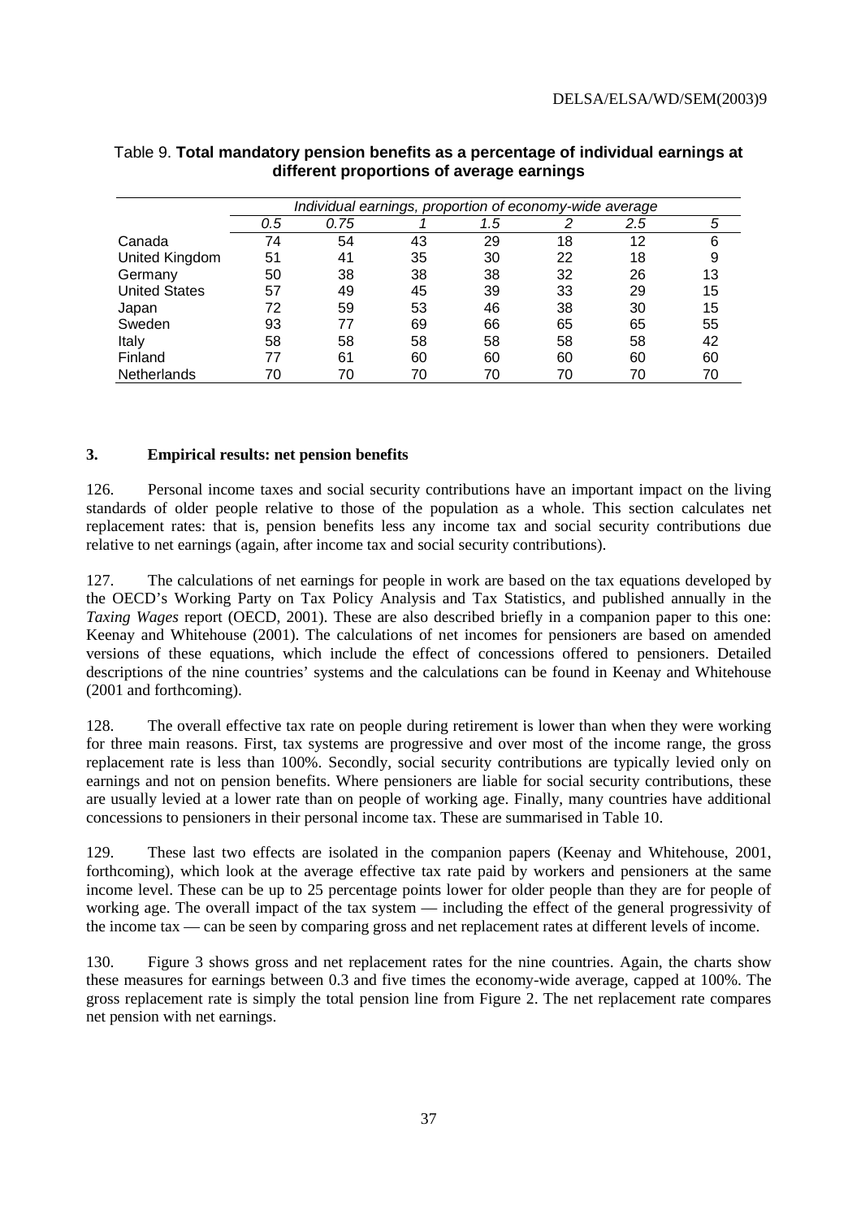Table 9. **Total mandatory pension benefits as a percentage of individual earnings at different proportions of average earnings**

| | *Individual earnings, proportion of economy-wide average* | | | | | | |
|---|---|---|---|---|---|---|---|
| | *0.5* | *0.75* | *1* | *1.5* | *2* | *2.5* | *5* |
| Canada | 74 | 54 | 43 | 29 | 18 | 12 | 6 |
| United Kingdom | 51 | 41 | 35 | 30 | 22 | 18 | 9 |
| Germany | 50 | 38 | 38 | 38 | 32 | 26 | 13 |
| United States | 57 | 49 | 45 | 39 | 33 | 29 | 15 |
| Japan | 72 | 59 | 53 | 46 | 38 | 30 | 15 |
| Sweden | 93 | 77 | 69 | 66 | 65 | 65 | 55 |
| Italy | 58 | 58 | 58 | 58 | 58 | 58 | 42 |
| Finland | 77 | 61 | 60 | 60 | 60 | 60 | 60 |
| Netherlands | 70 | 70 | 70 | 70 | 70 | 70 | 70 |

### 3. Empirical results: net pension benefits

126. Personal income taxes and social security contributions have an important impact on the living standards of older people relative to those of the population as a whole. This section calculates net replacement rates: that is, pension benefits less any income tax and social security contributions due relative to net earnings (again, after income tax and social security contributions).

127. The calculations of net earnings for people in work are based on the tax equations developed by the OECD's Working Party on Tax Policy Analysis and Tax Statistics, and published annually in the *Taxing Wages* report (OECD, 2001). These are also described briefly in a companion paper to this one: Keenay and Whitehouse (2001). The calculations of net incomes for pensioners are based on amended versions of these equations, which include the effect of concessions offered to pensioners. Detailed descriptions of the nine countries' systems and the calculations can be found in Keenay and Whitehouse (2001 and forthcoming).

128. The overall effective tax rate on people during retirement is lower than when they were working for three main reasons. First, tax systems are progressive and over most of the income range, the gross replacement rate is less than 100%. Secondly, social security contributions are typically levied only on earnings and not on pension benefits. Where pensioners are liable for social security contributions, these are usually levied at a lower rate than on people of working age. Finally, many countries have additional concessions to pensioners in their personal income tax. These are summarised in Table 10.

129. These last two effects are isolated in the companion papers (Keenay and Whitehouse, 2001, forthcoming), which look at the average effective tax rate paid by workers and pensioners at the same income level. These can be up to 25 percentage points lower for older people than they are for people of working age. The overall impact of the tax system — including the effect of the general progressivity of the income tax — can be seen by comparing gross and net replacement rates at different levels of income.

130. Figure 3 shows gross and net replacement rates for the nine countries. Again, the charts show these measures for earnings between 0.3 and five times the economy-wide average, capped at 100%. The gross replacement rate is simply the total pension line from Figure 2. The net replacement rate compares net pension with net earnings.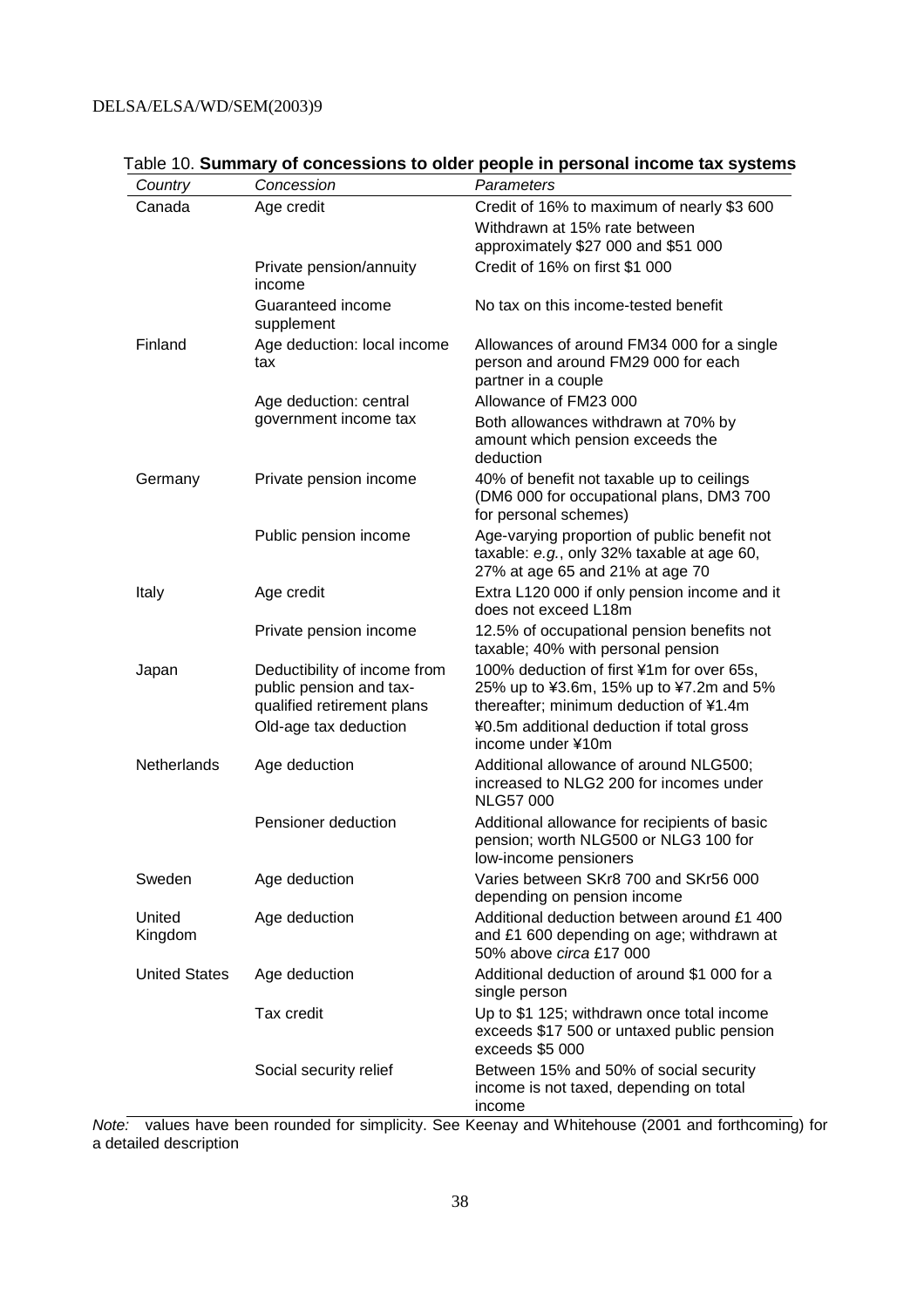Table 10. **Summary of concessions to older people in personal income tax systems**

| *Country* | *Concession* | *Parameters* |
|---|---|---|
| Canada | Age credit | Credit of 16% to maximum of nearly $3 600 |
| | | Withdrawn at 15% rate between approximately $27 000 and $51 000 |
| | Private pension/annuity income | Credit of 16% on first $1 000 |
| | Guaranteed income supplement | No tax on this income-tested benefit |
| Finland | Age deduction: local income tax | Allowances of around FM34 000 for a single person and around FM29 000 for each partner in a couple |
| | Age deduction: central government income tax | Allowance of FM23 000 |
| | | Both allowances withdrawn at 70% by amount which pension exceeds the deduction |
| Germany | Private pension income | 40% of benefit not taxable up to ceilings (DM6 000 for occupational plans, DM3 700 for personal schemes) |
| | Public pension income | Age-varying proportion of public benefit not taxable: *e.g.*, only 32% taxable at age 60, 27% at age 65 and 21% at age 70 |
| Italy | Age credit | Extra L120 000 if only pension income and it does not exceed L18m |
| | Private pension income | 12.5% of occupational pension benefits not taxable; 40% with personal pension |
| Japan | Deductibility of income from public pension and tax-qualified retirement plans | 100% deduction of first ¥1m for over 65s, 25% up to ¥3.6m, 15% up to ¥7.2m and 5% thereafter; minimum deduction of ¥1.4m |
| | Old-age tax deduction | ¥0.5m additional deduction if total gross income under ¥10m |
| Netherlands | Age deduction | Additional allowance of around NLG500; increased to NLG2 200 for incomes under NLG57 000 |
| | Pensioner deduction | Additional allowance for recipients of basic pension; worth NLG500 or NLG3 100 for low-income pensioners |
| Sweden | Age deduction | Varies between SKr8 700 and SKr56 000 depending on pension income |
| United Kingdom | Age deduction | Additional deduction between around £1 400 and £1 600 depending on age; withdrawn at 50% above *circa* £17 000 |
| United States | Age deduction | Additional deduction of around $1 000 for a single person |
| | Tax credit | Up to $1 125; withdrawn once total income exceeds $17 500 or untaxed public pension exceeds $5 000 |
| | Social security relief | Between 15% and 50% of social security income is not taxed, depending on total income |

*Note:* values have been rounded for simplicity. See Keenay and Whitehouse (2001 and forthcoming) for a detailed description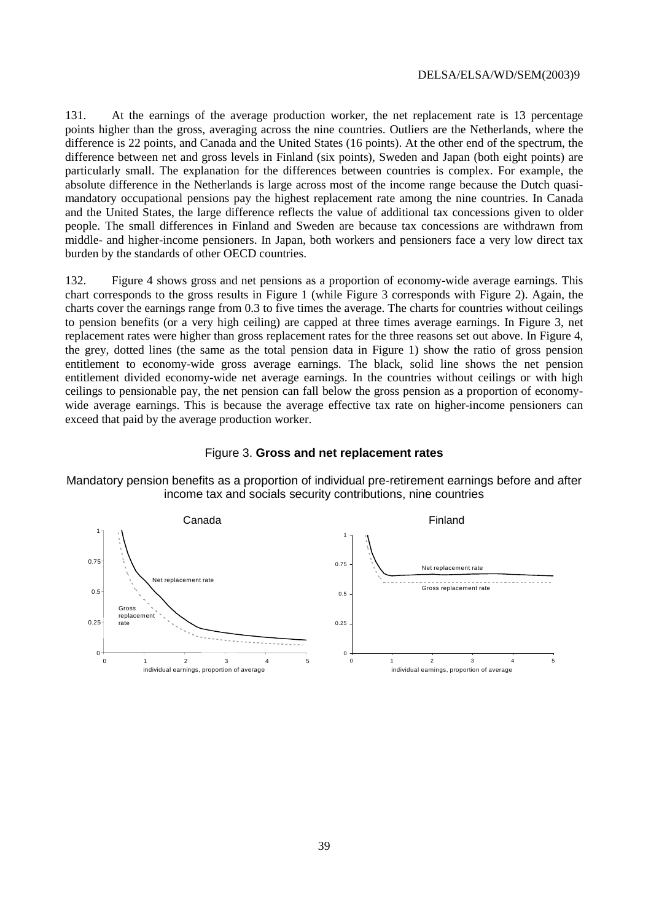131. At the earnings of the average production worker, the net replacement rate is 13 percentage points higher than the gross, averaging across the nine countries. Outliers are the Netherlands, where the difference is 22 points, and Canada and the United States (16 points). At the other end of the spectrum, the difference between net and gross levels in Finland (six points), Sweden and Japan (both eight points) are particularly small. The explanation for the differences between countries is complex. For example, the absolute difference in the Netherlands is large across most of the income range because the Dutch quasi-mandatory occupational pensions pay the highest replacement rate among the nine countries. In Canada and the United States, the large difference reflects the value of additional tax concessions given to older people. The small differences in Finland and Sweden are because tax concessions are withdrawn from middle- and higher-income pensioners. In Japan, both workers and pensioners face a very low direct tax burden by the standards of other OECD countries.

132. Figure 4 shows gross and net pensions as a proportion of economy-wide average earnings. This chart corresponds to the gross results in Figure 1 (while Figure 3 corresponds with Figure 2). Again, the charts cover the earnings range from 0.3 to five times the average. The charts for countries without ceilings to pension benefits (or a very high ceiling) are capped at three times average earnings. In Figure 3, net replacement rates were higher than gross replacement rates for the three reasons set out above. In Figure 4, the grey, dotted lines (the same as the total pension data in Figure 1) show the ratio of gross pension entitlement to economy-wide gross average earnings. The black, solid line shows the net pension entitlement divided economy-wide net average earnings. In the countries without ceilings or with high ceilings to pensionable pay, the net pension can fall below the gross pension as a proportion of economy-wide average earnings. This is because the average effective tax rate on higher-income pensioners can exceed that paid by the average production worker.

Figure 3. **Gross and net replacement rates**

Mandatory pension benefits as a proportion of individual pre-retirement earnings before and after income tax and socials security contributions, nine countries

Canada

Net replacement rate

Gross replacement rate

individual earnings, proportion of average

Finland

Net replacement rate

Gross replacement rate

individual earnings, proportion of average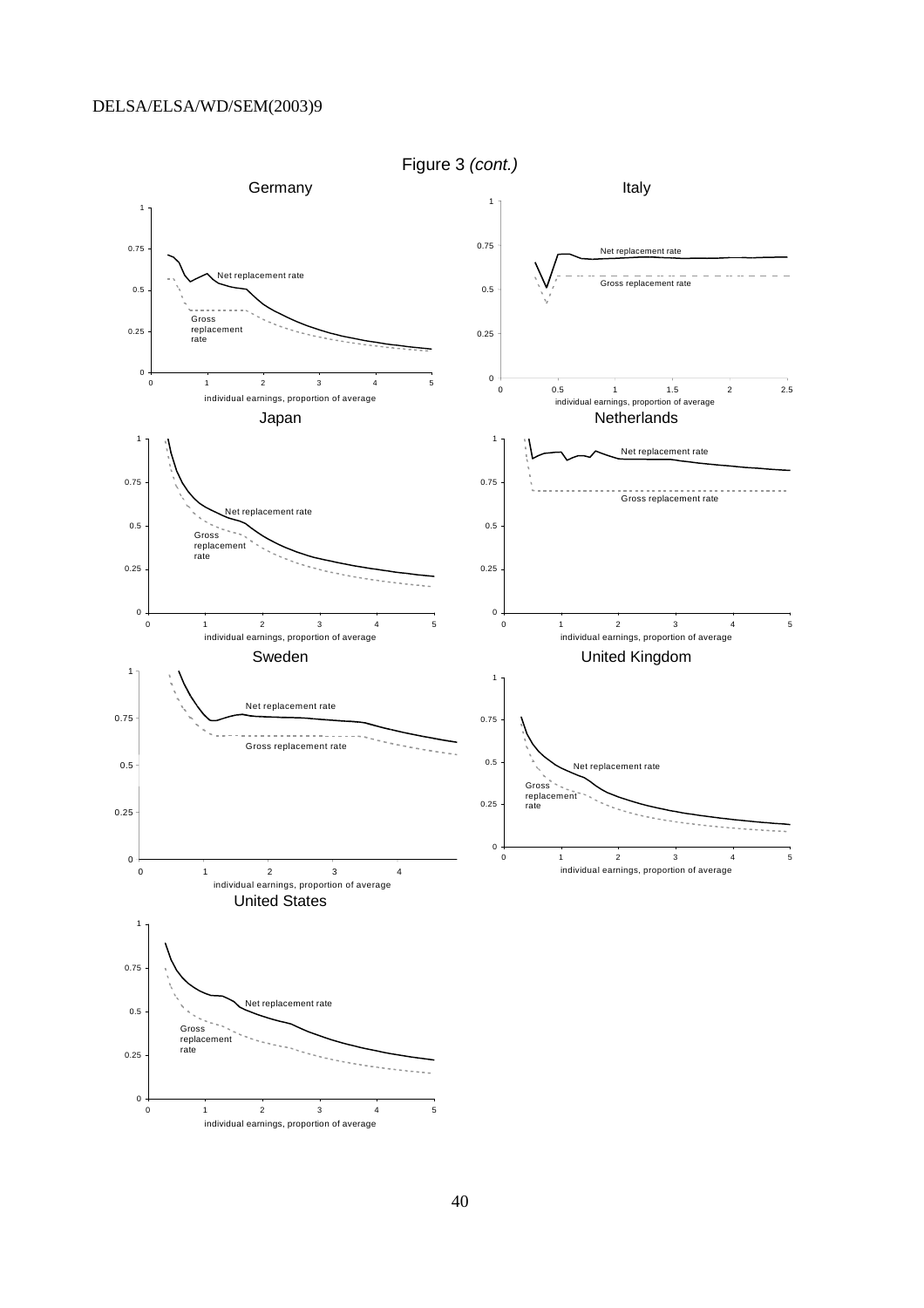Figure 3 *(cont.)*

Germany

Italy

Japan

Netherlands

Sweden

United Kingdom

United States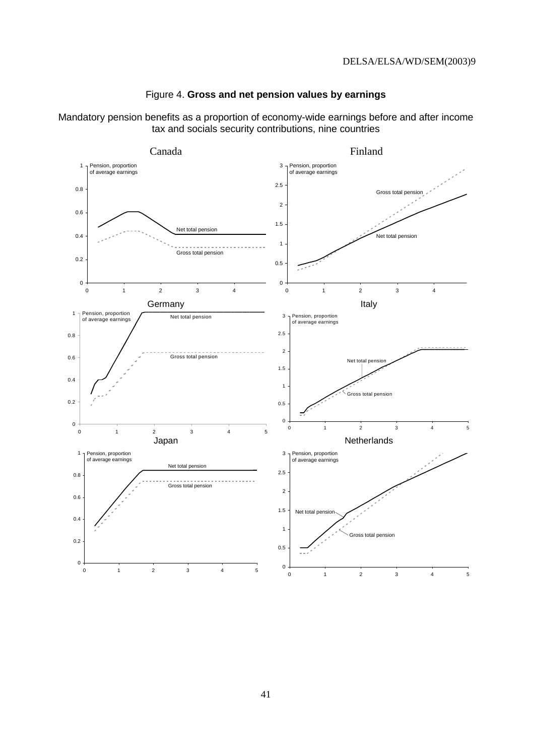Figure 4. **Gross and net pension values by earnings**

Mandatory pension benefits as a proportion of economy-wide earnings before and after income tax and socials security contributions, nine countries

Canada

Pension, proportion of average earnings

Net total pension

Gross total pension

Finland

Pension, proportion of average earnings

Gross total pension

Net total pension

Germany

Pension, proportion of average earnings

Net total pension

Gross total pension

Italy

Pension, proportion of average earnings

Net total pension

Gross total pension

Japan

Pension, proportion of average earnings

Net total pension

Gross total pension

Netherlands

Pension, proportion of average earnings

Net total pension

Gross total pension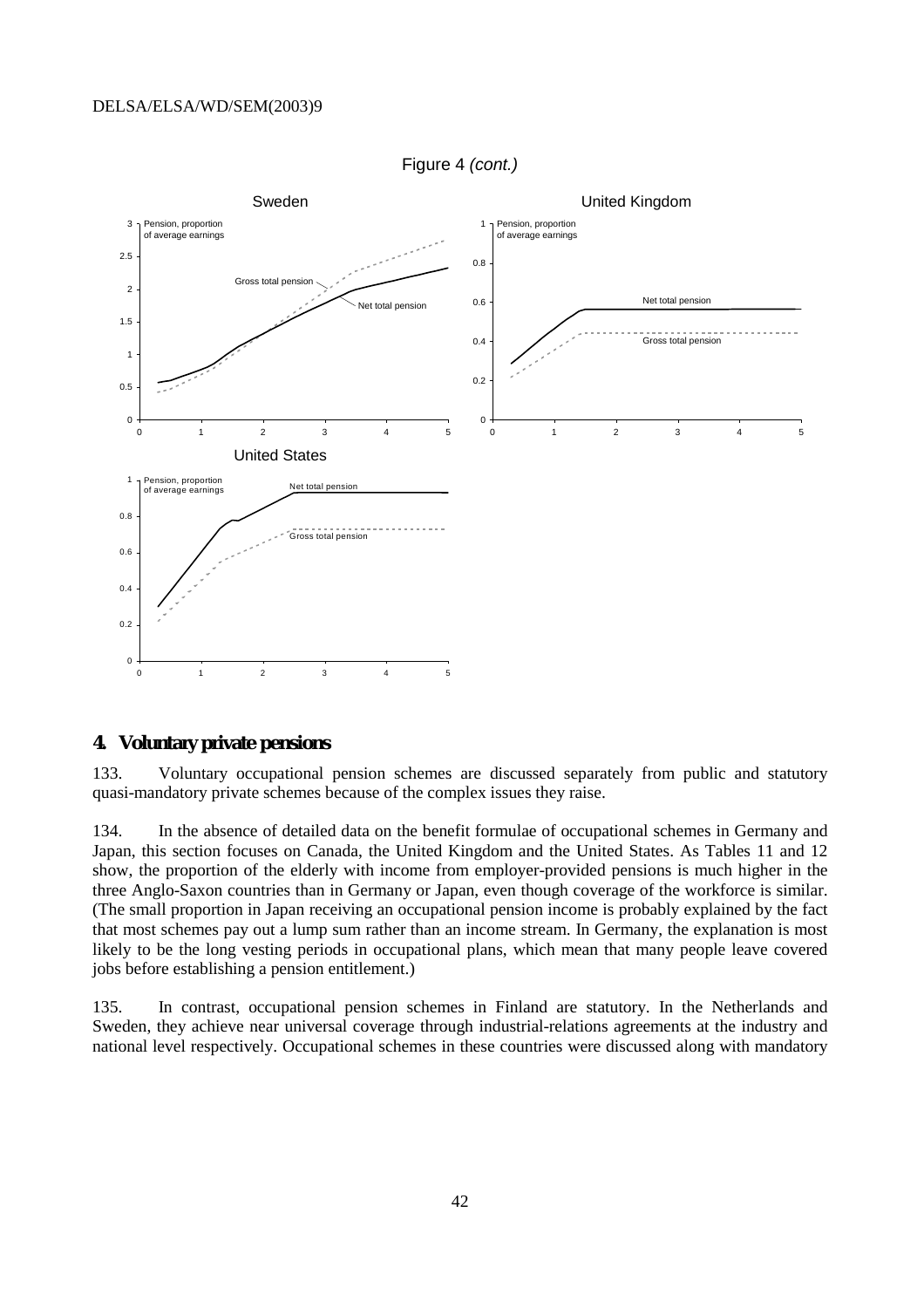Figure 4 *(cont.)*

## 4. Voluntary private pensions

133. Voluntary occupational pension schemes are discussed separately from public and statutory quasi-mandatory private schemes because of the complex issues they raise.

134. In the absence of detailed data on the benefit formulae of occupational schemes in Germany and Japan, this section focuses on Canada, the United Kingdom and the United States. As Tables 11 and 12 show, the proportion of the elderly with income from employer-provided pensions is much higher in the three Anglo-Saxon countries than in Germany or Japan, even though coverage of the workforce is similar. (The small proportion in Japan receiving an occupational pension income is probably explained by the fact that most schemes pay out a lump sum rather than an income stream. In Germany, the explanation is most likely to be the long vesting periods in occupational plans, which mean that many people leave covered jobs before establishing a pension entitlement.)

135. In contrast, occupational pension schemes in Finland are statutory. In the Netherlands and Sweden, they achieve near universal coverage through industrial-relations agreements at the industry and national level respectively. Occupational schemes in these countries were discussed along with mandatory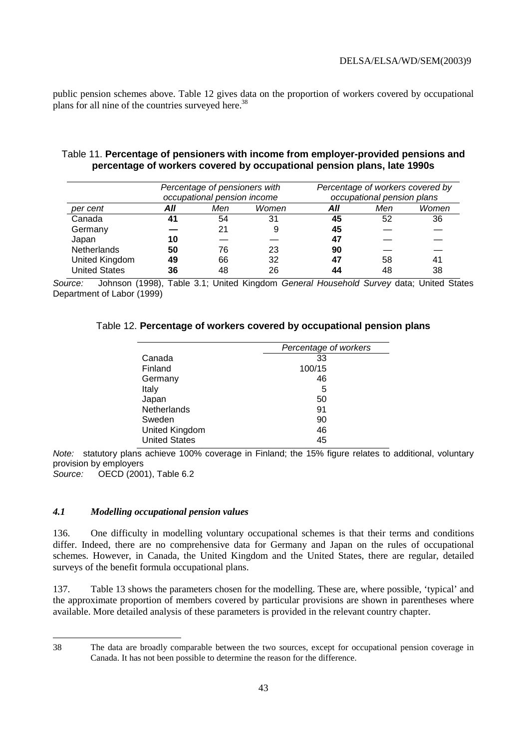public pension schemes above. Table 12 gives data on the proportion of workers covered by occupational plans for all nine of the countries surveyed here.[38]

Table 11. **Percentage of pensioners with income from employer-provided pensions and percentage of workers covered by occupational pension plans, late 1990s**

| | *Percentage of pensioners with occupational pension income* | | | *Percentage of workers covered by occupational pension plans* | | |
|---|---|---|---|---|---|---|
| *per cent* | ***All*** | *Men* | *Women* | ***All*** | *Men* | *Women* |
| Canada | **41** | 54 | 31 | **45** | 52 | 36 |
| Germany | **—** | 21 | 9 | **45** | — | — |
| Japan | **10** | — | — | **47** | — | — |
| Netherlands | **50** | 76 | 23 | **90** | — | — |
| United Kingdom | **49** | 66 | 32 | **47** | 58 | 41 |
| United States | **36** | 48 | 26 | **44** | 48 | 38 |

*Source:* Johnson (1998), Table 3.1; United Kingdom *General Household Survey* data; United States Department of Labor (1999)

Table 12. **Percentage of workers covered by occupational pension plans**

| | *Percentage of workers* |
|---|---|
| Canada | 33 |
| Finland | 100/15 |
| Germany | 46 |
| Italy | 5 |
| Japan | 50 |
| Netherlands | 91 |
| Sweden | 90 |
| United Kingdom | 46 |
| United States | 45 |

*Note:* statutory plans achieve 100% coverage in Finland; the 15% figure relates to additional, voluntary provision by employers
*Source:* OECD (2001), Table 6.2

### *4.1 Modelling occupational pension values*

136. One difficulty in modelling voluntary occupational schemes is that their terms and conditions differ. Indeed, there are no comprehensive data for Germany and Japan on the rules of occupational schemes. However, in Canada, the United Kingdom and the United States, there are regular, detailed surveys of the benefit formula occupational plans.

137. Table 13 shows the parameters chosen for the modelling. These are, where possible, 'typical' and the approximate proportion of members covered by particular provisions are shown in parentheses where available. More detailed analysis of these parameters is provided in the relevant country chapter.

38 The data are broadly comparable between the two sources, except for occupational pension coverage in Canada. It has not been possible to determine the reason for the difference.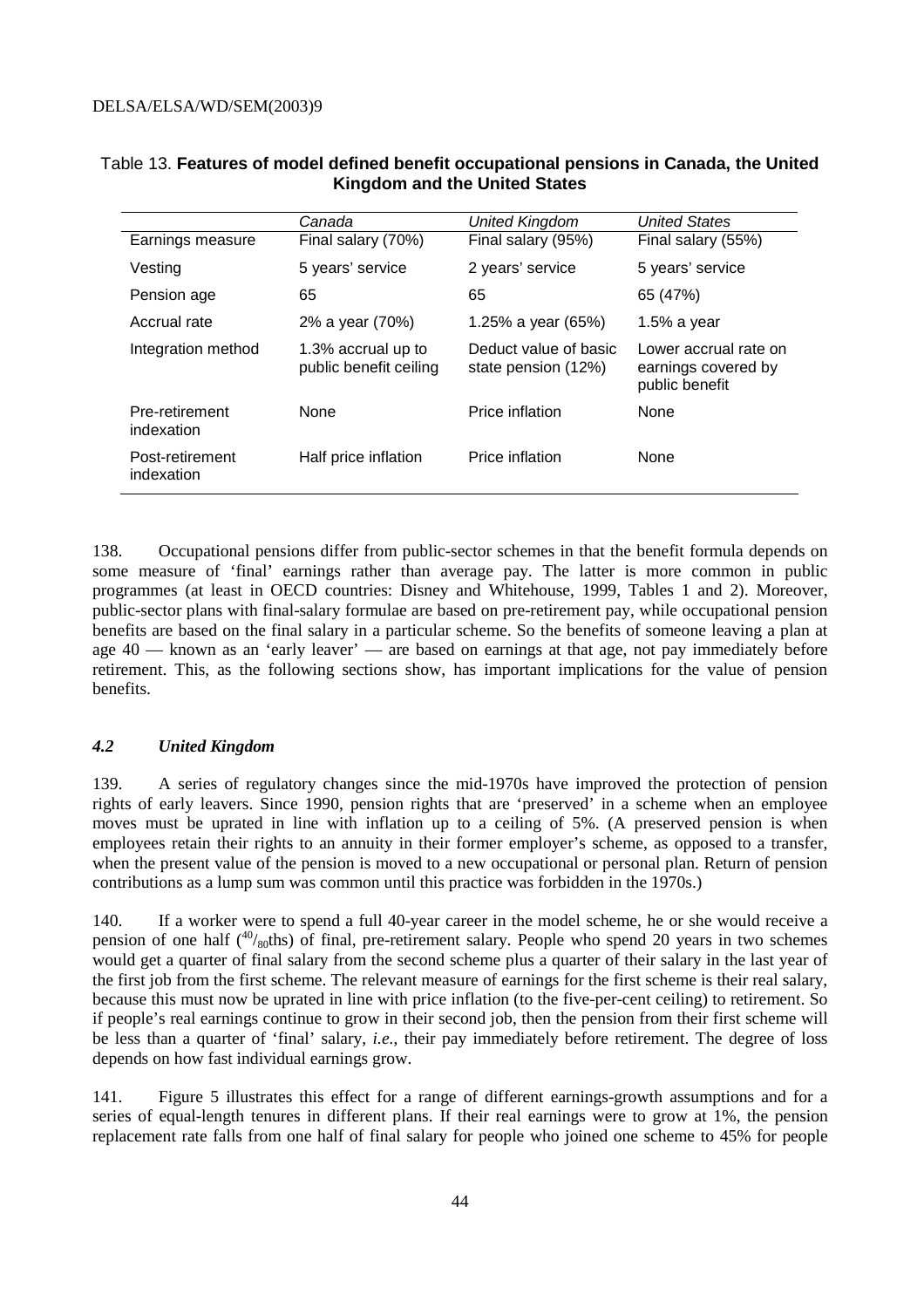Table 13. **Features of model defined benefit occupational pensions in Canada, the United Kingdom and the United States**

| | *Canada* | *United Kingdom* | *United States* |
|---|---|---|---|
| Earnings measure | Final salary (70%) | Final salary (95%) | Final salary (55%) |
| Vesting | 5 years' service | 2 years' service | 5 years' service |
| Pension age | 65 | 65 | 65 (47%) |
| Accrual rate | 2% a year (70%) | 1.25% a year (65%) | 1.5% a year |
| Integration method | 1.3% accrual up to public benefit ceiling | Deduct value of basic state pension (12%) | Lower accrual rate on earnings covered by public benefit |
| Pre-retirement indexation | None | Price inflation | None |
| Post-retirement indexation | Half price inflation | Price inflation | None |

138. Occupational pensions differ from public-sector schemes in that the benefit formula depends on some measure of 'final' earnings rather than average pay. The latter is more common in public programmes (at least in OECD countries: Disney and Whitehouse, 1999, Tables 1 and 2). Moreover, public-sector plans with final-salary formulae are based on pre-retirement pay, while occupational pension benefits are based on the final salary in a particular scheme. So the benefits of someone leaving a plan at age 40 — known as an 'early leaver' — are based on earnings at that age, not pay immediately before retirement. This, as the following sections show, has important implications for the value of pension benefits.

### *4.2 United Kingdom*

139. A series of regulatory changes since the mid-1970s have improved the protection of pension rights of early leavers. Since 1990, pension rights that are 'preserved' in a scheme when an employee moves must be uprated in line with inflation up to a ceiling of 5%. (A preserved pension is when employees retain their rights to an annuity in their former employer's scheme, as opposed to a transfer, when the present value of the pension is moved to a new occupational or personal plan. Return of pension contributions as a lump sum was common until this practice was forbidden in the 1970s.)

140. If a worker were to spend a full 40-year career in the model scheme, he or she would receive a pension of one half ($^{40}/_{80}$ths) of final, pre-retirement salary. People who spend 20 years in two schemes would get a quarter of final salary from the second scheme plus a quarter of their salary in the last year of the first job from the first scheme. The relevant measure of earnings for the first scheme is their real salary, because this must now be uprated in line with price inflation (to the five-per-cent ceiling) to retirement. So if people's real earnings continue to grow in their second job, then the pension from their first scheme will be less than a quarter of 'final' salary, *i.e.*, their pay immediately before retirement. The degree of loss depends on how fast individual earnings grow.

141. Figure 5 illustrates this effect for a range of different earnings-growth assumptions and for a series of equal-length tenures in different plans. If their real earnings were to grow at 1%, the pension replacement rate falls from one half of final salary for people who joined one scheme to 45% for people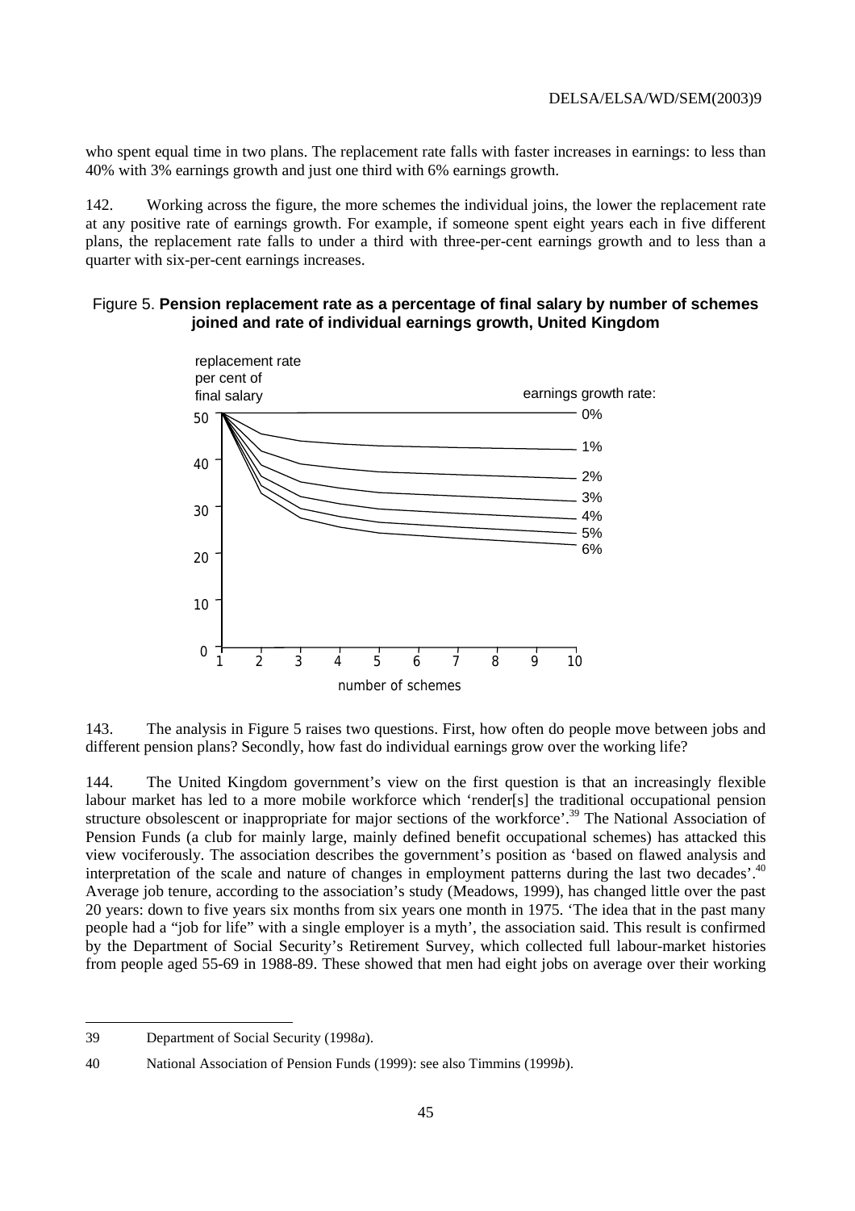who spent equal time in two plans. The replacement rate falls with faster increases in earnings: to less than 40% with 3% earnings growth and just one third with 6% earnings growth.

142. Working across the figure, the more schemes the individual joins, the lower the replacement rate at any positive rate of earnings growth. For example, if someone spent eight years each in five different plans, the replacement rate falls to under a third with three-per-cent earnings growth and to less than a quarter with six-per-cent earnings increases.

Figure 5. **Pension replacement rate as a percentage of final salary by number of schemes joined and rate of individual earnings growth, United Kingdom**

143. The analysis in Figure 5 raises two questions. First, how often do people move between jobs and different pension plans? Secondly, how fast do individual earnings grow over the working life?

144. The United Kingdom government's view on the first question is that an increasingly flexible labour market has led to a more mobile workforce which 'render[s] the traditional occupational pension structure obsolescent or inappropriate for major sections of the workforce'.[39] The National Association of Pension Funds (a club for mainly large, mainly defined benefit occupational schemes) has attacked this view vociferously. The association describes the government's position as 'based on flawed analysis and interpretation of the scale and nature of changes in employment patterns during the last two decades'.[40] Average job tenure, according to the association's study (Meadows, 1999), has changed little over the past 20 years: down to five years six months from six years one month in 1975. 'The idea that in the past many people had a "job for life" with a single employer is a myth', the association said. This result is confirmed by the Department of Social Security's Retirement Survey, which collected full labour-market histories from people aged 55-69 in 1988-89. These showed that men had eight jobs on average over their working

39 Department of Social Security (1998*a*).

40 National Association of Pension Funds (1999): see also Timmins (1999*b*).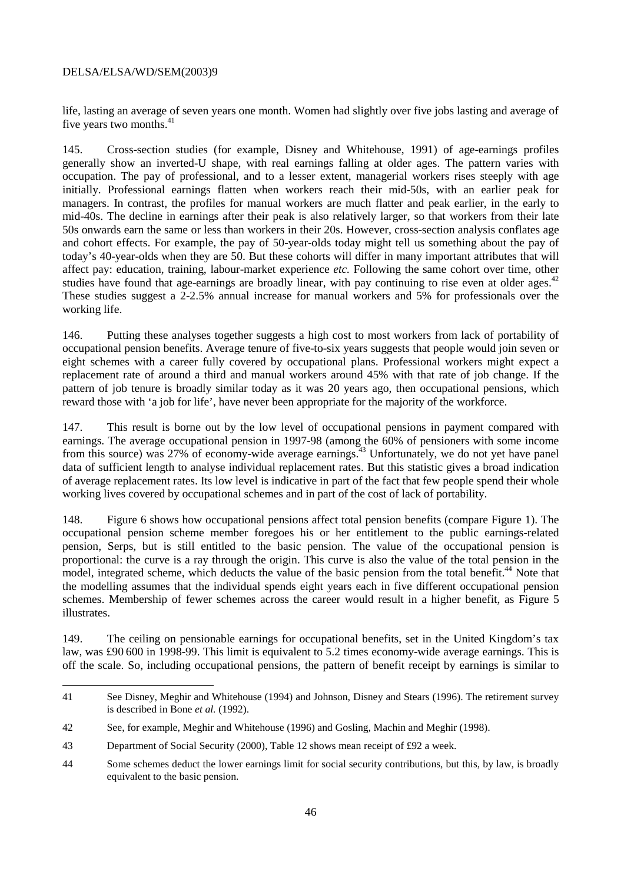life, lasting an average of seven years one month. Women had slightly over five jobs lasting and average of five years two months.[41]

145. Cross-section studies (for example, Disney and Whitehouse, 1991) of age-earnings profiles generally show an inverted-U shape, with real earnings falling at older ages. The pattern varies with occupation. The pay of professional, and to a lesser extent, managerial workers rises steeply with age initially. Professional earnings flatten when workers reach their mid-50s, with an earlier peak for managers. In contrast, the profiles for manual workers are much flatter and peak earlier, in the early to mid-40s. The decline in earnings after their peak is also relatively larger, so that workers from their late 50s onwards earn the same or less than workers in their 20s. However, cross-section analysis conflates age and cohort effects. For example, the pay of 50-year-olds today might tell us something about the pay of today's 40-year-olds when they are 50. But these cohorts will differ in many important attributes that will affect pay: education, training, labour-market experience *etc.* Following the same cohort over time, other studies have found that age-earnings are broadly linear, with pay continuing to rise even at older ages.[42] These studies suggest a 2-2.5% annual increase for manual workers and 5% for professionals over the working life.

146. Putting these analyses together suggests a high cost to most workers from lack of portability of occupational pension benefits. Average tenure of five-to-six years suggests that people would join seven or eight schemes with a career fully covered by occupational plans. Professional workers might expect a replacement rate of around a third and manual workers around 45% with that rate of job change. If the pattern of job tenure is broadly similar today as it was 20 years ago, then occupational pensions, which reward those with 'a job for life', have never been appropriate for the majority of the workforce.

147. This result is borne out by the low level of occupational pensions in payment compared with earnings. The average occupational pension in 1997-98 (among the 60% of pensioners with some income from this source) was 27% of economy-wide average earnings.[43] Unfortunately, we do not yet have panel data of sufficient length to analyse individual replacement rates. But this statistic gives a broad indication of average replacement rates. Its low level is indicative in part of the fact that few people spend their whole working lives covered by occupational schemes and in part of the cost of lack of portability.

148. Figure 6 shows how occupational pensions affect total pension benefits (compare Figure 1). The occupational pension scheme member foregoes his or her entitlement to the public earnings-related pension, Serps, but is still entitled to the basic pension. The value of the occupational pension is proportional: the curve is a ray through the origin. This curve is also the value of the total pension in the model, integrated scheme, which deducts the value of the basic pension from the total benefit.[44] Note that the modelling assumes that the individual spends eight years each in five different occupational pension schemes. Membership of fewer schemes across the career would result in a higher benefit, as Figure 5 illustrates.

149. The ceiling on pensionable earnings for occupational benefits, set in the United Kingdom's tax law, was £90 600 in 1998-99. This limit is equivalent to 5.2 times economy-wide average earnings. This is off the scale. So, including occupational pensions, the pattern of benefit receipt by earnings is similar to

---

41 See Disney, Meghir and Whitehouse (1994) and Johnson, Disney and Stears (1996). The retirement survey is described in Bone *et al.* (1992).

42 See, for example, Meghir and Whitehouse (1996) and Gosling, Machin and Meghir (1998).

43 Department of Social Security (2000), Table 12 shows mean receipt of £92 a week.

44 Some schemes deduct the lower earnings limit for social security contributions, but this, by law, is broadly equivalent to the basic pension.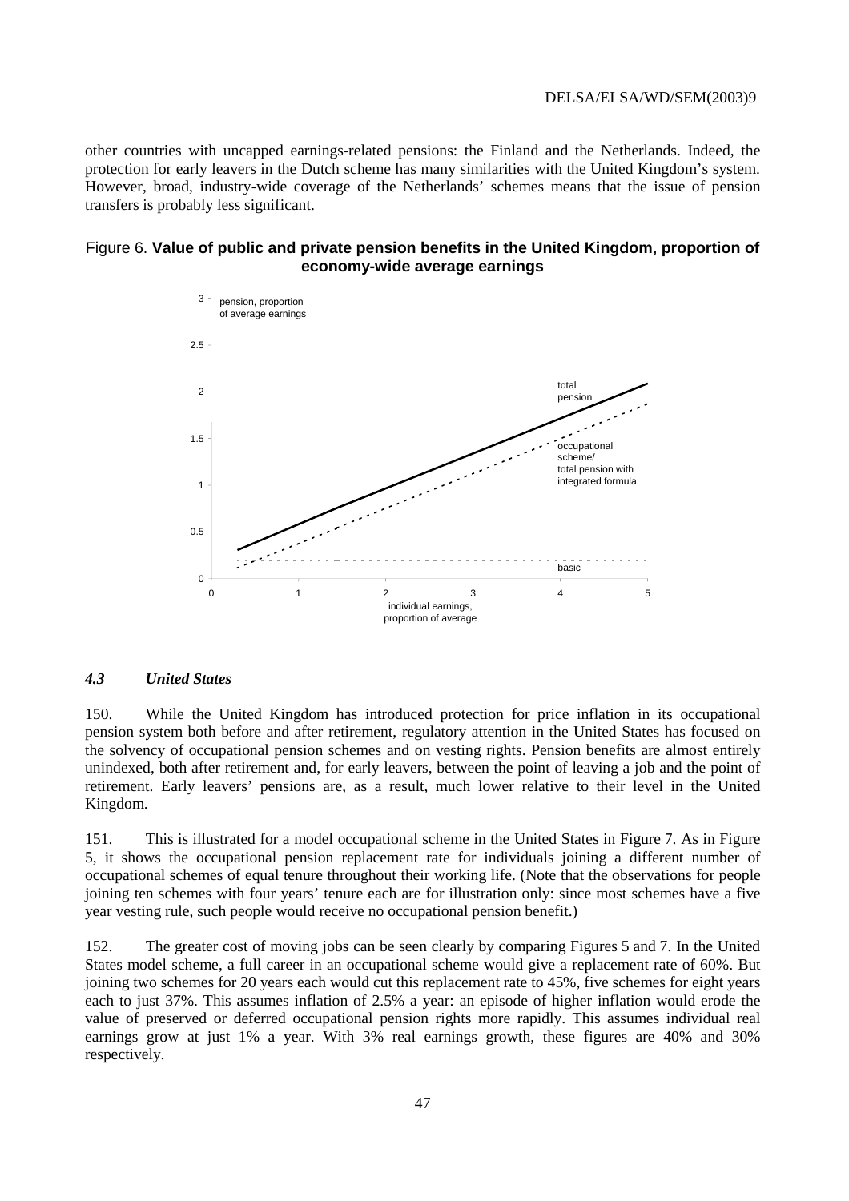other countries with uncapped earnings-related pensions: the Finland and the Netherlands. Indeed, the protection for early leavers in the Dutch scheme has many similarities with the United Kingdom's system. However, broad, industry-wide coverage of the Netherlands' schemes means that the issue of pension transfers is probably less significant.

Figure 6. **Value of public and private pension benefits in the United Kingdom, proportion of economy-wide average earnings**

### *4.3 United States*

150. While the United Kingdom has introduced protection for price inflation in its occupational pension system both before and after retirement, regulatory attention in the United States has focused on the solvency of occupational pension schemes and on vesting rights. Pension benefits are almost entirely unindexed, both after retirement and, for early leavers, between the point of leaving a job and the point of retirement. Early leavers' pensions are, as a result, much lower relative to their level in the United Kingdom.

151. This is illustrated for a model occupational scheme in the United States in Figure 7. As in Figure 5, it shows the occupational pension replacement rate for individuals joining a different number of occupational schemes of equal tenure throughout their working life. (Note that the observations for people joining ten schemes with four years' tenure each are for illustration only: since most schemes have a five year vesting rule, such people would receive no occupational pension benefit.)

152. The greater cost of moving jobs can be seen clearly by comparing Figures 5 and 7. In the United States model scheme, a full career in an occupational scheme would give a replacement rate of 60%. But joining two schemes for 20 years each would cut this replacement rate to 45%, five schemes for eight years each to just 37%. This assumes inflation of 2.5% a year: an episode of higher inflation would erode the value of preserved or deferred occupational pension rights more rapidly. This assumes individual real earnings grow at just 1% a year. With 3% real earnings growth, these figures are 40% and 30% respectively.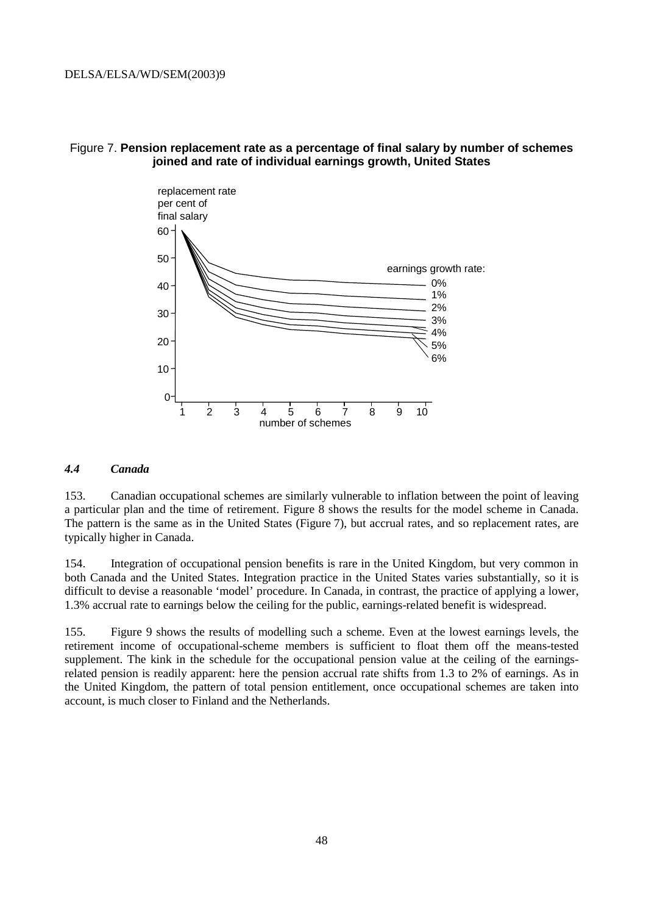Figure 7. **Pension replacement rate as a percentage of final salary by number of schemes joined and rate of individual earnings growth, United States**

### *4.4 Canada*

153. Canadian occupational schemes are similarly vulnerable to inflation between the point of leaving a particular plan and the time of retirement. Figure 8 shows the results for the model scheme in Canada. The pattern is the same as in the United States (Figure 7), but accrual rates, and so replacement rates, are typically higher in Canada.

154. Integration of occupational pension benefits is rare in the United Kingdom, but very common in both Canada and the United States. Integration practice in the United States varies substantially, so it is difficult to devise a reasonable 'model' procedure. In Canada, in contrast, the practice of applying a lower, 1.3% accrual rate to earnings below the ceiling for the public, earnings-related benefit is widespread.

155. Figure 9 shows the results of modelling such a scheme. Even at the lowest earnings levels, the retirement income of occupational-scheme members is sufficient to float them off the means-tested supplement. The kink in the schedule for the occupational pension value at the ceiling of the earnings-related pension is readily apparent: here the pension accrual rate shifts from 1.3 to 2% of earnings. As in the United Kingdom, the pattern of total pension entitlement, once occupational schemes are taken into account, is much closer to Finland and the Netherlands.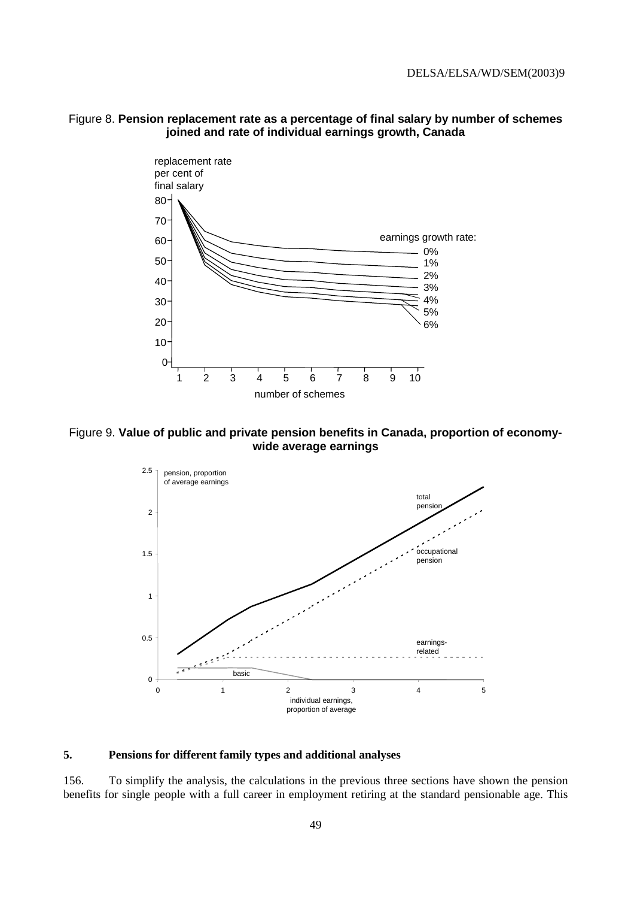Figure 8. **Pension replacement rate as a percentage of final salary by number of schemes joined and rate of individual earnings growth, Canada**

Figure 9. **Value of public and private pension benefits in Canada, proportion of economy-wide average earnings**

## 5. Pensions for different family types and additional analyses

156. To simplify the analysis, the calculations in the previous three sections have shown the pension benefits for single people with a full career in employment retiring at the standard pensionable age. This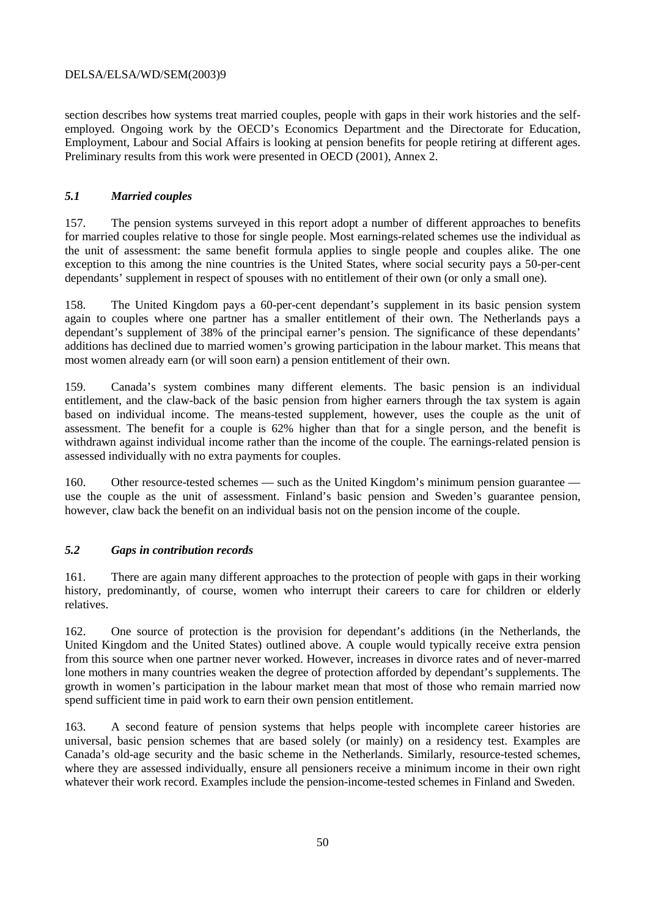section describes how systems treat married couples, people with gaps in their work histories and the self-employed. Ongoing work by the OECD's Economics Department and the Directorate for Education, Employment, Labour and Social Affairs is looking at pension benefits for people retiring at different ages. Preliminary results from this work were presented in OECD (2001), Annex 2.

### *5.1 Married couples*

157. The pension systems surveyed in this report adopt a number of different approaches to benefits for married couples relative to those for single people. Most earnings-related schemes use the individual as the unit of assessment: the same benefit formula applies to single people and couples alike. The one exception to this among the nine countries is the United States, where social security pays a 50-per-cent dependants' supplement in respect of spouses with no entitlement of their own (or only a small one).

158. The United Kingdom pays a 60-per-cent dependant's supplement in its basic pension system again to couples where one partner has a smaller entitlement of their own. The Netherlands pays a dependant's supplement of 38% of the principal earner's pension. The significance of these dependants' additions has declined due to married women's growing participation in the labour market. This means that most women already earn (or will soon earn) a pension entitlement of their own.

159. Canada's system combines many different elements. The basic pension is an individual entitlement, and the claw-back of the basic pension from higher earners through the tax system is again based on individual income. The means-tested supplement, however, uses the couple as the unit of assessment. The benefit for a couple is 62% higher than that for a single person, and the benefit is withdrawn against individual income rather than the income of the couple. The earnings-related pension is assessed individually with no extra payments for couples.

160. Other resource-tested schemes — such as the United Kingdom's minimum pension guarantee — use the couple as the unit of assessment. Finland's basic pension and Sweden's guarantee pension, however, claw back the benefit on an individual basis not on the pension income of the couple.

### *5.2 Gaps in contribution records*

161. There are again many different approaches to the protection of people with gaps in their working history, predominantly, of course, women who interrupt their careers to care for children or elderly relatives.

162. One source of protection is the provision for dependant's additions (in the Netherlands, the United Kingdom and the United States) outlined above. A couple would typically receive extra pension from this source when one partner never worked. However, increases in divorce rates and of never-marred lone mothers in many countries weaken the degree of protection afforded by dependant's supplements. The growth in women's participation in the labour market mean that most of those who remain married now spend sufficient time in paid work to earn their own pension entitlement.

163. A second feature of pension systems that helps people with incomplete career histories are universal, basic pension schemes that are based solely (or mainly) on a residency test. Examples are Canada's old-age security and the basic scheme in the Netherlands. Similarly, resource-tested schemes, where they are assessed individually, ensure all pensioners receive a minimum income in their own right whatever their work record. Examples include the pension-income-tested schemes in Finland and Sweden.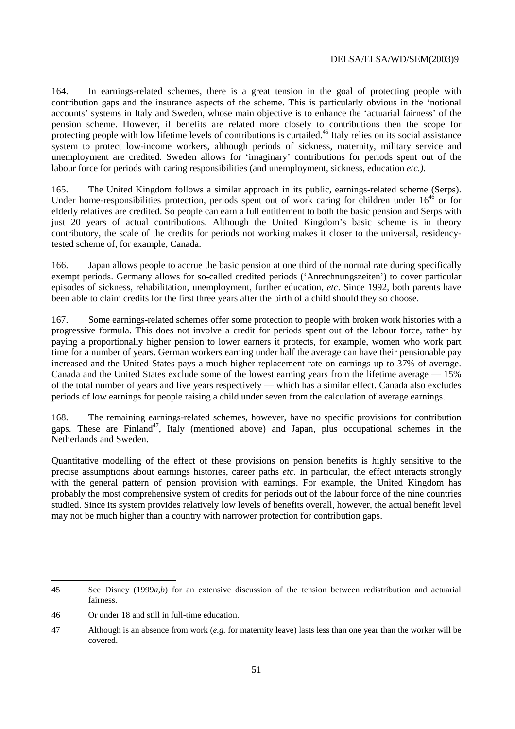164. In earnings-related schemes, there is a great tension in the goal of protecting people with contribution gaps and the insurance aspects of the scheme. This is particularly obvious in the 'notional accounts' systems in Italy and Sweden, whose main objective is to enhance the 'actuarial fairness' of the pension scheme. However, if benefits are related more closely to contributions then the scope for protecting people with low lifetime levels of contributions is curtailed.[45] Italy relies on its social assistance system to protect low-income workers, although periods of sickness, maternity, military service and unemployment are credited. Sweden allows for 'imaginary' contributions for periods spent out of the labour force for periods with caring responsibilities (and unemployment, sickness, education *etc.)*.

165. The United Kingdom follows a similar approach in its public, earnings-related scheme (Serps). Under home-responsibilities protection, periods spent out of work caring for children under 16[46] or for elderly relatives are credited. So people can earn a full entitlement to both the basic pension and Serps with just 20 years of actual contributions. Although the United Kingdom's basic scheme is in theory contributory, the scale of the credits for periods not working makes it closer to the universal, residency-tested scheme of, for example, Canada.

166. Japan allows people to accrue the basic pension at one third of the normal rate during specifically exempt periods. Germany allows for so-called credited periods ('Anrechnungszeiten') to cover particular episodes of sickness, rehabilitation, unemployment, further education, *etc*. Since 1992, both parents have been able to claim credits for the first three years after the birth of a child should they so choose.

167. Some earnings-related schemes offer some protection to people with broken work histories with a progressive formula. This does not involve a credit for periods spent out of the labour force, rather by paying a proportionally higher pension to lower earners it protects, for example, women who work part time for a number of years. German workers earning under half the average can have their pensionable pay increased and the United States pays a much higher replacement rate on earnings up to 37% of average. Canada and the United States exclude some of the lowest earning years from the lifetime average — 15% of the total number of years and five years respectively — which has a similar effect. Canada also excludes periods of low earnings for people raising a child under seven from the calculation of average earnings.

168. The remaining earnings-related schemes, however, have no specific provisions for contribution gaps. These are Finland[47], Italy (mentioned above) and Japan, plus occupational schemes in the Netherlands and Sweden.

Quantitative modelling of the effect of these provisions on pension benefits is highly sensitive to the precise assumptions about earnings histories, career paths *etc*. In particular, the effect interacts strongly with the general pattern of pension provision with earnings. For example, the United Kingdom has probably the most comprehensive system of credits for periods out of the labour force of the nine countries studied. Since its system provides relatively low levels of benefits overall, however, the actual benefit level may not be much higher than a country with narrower protection for contribution gaps.

---

45 See Disney (1999*a*,*b*) for an extensive discussion of the tension between redistribution and actuarial fairness.

46 Or under 18 and still in full-time education.

47 Although is an absence from work (*e.g.* for maternity leave) lasts less than one year than the worker will be covered.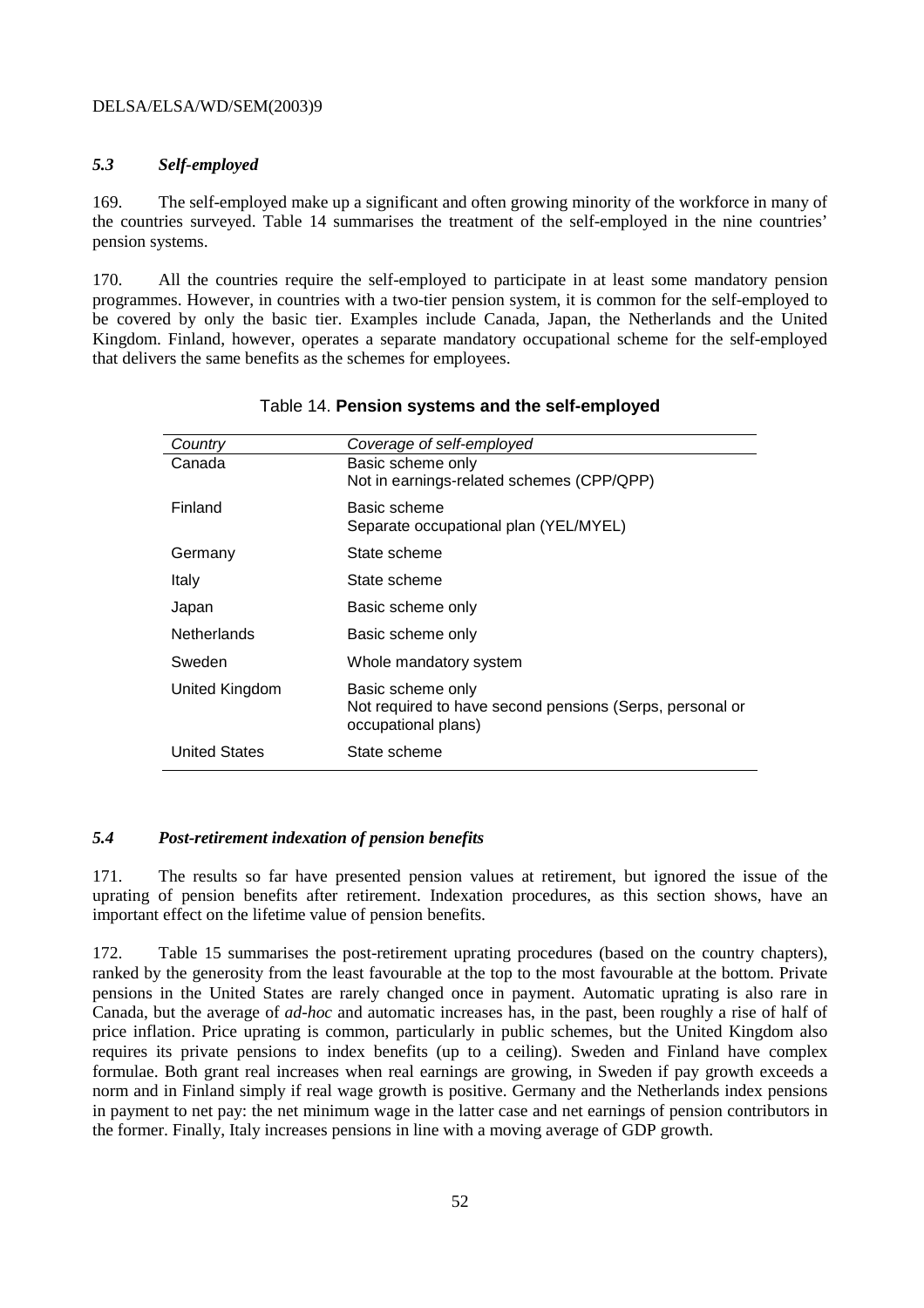### *5.3 Self-employed*

169. The self-employed make up a significant and often growing minority of the workforce in many of the countries surveyed. Table 14 summarises the treatment of the self-employed in the nine countries' pension systems.

170. All the countries require the self-employed to participate in at least some mandatory pension programmes. However, in countries with a two-tier pension system, it is common for the self-employed to be covered by only the basic tier. Examples include Canada, Japan, the Netherlands and the United Kingdom. Finland, however, operates a separate mandatory occupational scheme for the self-employed that delivers the same benefits as the schemes for employees.

Table 14. **Pension systems and the self-employed**

| *Country* | *Coverage of self-employed* |
|---|---|
| Canada | Basic scheme only<br>Not in earnings-related schemes (CPP/QPP) |
| Finland | Basic scheme<br>Separate occupational plan (YEL/MYEL) |
| Germany | State scheme |
| Italy | State scheme |
| Japan | Basic scheme only |
| Netherlands | Basic scheme only |
| Sweden | Whole mandatory system |
| United Kingdom | Basic scheme only<br>Not required to have second pensions (Serps, personal or occupational plans) |
| United States | State scheme |

### *5.4 Post-retirement indexation of pension benefits*

171. The results so far have presented pension values at retirement, but ignored the issue of the uprating of pension benefits after retirement. Indexation procedures, as this section shows, have an important effect on the lifetime value of pension benefits.

172. Table 15 summarises the post-retirement uprating procedures (based on the country chapters), ranked by the generosity from the least favourable at the top to the most favourable at the bottom. Private pensions in the United States are rarely changed once in payment. Automatic uprating is also rare in Canada, but the average of *ad-hoc* and automatic increases has, in the past, been roughly a rise of half of price inflation. Price uprating is common, particularly in public schemes, but the United Kingdom also requires its private pensions to index benefits (up to a ceiling). Sweden and Finland have complex formulae. Both grant real increases when real earnings are growing, in Sweden if pay growth exceeds a norm and in Finland simply if real wage growth is positive. Germany and the Netherlands index pensions in payment to net pay: the net minimum wage in the latter case and net earnings of pension contributors in the former. Finally, Italy increases pensions in line with a moving average of GDP growth.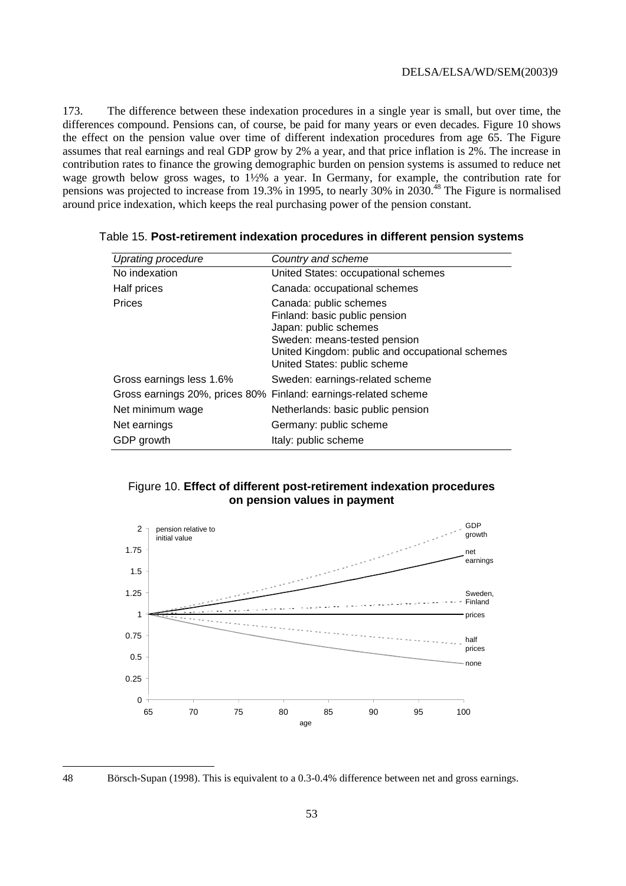173. The difference between these indexation procedures in a single year is small, but over time, the differences compound. Pensions can, of course, be paid for many years or even decades. Figure 10 shows the effect on the pension value over time of different indexation procedures from age 65. The Figure assumes that real earnings and real GDP grow by 2% a year, and that price inflation is 2%. The increase in contribution rates to finance the growing demographic burden on pension systems is assumed to reduce net wage growth below gross wages, to 1½% a year. In Germany, for example, the contribution rate for pensions was projected to increase from 19.3% in 1995, to nearly 30% in 2030.[48] The Figure is normalised around price indexation, which keeps the real purchasing power of the pension constant.

Table 15. **Post-retirement indexation procedures in different pension systems**

| *Uprating procedure* | *Country and scheme* |
|---|---|
| No indexation | United States: occupational schemes |
| Half prices | Canada: occupational schemes |
| Prices | Canada: public schemes<br>Finland: basic public pension<br>Japan: public schemes<br>Sweden: means-tested pension<br>United Kingdom: public and occupational schemes<br>United States: public scheme |
| Gross earnings less 1.6% | Sweden: earnings-related scheme |
| Gross earnings 20%, prices 80% | Finland: earnings-related scheme |
| Net minimum wage | Netherlands: basic public pension |
| Net earnings | Germany: public scheme |
| GDP growth | Italy: public scheme |

Figure 10. **Effect of different post-retirement indexation procedures on pension values in payment**

[48] Börsch-Supan (1998). This is equivalent to a 0.3-0.4% difference between net and gross earnings.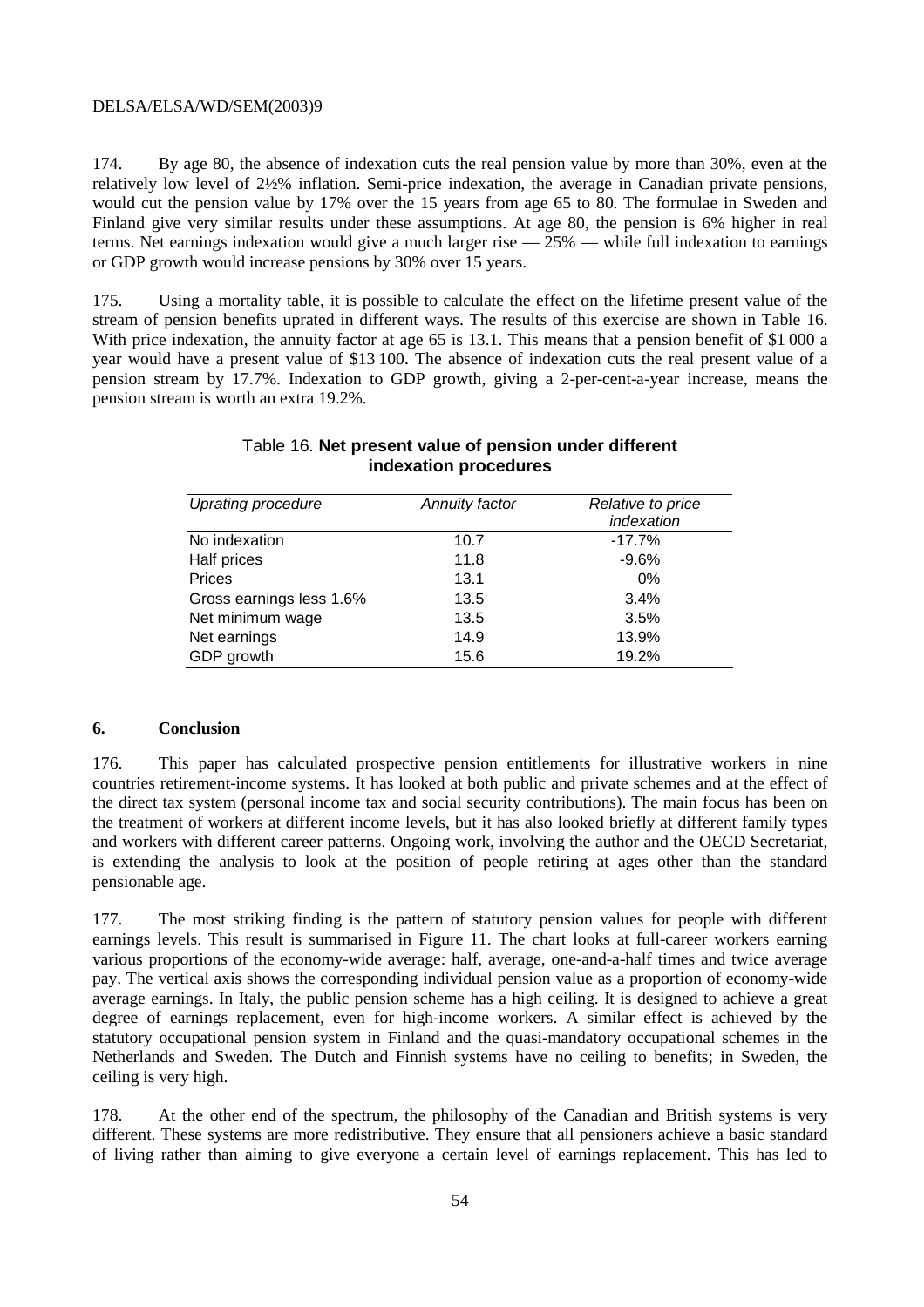174. By age 80, the absence of indexation cuts the real pension value by more than 30%, even at the relatively low level of 2½% inflation. Semi-price indexation, the average in Canadian private pensions, would cut the pension value by 17% over the 15 years from age 65 to 80. The formulae in Sweden and Finland give very similar results under these assumptions. At age 80, the pension is 6% higher in real terms. Net earnings indexation would give a much larger rise — 25% — while full indexation to earnings or GDP growth would increase pensions by 30% over 15 years.

175. Using a mortality table, it is possible to calculate the effect on the lifetime present value of the stream of pension benefits uprated in different ways. The results of this exercise are shown in Table 16. With price indexation, the annuity factor at age 65 is 13.1. This means that a pension benefit of $1 000 a year would have a present value of $13 100. The absence of indexation cuts the real present value of a pension stream by 17.7%. Indexation to GDP growth, giving a 2-per-cent-a-year increase, means the pension stream is worth an extra 19.2%.

Table 16. **Net present value of pension under different indexation procedures**

| *Uprating procedure* | *Annuity factor* | *Relative to price indexation* |
|---|---|---|
| No indexation | 10.7 | -17.7% |
| Half prices | 11.8 | -9.6% |
| Prices | 13.1 | 0% |
| Gross earnings less 1.6% | 13.5 | 3.4% |
| Net minimum wage | 13.5 | 3.5% |
| Net earnings | 14.9 | 13.9% |
| GDP growth | 15.6 | 19.2% |

## 6. Conclusion

176. This paper has calculated prospective pension entitlements for illustrative workers in nine countries retirement-income systems. It has looked at both public and private schemes and at the effect of the direct tax system (personal income tax and social security contributions). The main focus has been on the treatment of workers at different income levels, but it has also looked briefly at different family types and workers with different career patterns. Ongoing work, involving the author and the OECD Secretariat, is extending the analysis to look at the position of people retiring at ages other than the standard pensionable age.

177. The most striking finding is the pattern of statutory pension values for people with different earnings levels. This result is summarised in Figure 11. The chart looks at full-career workers earning various proportions of the economy-wide average: half, average, one-and-a-half times and twice average pay. The vertical axis shows the corresponding individual pension value as a proportion of economy-wide average earnings. In Italy, the public pension scheme has a high ceiling. It is designed to achieve a great degree of earnings replacement, even for high-income workers. A similar effect is achieved by the statutory occupational pension system in Finland and the quasi-mandatory occupational schemes in the Netherlands and Sweden. The Dutch and Finnish systems have no ceiling to benefits; in Sweden, the ceiling is very high.

178. At the other end of the spectrum, the philosophy of the Canadian and British systems is very different. These systems are more redistributive. They ensure that all pensioners achieve a basic standard of living rather than aiming to give everyone a certain level of earnings replacement. This has led to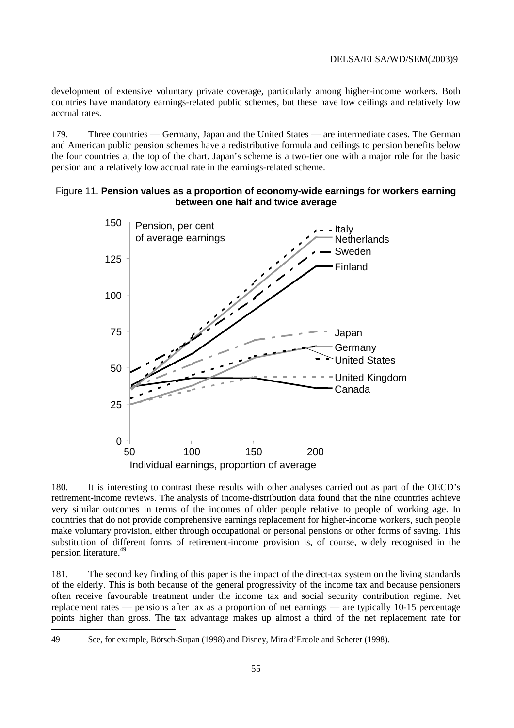development of extensive voluntary private coverage, particularly among higher-income workers. Both countries have mandatory earnings-related public schemes, but these have low ceilings and relatively low accrual rates.

179. Three countries — Germany, Japan and the United States — are intermediate cases. The German and American public pension schemes have a redistributive formula and ceilings to pension benefits below the four countries at the top of the chart. Japan's scheme is a two-tier one with a major role for the basic pension and a relatively low accrual rate in the earnings-related scheme.

Figure 11. **Pension values as a proportion of economy-wide earnings for workers earning between one half and twice average**

180. It is interesting to contrast these results with other analyses carried out as part of the OECD's retirement-income reviews. The analysis of income-distribution data found that the nine countries achieve very similar outcomes in terms of the incomes of older people relative to people of working age. In countries that do not provide comprehensive earnings replacement for higher-income workers, such people make voluntary provision, either through occupational or personal pensions or other forms of saving. This substitution of different forms of retirement-income provision is, of course, widely recognised in the pension literature.[49]

181. The second key finding of this paper is the impact of the direct-tax system on the living standards of the elderly. This is both because of the general progressivity of the income tax and because pensioners often receive favourable treatment under the income tax and social security contribution regime. Net replacement rates — pensions after tax as a proportion of net earnings — are typically 10-15 percentage points higher than gross. The tax advantage makes up almost a third of the net replacement rate for

49 See, for example, Börsch-Supan (1998) and Disney, Mira d'Ercole and Scherer (1998).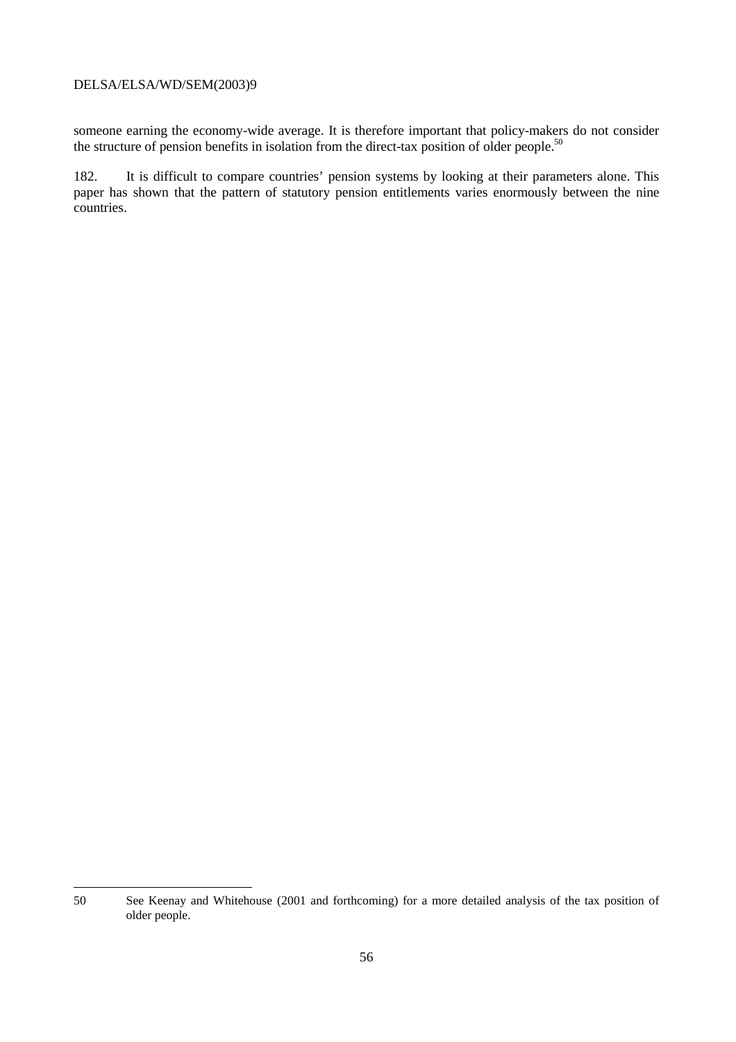someone earning the economy-wide average. It is therefore important that policy-makers do not consider the structure of pension benefits in isolation from the direct-tax position of older people.[50]

182. It is difficult to compare countries' pension systems by looking at their parameters alone. This paper has shown that the pattern of statutory pension entitlements varies enormously between the nine countries.

---

50 See Keenay and Whitehouse (2001 and forthcoming) for a more detailed analysis of the tax position of older people.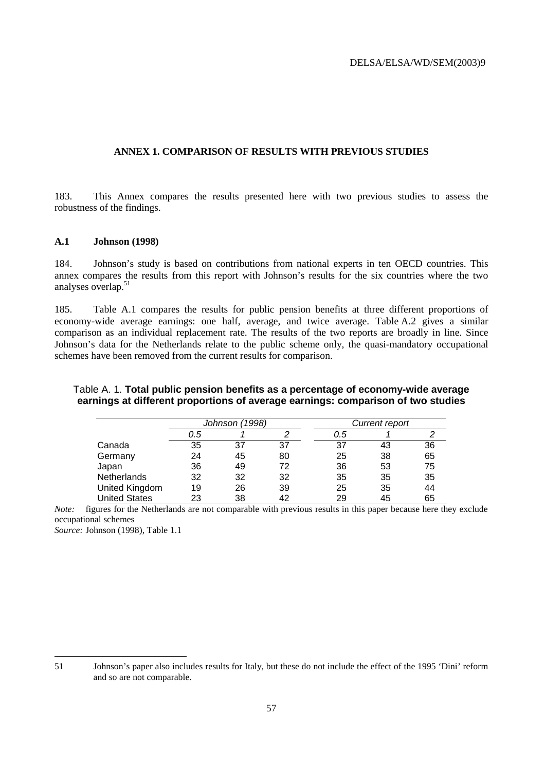## ANNEX 1. COMPARISON OF RESULTS WITH PREVIOUS STUDIES

183. This Annex compares the results presented here with two previous studies to assess the robustness of the findings.

### A.1 Johnson (1998)

184. Johnson's study is based on contributions from national experts in ten OECD countries. This annex compares the results from this report with Johnson's results for the six countries where the two analyses overlap.[51]

185. Table A.1 compares the results for public pension benefits at three different proportions of economy-wide average earnings: one half, average, and twice average. Table A.2 gives a similar comparison as an individual replacement rate. The results of the two reports are broadly in line. Since Johnson's data for the Netherlands relate to the public scheme only, the quasi-mandatory occupational schemes have been removed from the current results for comparison.

Table A. 1. **Total public pension benefits as a percentage of economy-wide average earnings at different proportions of average earnings: comparison of two studies**

| | *Johnson (1998)* | | | *Current report* | | |
|---|---|---|---|---|---|---|
| | *0.5* | *1* | *2* | *0.5* | *1* | *2* |
| Canada | 35 | 37 | 37 | 37 | 43 | 36 |
| Germany | 24 | 45 | 80 | 25 | 38 | 65 |
| Japan | 36 | 49 | 72 | 36 | 53 | 75 |
| Netherlands | 32 | 32 | 32 | 35 | 35 | 35 |
| United Kingdom | 19 | 26 | 39 | 25 | 35 | 44 |
| United States | 23 | 38 | 42 | 29 | 45 | 65 |

*Note:* figures for the Netherlands are not comparable with previous results in this paper because here they exclude occupational schemes

*Source:* Johnson (1998), Table 1.1

---

51 Johnson's paper also includes results for Italy, but these do not include the effect of the 1995 'Dini' reform and so are not comparable.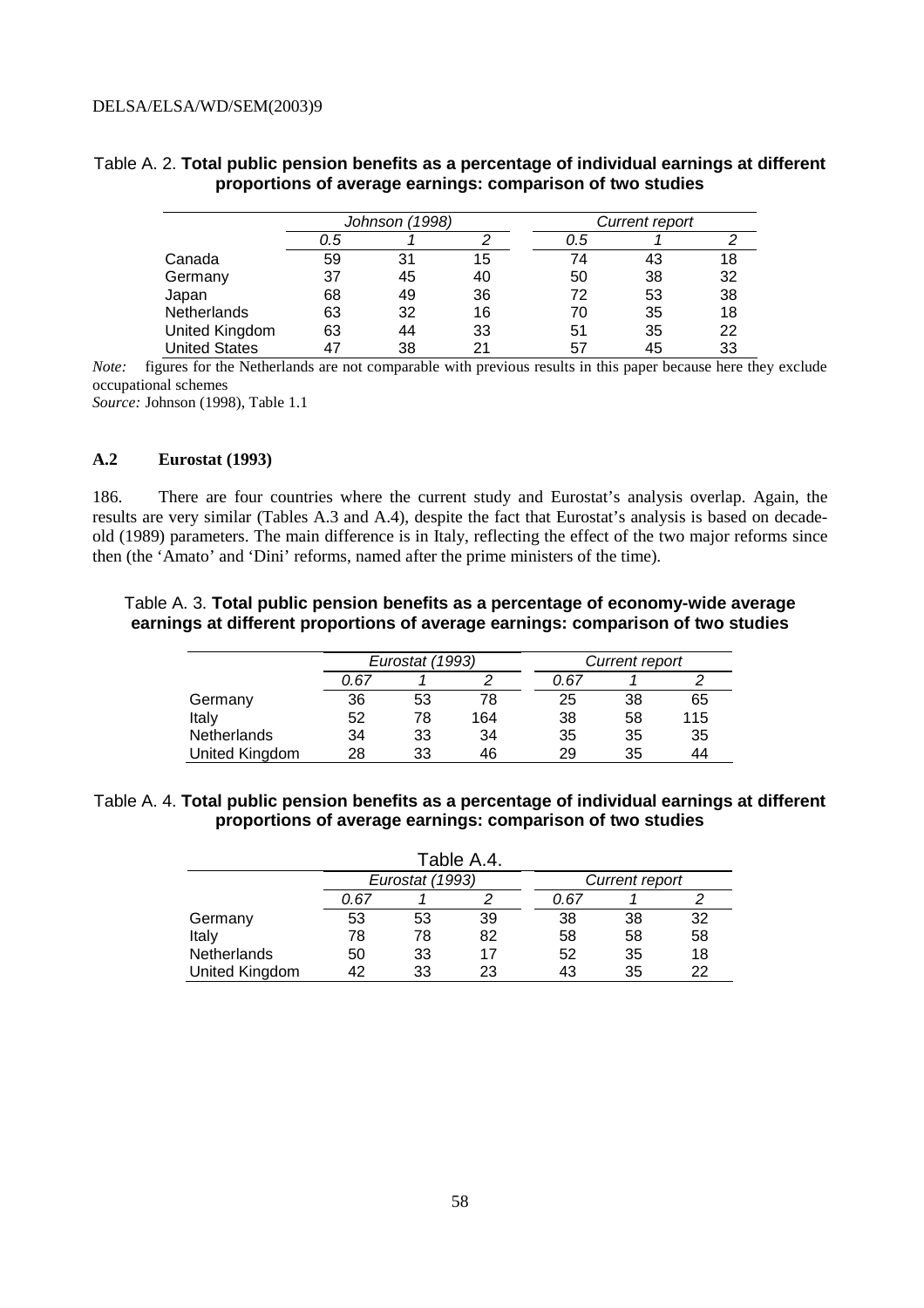Table A. 2. **Total public pension benefits as a percentage of individual earnings at different proportions of average earnings: comparison of two studies**

| | *Johnson (1998)* | | | *Current report* | | |
|---|---|---|---|---|---|---|
| | *0.5* | *1* | *2* | *0.5* | *1* | *2* |
| Canada | 59 | 31 | 15 | 74 | 43 | 18 |
| Germany | 37 | 45 | 40 | 50 | 38 | 32 |
| Japan | 68 | 49 | 36 | 72 | 53 | 38 |
| Netherlands | 63 | 32 | 16 | 70 | 35 | 18 |
| United Kingdom | 63 | 44 | 33 | 51 | 35 | 22 |
| United States | 47 | 38 | 21 | 57 | 45 | 33 |

*Note:* figures for the Netherlands are not comparable with previous results in this paper because here they exclude occupational schemes

*Source:* Johnson (1998), Table 1.1

### A.2 Eurostat (1993)

186. There are four countries where the current study and Eurostat's analysis overlap. Again, the results are very similar (Tables A.3 and A.4), despite the fact that Eurostat's analysis is based on decade-old (1989) parameters. The main difference is in Italy, reflecting the effect of the two major reforms since then (the 'Amato' and 'Dini' reforms, named after the prime ministers of the time).

Table A. 3. **Total public pension benefits as a percentage of economy-wide average earnings at different proportions of average earnings: comparison of two studies**

| | *Eurostat (1993)* | | | *Current report* | | |
|---|---|---|---|---|---|---|
| | *0.67* | *1* | *2* | *0.67* | *1* | *2* |
| Germany | 36 | 53 | 78 | 25 | 38 | 65 |
| Italy | 52 | 78 | 164 | 38 | 58 | 115 |
| Netherlands | 34 | 33 | 34 | 35 | 35 | 35 |
| United Kingdom | 28 | 33 | 46 | 29 | 35 | 44 |

Table A. 4. **Total public pension benefits as a percentage of individual earnings at different proportions of average earnings: comparison of two studies**

Table A.4.

| | *Eurostat (1993)* | | | *Current report* | | |
|---|---|---|---|---|---|---|
| | *0.67* | *1* | *2* | *0.67* | *1* | *2* |
| Germany | 53 | 53 | 39 | 38 | 38 | 32 |
| Italy | 78 | 78 | 82 | 58 | 58 | 58 |
| Netherlands | 50 | 33 | 17 | 52 | 35 | 18 |
| United Kingdom | 42 | 33 | 23 | 43 | 35 | 22 |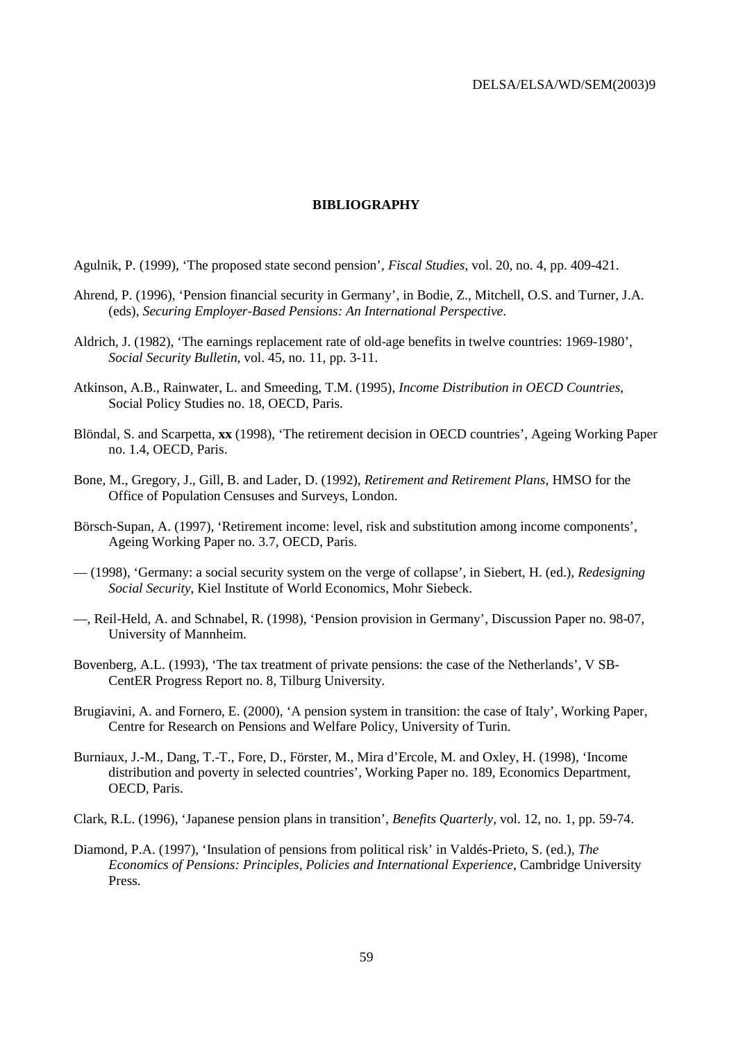## BIBLIOGRAPHY

Agulnik, P. (1999), 'The proposed state second pension', *Fiscal Studies*, vol. 20, no. 4, pp. 409-421.

Ahrend, P. (1996), 'Pension financial security in Germany', in Bodie, Z., Mitchell, O.S. and Turner, J.A. (eds), *Securing Employer-Based Pensions: An International Perspective*.

Aldrich, J. (1982), 'The earnings replacement rate of old-age benefits in twelve countries: 1969-1980', *Social Security Bulletin*, vol. 45, no. 11, pp. 3-11.

Atkinson, A.B., Rainwater, L. and Smeeding, T.M. (1995), *Income Distribution in OECD Countries*, Social Policy Studies no. 18, OECD, Paris.

Blöndal, S. and Scarpetta, **xx** (1998), 'The retirement decision in OECD countries', Ageing Working Paper no. 1.4, OECD, Paris.

Bone, M., Gregory, J., Gill, B. and Lader, D. (1992), *Retirement and Retirement Plans*, HMSO for the Office of Population Censuses and Surveys, London.

Börsch-Supan, A. (1997), 'Retirement income: level, risk and substitution among income components', Ageing Working Paper no. 3.7, OECD, Paris.

— (1998), 'Germany: a social security system on the verge of collapse', in Siebert, H. (ed.), *Redesigning Social Security*, Kiel Institute of World Economics, Mohr Siebeck.

—, Reil-Held, A. and Schnabel, R. (1998), 'Pension provision in Germany', Discussion Paper no. 98-07, University of Mannheim.

Bovenberg, A.L. (1993), 'The tax treatment of private pensions: the case of the Netherlands', V SB-CentER Progress Report no. 8, Tilburg University.

Brugiavini, A. and Fornero, E. (2000), 'A pension system in transition: the case of Italy', Working Paper, Centre for Research on Pensions and Welfare Policy, University of Turin.

Burniaux, J.-M., Dang, T.-T., Fore, D., Förster, M., Mira d'Ercole, M. and Oxley, H. (1998), 'Income distribution and poverty in selected countries', Working Paper no. 189, Economics Department, OECD, Paris.

Clark, R.L. (1996), 'Japanese pension plans in transition', *Benefits Quarterly*, vol. 12, no. 1, pp. 59-74.

Diamond, P.A. (1997), 'Insulation of pensions from political risk' in Valdés-Prieto, S. (ed.), *The Economics of Pensions: Principles, Policies and International Experience*, Cambridge University Press.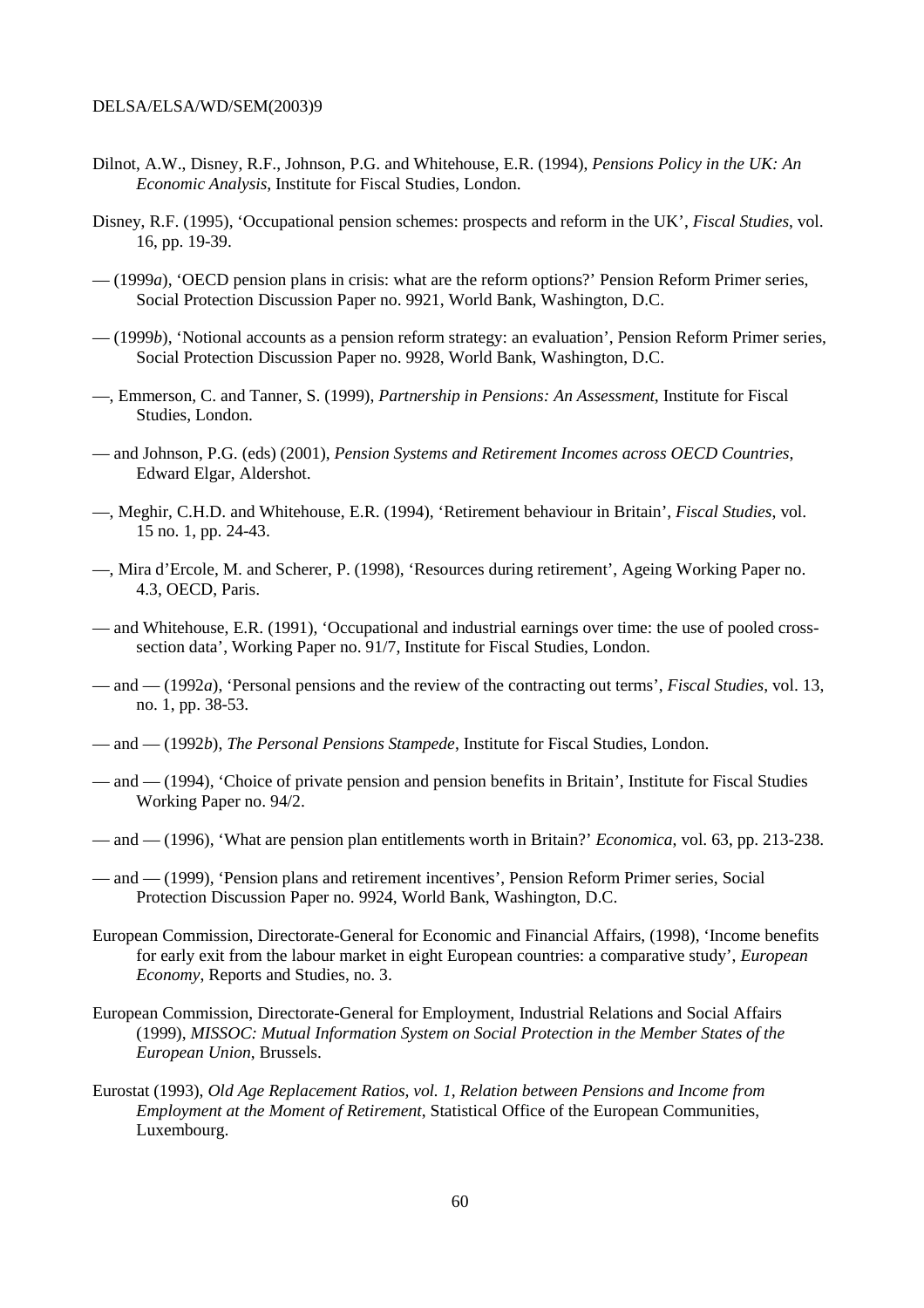Dilnot, A.W., Disney, R.F., Johnson, P.G. and Whitehouse, E.R. (1994), *Pensions Policy in the UK: An Economic Analysis*, Institute for Fiscal Studies, London.

Disney, R.F. (1995), 'Occupational pension schemes: prospects and reform in the UK', *Fiscal Studies*, vol. 16, pp. 19-39.

— (1999*a*), 'OECD pension plans in crisis: what are the reform options?' Pension Reform Primer series, Social Protection Discussion Paper no. 9921, World Bank, Washington, D.C.

— (1999*b*), 'Notional accounts as a pension reform strategy: an evaluation', Pension Reform Primer series, Social Protection Discussion Paper no. 9928, World Bank, Washington, D.C.

—, Emmerson, C. and Tanner, S. (1999), *Partnership in Pensions: An Assessment*, Institute for Fiscal Studies, London.

— and Johnson, P.G. (eds) (2001), *Pension Systems and Retirement Incomes across OECD Countries*, Edward Elgar, Aldershot.

—, Meghir, C.H.D. and Whitehouse, E.R. (1994), 'Retirement behaviour in Britain', *Fiscal Studies*, vol. 15 no. 1, pp. 24-43.

—, Mira d'Ercole, M. and Scherer, P. (1998), 'Resources during retirement', Ageing Working Paper no. 4.3, OECD, Paris.

— and Whitehouse, E.R. (1991), 'Occupational and industrial earnings over time: the use of pooled cross-section data', Working Paper no. 91/7, Institute for Fiscal Studies, London.

— and — (1992*a*), 'Personal pensions and the review of the contracting out terms', *Fiscal Studies*, vol. 13, no. 1, pp. 38-53.

— and — (1992*b*), *The Personal Pensions Stampede*, Institute for Fiscal Studies, London.

— and — (1994), 'Choice of private pension and pension benefits in Britain', Institute for Fiscal Studies Working Paper no. 94/2.

— and — (1996), 'What are pension plan entitlements worth in Britain?' *Economica*, vol. 63, pp. 213-238.

— and — (1999), 'Pension plans and retirement incentives', Pension Reform Primer series, Social Protection Discussion Paper no. 9924, World Bank, Washington, D.C.

European Commission, Directorate-General for Economic and Financial Affairs, (1998), 'Income benefits for early exit from the labour market in eight European countries: a comparative study', *European Economy*, Reports and Studies, no. 3.

European Commission, Directorate-General for Employment, Industrial Relations and Social Affairs (1999), *MISSOC: Mutual Information System on Social Protection in the Member States of the European Union*, Brussels.

Eurostat (1993), *Old Age Replacement Ratios, vol. 1, Relation between Pensions and Income from Employment at the Moment of Retirement*, Statistical Office of the European Communities, Luxembourg.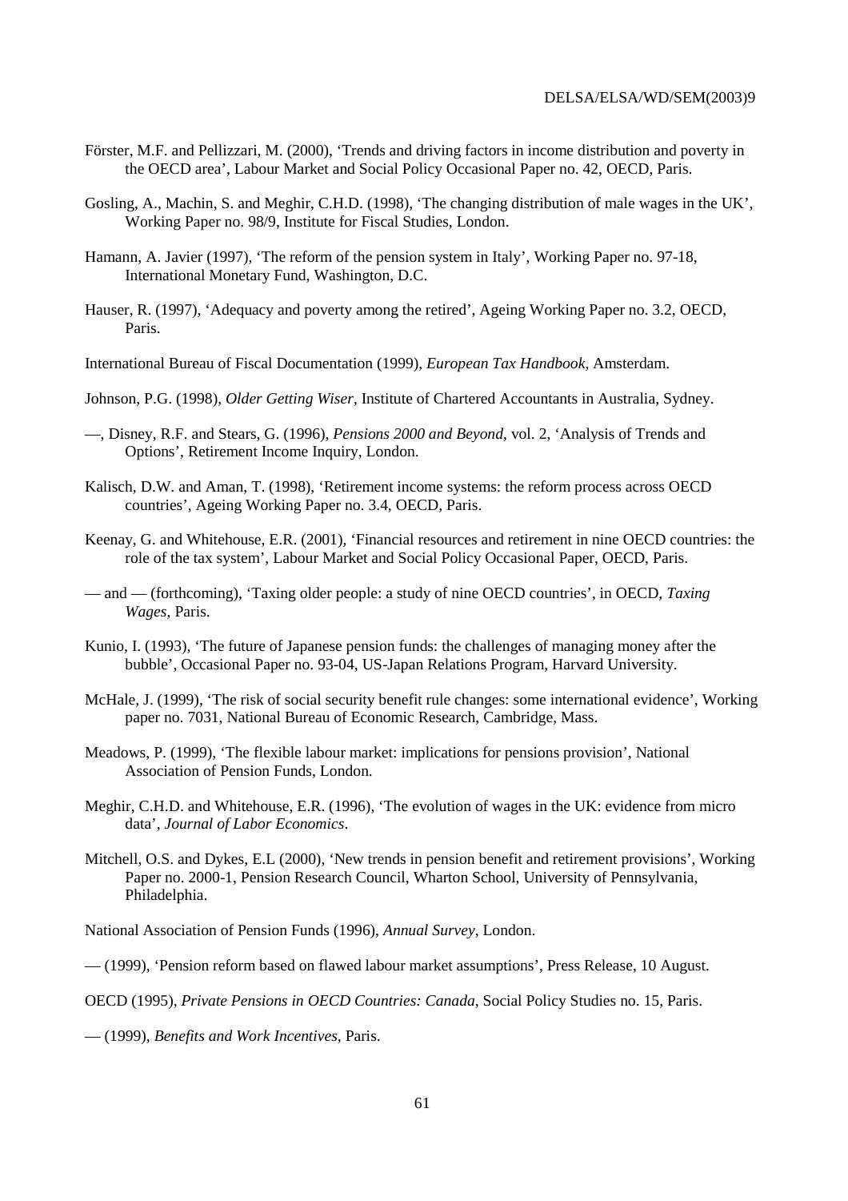Förster, M.F. and Pellizzari, M. (2000), 'Trends and driving factors in income distribution and poverty in the OECD area', Labour Market and Social Policy Occasional Paper no. 42, OECD, Paris.

Gosling, A., Machin, S. and Meghir, C.H.D. (1998), 'The changing distribution of male wages in the UK', Working Paper no. 98/9, Institute for Fiscal Studies, London.

Hamann, A. Javier (1997), 'The reform of the pension system in Italy', Working Paper no. 97-18, International Monetary Fund, Washington, D.C.

Hauser, R. (1997), 'Adequacy and poverty among the retired', Ageing Working Paper no. 3.2, OECD, Paris.

International Bureau of Fiscal Documentation (1999), *European Tax Handbook*, Amsterdam.

Johnson, P.G. (1998), *Older Getting Wiser*, Institute of Chartered Accountants in Australia, Sydney.

—, Disney, R.F. and Stears, G. (1996), *Pensions 2000 and Beyond*, vol. 2, 'Analysis of Trends and Options', Retirement Income Inquiry, London.

Kalisch, D.W. and Aman, T. (1998), 'Retirement income systems: the reform process across OECD countries', Ageing Working Paper no. 3.4, OECD, Paris.

Keenay, G. and Whitehouse, E.R. (2001), 'Financial resources and retirement in nine OECD countries: the role of the tax system', Labour Market and Social Policy Occasional Paper, OECD, Paris.

— and — (forthcoming), 'Taxing older people: a study of nine OECD countries', in OECD, *Taxing Wages*, Paris.

Kunio, I. (1993), 'The future of Japanese pension funds: the challenges of managing money after the bubble', Occasional Paper no. 93-04, US-Japan Relations Program, Harvard University.

McHale, J. (1999), 'The risk of social security benefit rule changes: some international evidence', Working paper no. 7031, National Bureau of Economic Research, Cambridge, Mass.

Meadows, P. (1999), 'The flexible labour market: implications for pensions provision', National Association of Pension Funds, London.

Meghir, C.H.D. and Whitehouse, E.R. (1996), 'The evolution of wages in the UK: evidence from micro data', *Journal of Labor Economics*.

Mitchell, O.S. and Dykes, E.L (2000), 'New trends in pension benefit and retirement provisions', Working Paper no. 2000-1, Pension Research Council, Wharton School, University of Pennsylvania, Philadelphia.

National Association of Pension Funds (1996), *Annual Survey*, London.

— (1999), 'Pension reform based on flawed labour market assumptions', Press Release, 10 August.

OECD (1995), *Private Pensions in OECD Countries: Canada*, Social Policy Studies no. 15, Paris.

— (1999), *Benefits and Work Incentives*, Paris.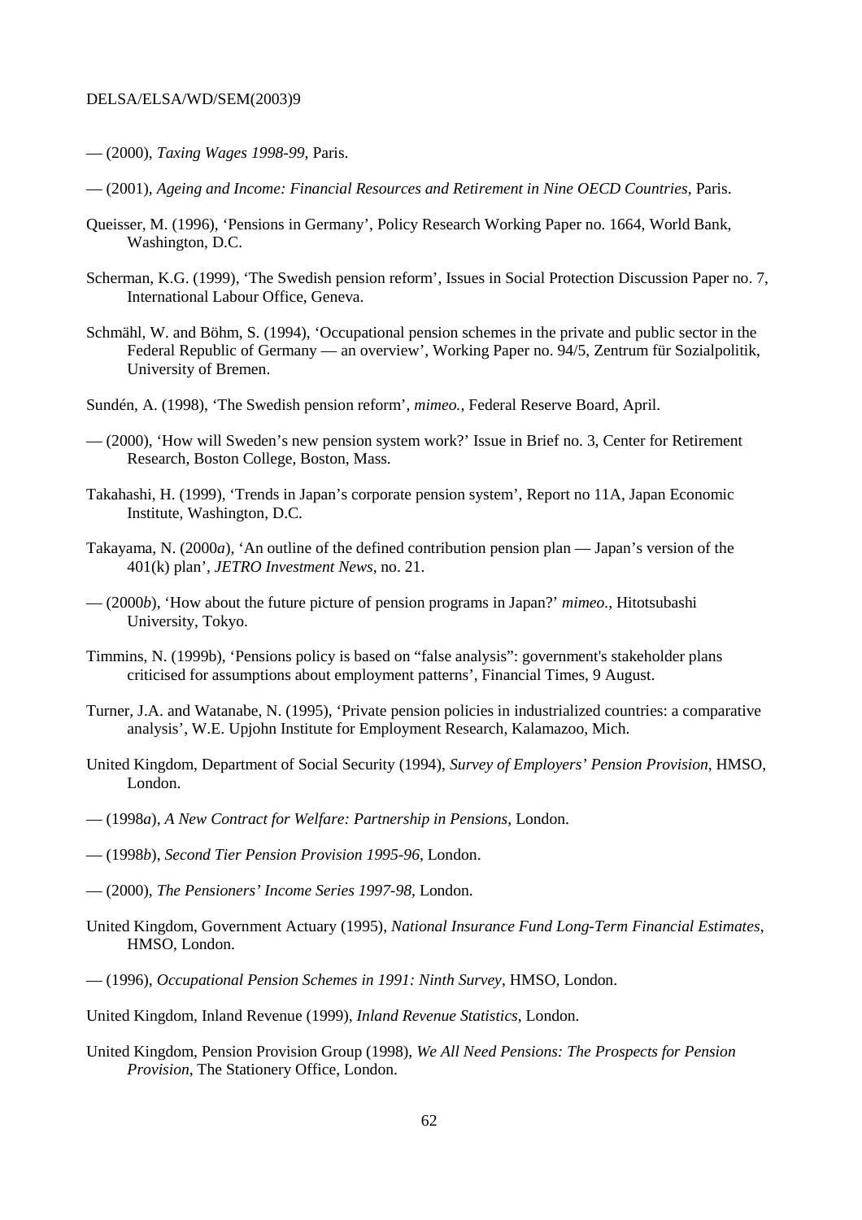— (2000), *Taxing Wages 1998-99*, Paris.

— (2001), *Ageing and Income: Financial Resources and Retirement in Nine OECD Countries*, Paris.

Queisser, M. (1996), 'Pensions in Germany', Policy Research Working Paper no. 1664, World Bank, Washington, D.C.

Scherman, K.G. (1999), 'The Swedish pension reform', Issues in Social Protection Discussion Paper no. 7, International Labour Office, Geneva.

Schmähl, W. and Böhm, S. (1994), 'Occupational pension schemes in the private and public sector in the Federal Republic of Germany — an overview', Working Paper no. 94/5, Zentrum für Sozialpolitik, University of Bremen.

Sundén, A. (1998), 'The Swedish pension reform', *mimeo.*, Federal Reserve Board, April.

— (2000), 'How will Sweden's new pension system work?' Issue in Brief no. 3, Center for Retirement Research, Boston College, Boston, Mass.

Takahashi, H. (1999), 'Trends in Japan's corporate pension system', Report no 11A, Japan Economic Institute, Washington, D.C.

Takayama, N. (2000*a*), 'An outline of the defined contribution pension plan — Japan's version of the 401(k) plan', *JETRO Investment News*, no. 21.

— (2000*b*), 'How about the future picture of pension programs in Japan?' *mimeo.*, Hitotsubashi University, Tokyo.

Timmins, N. (1999b), 'Pensions policy is based on "false analysis": government's stakeholder plans criticised for assumptions about employment patterns', Financial Times, 9 August.

Turner, J.A. and Watanabe, N. (1995), 'Private pension policies in industrialized countries: a comparative analysis', W.E. Upjohn Institute for Employment Research, Kalamazoo, Mich.

United Kingdom, Department of Social Security (1994), *Survey of Employers' Pension Provision*, HMSO, London.

— (1998*a*), *A New Contract for Welfare: Partnership in Pensions*, London.

— (1998*b*), *Second Tier Pension Provision 1995-96*, London.

— (2000), *The Pensioners' Income Series 1997-98*, London.

United Kingdom, Government Actuary (1995), *National Insurance Fund Long-Term Financial Estimates*, HMSO, London.

— (1996), *Occupational Pension Schemes in 1991: Ninth Survey*, HMSO, London.

United Kingdom, Inland Revenue (1999), *Inland Revenue Statistics*, London.

United Kingdom, Pension Provision Group (1998), *We All Need Pensions: The Prospects for Pension Provision*, The Stationery Office, London.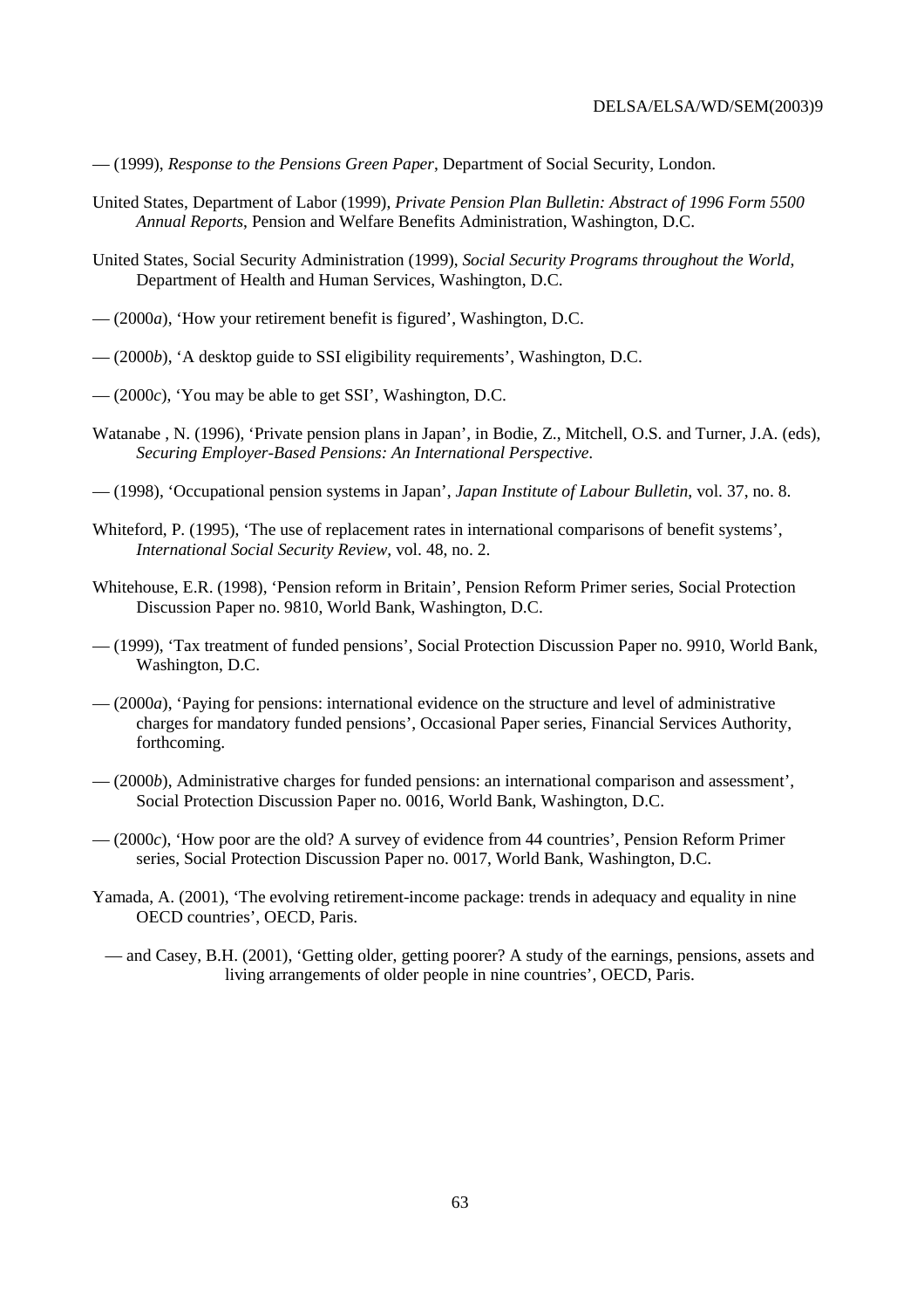— (1999), *Response to the Pensions Green Paper*, Department of Social Security, London.

United States, Department of Labor (1999), *Private Pension Plan Bulletin: Abstract of 1996 Form 5500 Annual Reports*, Pension and Welfare Benefits Administration, Washington, D.C.

United States, Social Security Administration (1999), *Social Security Programs throughout the World*, Department of Health and Human Services, Washington, D.C.

— (2000*a*), 'How your retirement benefit is figured', Washington, D.C.

— (2000*b*), 'A desktop guide to SSI eligibility requirements', Washington, D.C.

— (2000*c*), 'You may be able to get SSI', Washington, D.C.

Watanabe , N. (1996), 'Private pension plans in Japan', in Bodie, Z., Mitchell, O.S. and Turner, J.A. (eds), *Securing Employer-Based Pensions: An International Perspective*.

— (1998), 'Occupational pension systems in Japan', *Japan Institute of Labour Bulletin*, vol. 37, no. 8.

Whiteford, P. (1995), 'The use of replacement rates in international comparisons of benefit systems', *International Social Security Review*, vol. 48, no. 2.

Whitehouse, E.R. (1998), 'Pension reform in Britain', Pension Reform Primer series, Social Protection Discussion Paper no. 9810, World Bank, Washington, D.C.

— (1999), 'Tax treatment of funded pensions', Social Protection Discussion Paper no. 9910, World Bank, Washington, D.C.

— (2000*a*), 'Paying for pensions: international evidence on the structure and level of administrative charges for mandatory funded pensions', Occasional Paper series, Financial Services Authority, forthcoming.

— (2000*b*), Administrative charges for funded pensions: an international comparison and assessment', Social Protection Discussion Paper no. 0016, World Bank, Washington, D.C.

— (2000*c*), 'How poor are the old? A survey of evidence from 44 countries', Pension Reform Primer series, Social Protection Discussion Paper no. 0017, World Bank, Washington, D.C.

Yamada, A. (2001), 'The evolving retirement-income package: trends in adequacy and equality in nine OECD countries', OECD, Paris.

— and Casey, B.H. (2001), 'Getting older, getting poorer? A study of the earnings, pensions, assets and living arrangements of older people in nine countries', OECD, Paris.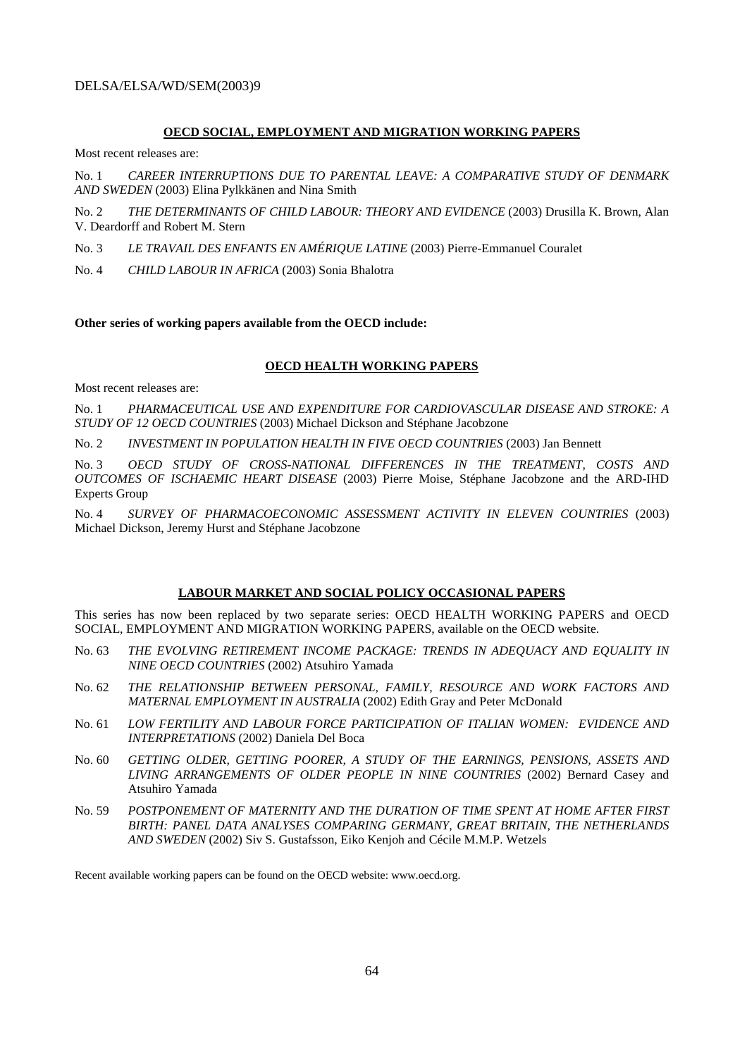## OECD SOCIAL, EMPLOYMENT AND MIGRATION WORKING PAPERS

Most recent releases are:

No. 1 *CAREER INTERRUPTIONS DUE TO PARENTAL LEAVE: A COMPARATIVE STUDY OF DENMARK AND SWEDEN* (2003) Elina Pylkkänen and Nina Smith

No. 2 *THE DETERMINANTS OF CHILD LABOUR: THEORY AND EVIDENCE* (2003) Drusilla K. Brown, Alan V. Deardorff and Robert M. Stern

No. 3 *LE TRAVAIL DES ENFANTS EN AMÉRIQUE LATINE* (2003) Pierre-Emmanuel Couralet

No. 4 *CHILD LABOUR IN AFRICA* (2003) Sonia Bhalotra

**Other series of working papers available from the OECD include:**

## OECD HEALTH WORKING PAPERS

Most recent releases are:

No. 1 *PHARMACEUTICAL USE AND EXPENDITURE FOR CARDIOVASCULAR DISEASE AND STROKE: A STUDY OF 12 OECD COUNTRIES* (2003) Michael Dickson and Stéphane Jacobzone

No. 2 *INVESTMENT IN POPULATION HEALTH IN FIVE OECD COUNTRIES* (2003) Jan Bennett

No. 3 *OECD STUDY OF CROSS-NATIONAL DIFFERENCES IN THE TREATMENT, COSTS AND OUTCOMES OF ISCHAEMIC HEART DISEASE* (2003) Pierre Moise, Stéphane Jacobzone and the ARD-IHD Experts Group

No. 4 *SURVEY OF PHARMACOECONOMIC ASSESSMENT ACTIVITY IN ELEVEN COUNTRIES* (2003) Michael Dickson, Jeremy Hurst and Stéphane Jacobzone

## LABOUR MARKET AND SOCIAL POLICY OCCASIONAL PAPERS

This series has now been replaced by two separate series: OECD HEALTH WORKING PAPERS and OECD SOCIAL, EMPLOYMENT AND MIGRATION WORKING PAPERS, available on the OECD website.

No. 63 *THE EVOLVING RETIREMENT INCOME PACKAGE: TRENDS IN ADEQUACY AND EQUALITY IN NINE OECD COUNTRIES* (2002) Atsuhiro Yamada

No. 62 *THE RELATIONSHIP BETWEEN PERSONAL, FAMILY, RESOURCE AND WORK FACTORS AND MATERNAL EMPLOYMENT IN AUSTRALIA* (2002) Edith Gray and Peter McDonald

No. 61 *LOW FERTILITY AND LABOUR FORCE PARTICIPATION OF ITALIAN WOMEN: EVIDENCE AND INTERPRETATIONS* (2002) Daniela Del Boca

No. 60 *GETTING OLDER, GETTING POORER, A STUDY OF THE EARNINGS, PENSIONS, ASSETS AND LIVING ARRANGEMENTS OF OLDER PEOPLE IN NINE COUNTRIES* (2002) Bernard Casey and Atsuhiro Yamada

No. 59 *POSTPONEMENT OF MATERNITY AND THE DURATION OF TIME SPENT AT HOME AFTER FIRST BIRTH: PANEL DATA ANALYSES COMPARING GERMANY, GREAT BRITAIN, THE NETHERLANDS AND SWEDEN* (2002) Siv S. Gustafsson, Eiko Kenjoh and Cécile M.M.P. Wetzels

Recent available working papers can be found on the OECD website: www.oecd.org.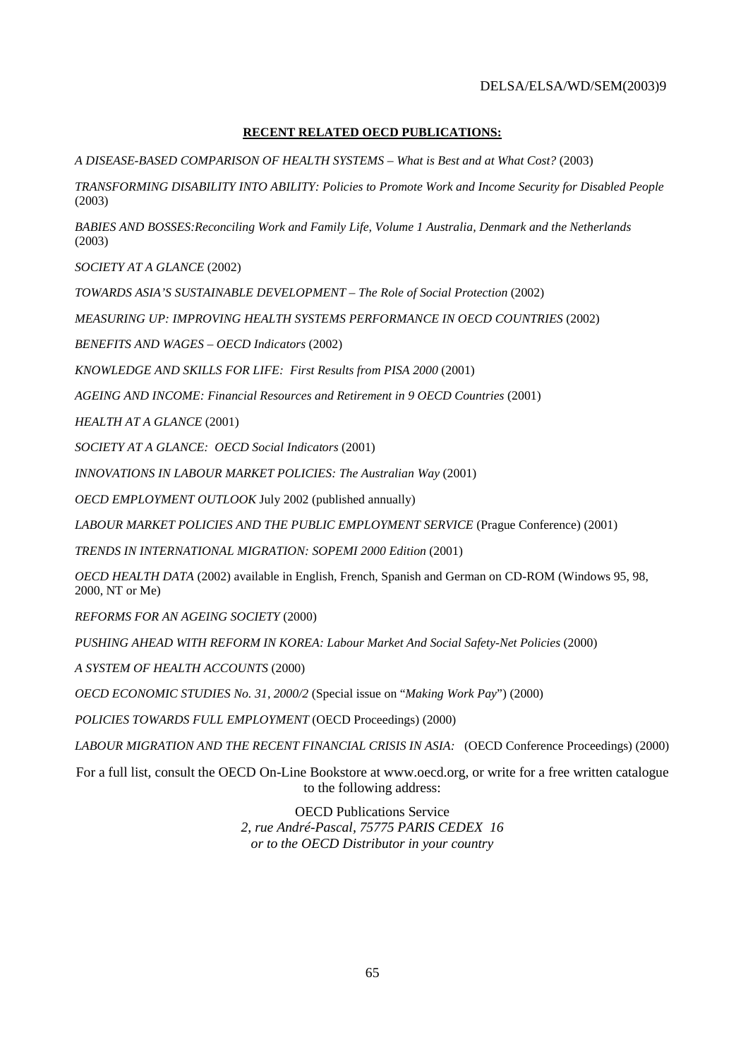**RECENT RELATED OECD PUBLICATIONS:**

*A DISEASE-BASED COMPARISON OF HEALTH SYSTEMS – What is Best and at What Cost?* (2003)

*TRANSFORMING DISABILITY INTO ABILITY: Policies to Promote Work and Income Security for Disabled People* (2003)

*BABIES AND BOSSES:Reconciling Work and Family Life, Volume 1 Australia, Denmark and the Netherlands* (2003)

*SOCIETY AT A GLANCE* (2002)

*TOWARDS ASIA'S SUSTAINABLE DEVELOPMENT – The Role of Social Protection* (2002)

*MEASURING UP: IMPROVING HEALTH SYSTEMS PERFORMANCE IN OECD COUNTRIES* (2002)

*BENEFITS AND WAGES – OECD Indicators* (2002)

*KNOWLEDGE AND SKILLS FOR LIFE: First Results from PISA 2000* (2001)

*AGEING AND INCOME: Financial Resources and Retirement in 9 OECD Countries* (2001)

*HEALTH AT A GLANCE* (2001)

*SOCIETY AT A GLANCE: OECD Social Indicators* (2001)

*INNOVATIONS IN LABOUR MARKET POLICIES: The Australian Way* (2001)

*OECD EMPLOYMENT OUTLOOK* July 2002 (published annually)

*LABOUR MARKET POLICIES AND THE PUBLIC EMPLOYMENT SERVICE* (Prague Conference) (2001)

*TRENDS IN INTERNATIONAL MIGRATION: SOPEMI 2000 Edition* (2001)

*OECD HEALTH DATA* (2002) available in English, French, Spanish and German on CD-ROM (Windows 95, 98, 2000, NT or Me)

*REFORMS FOR AN AGEING SOCIETY* (2000)

*PUSHING AHEAD WITH REFORM IN KOREA: Labour Market And Social Safety-Net Policies* (2000)

*A SYSTEM OF HEALTH ACCOUNTS* (2000)

*OECD ECONOMIC STUDIES No. 31, 2000/2* (Special issue on "*Making Work Pay*") (2000)

*POLICIES TOWARDS FULL EMPLOYMENT* (OECD Proceedings) (2000)

*LABOUR MIGRATION AND THE RECENT FINANCIAL CRISIS IN ASIA:* (OECD Conference Proceedings) (2000)

For a full list, consult the OECD On-Line Bookstore at www.oecd.org, or write for a free written catalogue to the following address:

OECD Publications Service
*2, rue André-Pascal, 75775 PARIS CEDEX 16*
*or to the OECD Distributor in your country*